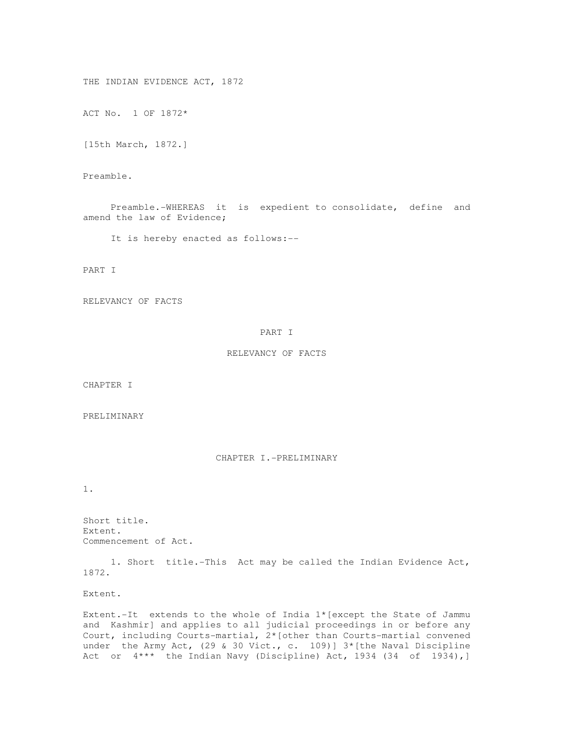# THE INDIAN EVIDENCE ACT, 1872

ACT No. 1 OF 1872*

[15th March, 1872.]

Preamble.

Preamble.-WHEREAS it is expedient to consolidate, define and amend the law of Evidence;

It is hereby enacted as follows:--

PART I

RELEVANCY OF FACTS

## PART I

## RELEVANCY OF FACTS

CHAPTER I

PRELIMINARY

### CHAPTER I.-PRELIMINARY

1.

Short title.
Extent.
Commencement of Act.

1. Short title.-This Act may be called the Indian Evidence Act, 1872.

Extent.

Extent.-It extends to the whole of India 1*[except the State of Jammu and Kashmir] and applies to all judicial proceedings in or before any Court, including Courts-martial, 2*[other than Courts-martial convened under the Army Act, (29 & 30 Vict., c. 109)] 3*[the Naval Discipline Act or 4*** the Indian Navy (Discipline) Act, 1934 (34 of 1934),]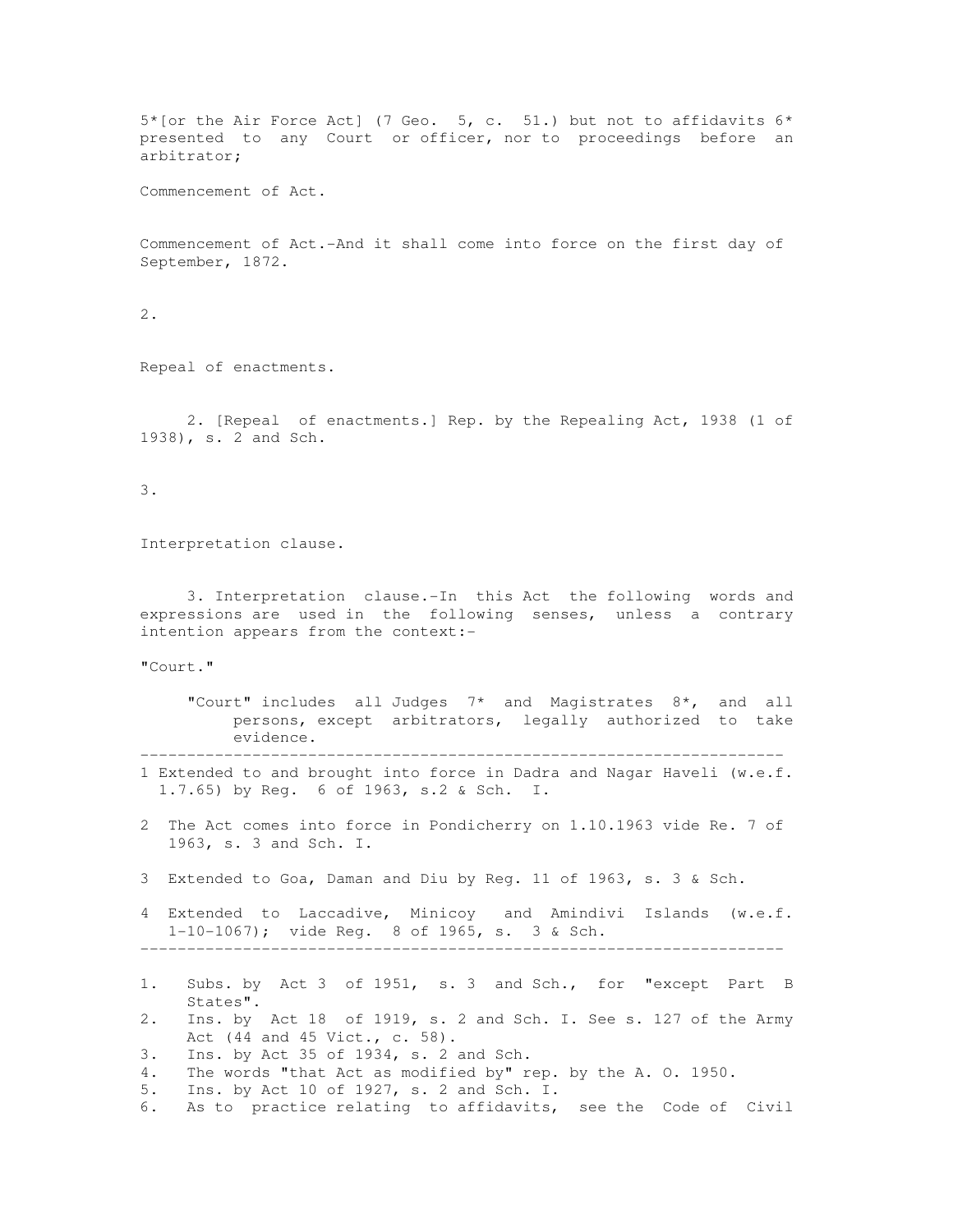5*[or the Air Force Act] (7 Geo. 5, c. 51.) but not to affidavits 6* presented to any Court or officer, nor to proceedings before an arbitrator;

Commencement of Act.

Commencement of Act.-And it shall come into force on the first day of September, 1872.

2.

Repeal of enactments.

2. [Repeal of enactments.] Rep. by the Repealing Act, 1938 (1 of 1938), s. 2 and Sch.

3.

Interpretation clause.

3. Interpretation clause.-In this Act the following words and expressions are used in the following senses, unless a contrary intention appears from the context:-

"Court."

"Court" includes all Judges 7* and Magistrates 8*, and all persons, except arbitrators, legally authorized to take evidence.

---

1 Extended to and brought into force in Dadra and Nagar Haveli (w.e.f. 1.7.65) by Reg. 6 of 1963, s.2 & Sch. I.

2 The Act comes into force in Pondicherry on 1.10.1963 vide Re. 7 of 1963, s. 3 and Sch. I.

3 Extended to Goa, Daman and Diu by Reg. 11 of 1963, s. 3 & Sch.

4 Extended to Laccadive, Minicoy and Amindivi Islands (w.e.f. 1-10-1067); vide Reg. 8 of 1965, s. 3 & Sch.

---

1. Subs. by Act 3 of 1951, s. 3 and Sch., for "except Part B States".
2. Ins. by Act 18 of 1919, s. 2 and Sch. I. See s. 127 of the Army Act (44 and 45 Vict., c. 58).
3. Ins. by Act 35 of 1934, s. 2 and Sch.
4. The words "that Act as modified by" rep. by the A. O. 1950.
5. Ins. by Act 10 of 1927, s. 2 and Sch. I.
6. As to practice relating to affidavits, see the Code of Civil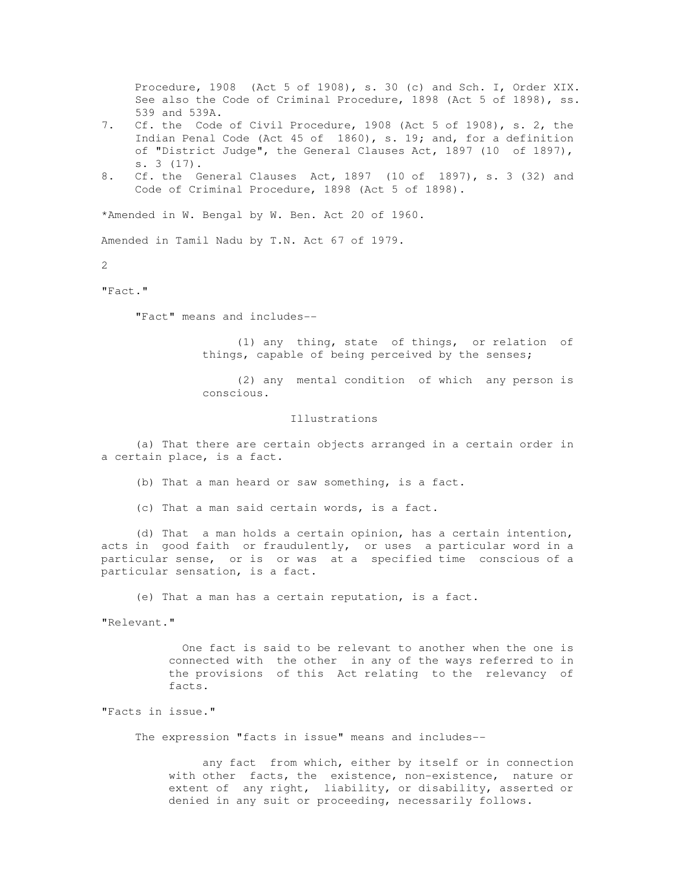Procedure, 1908 (Act 5 of 1908), s. 30 (c) and Sch. I, Order XIX. See also the Code of Criminal Procedure, 1898 (Act 5 of 1898), ss. 539 and 539A.

7. Cf. the Code of Civil Procedure, 1908 (Act 5 of 1908), s. 2, the Indian Penal Code (Act 45 of 1860), s. 19; and, for a definition of "District Judge", the General Clauses Act, 1897 (10 of 1897), s. 3 (17).
8. Cf. the General Clauses Act, 1897 (10 of 1897), s. 3 (32) and Code of Criminal Procedure, 1898 (Act 5 of 1898).

*Amended in W. Bengal by W. Ben. Act 20 of 1960.

Amended in Tamil Nadu by T.N. Act 67 of 1979.

2

"Fact."

"Fact" means and includes--

(1) any thing, state of things, or relation of things, capable of being perceived by the senses;

(2) any mental condition of which any person is conscious.

Illustrations

(a) That there are certain objects arranged in a certain order in a certain place, is a fact.

(b) That a man heard or saw something, is a fact.

(c) That a man said certain words, is a fact.

(d) That a man holds a certain opinion, has a certain intention, acts in good faith or fraudulently, or uses a particular word in a particular sense, or is or was at a specified time conscious of a particular sensation, is a fact.

(e) That a man has a certain reputation, is a fact.

"Relevant."

One fact is said to be relevant to another when the one is connected with the other in any of the ways referred to in the provisions of this Act relating to the relevancy of facts.

"Facts in issue."

The expression "facts in issue" means and includes--

any fact from which, either by itself or in connection with other facts, the existence, non-existence, nature or extent of any right, liability, or disability, asserted or denied in any suit or proceeding, necessarily follows.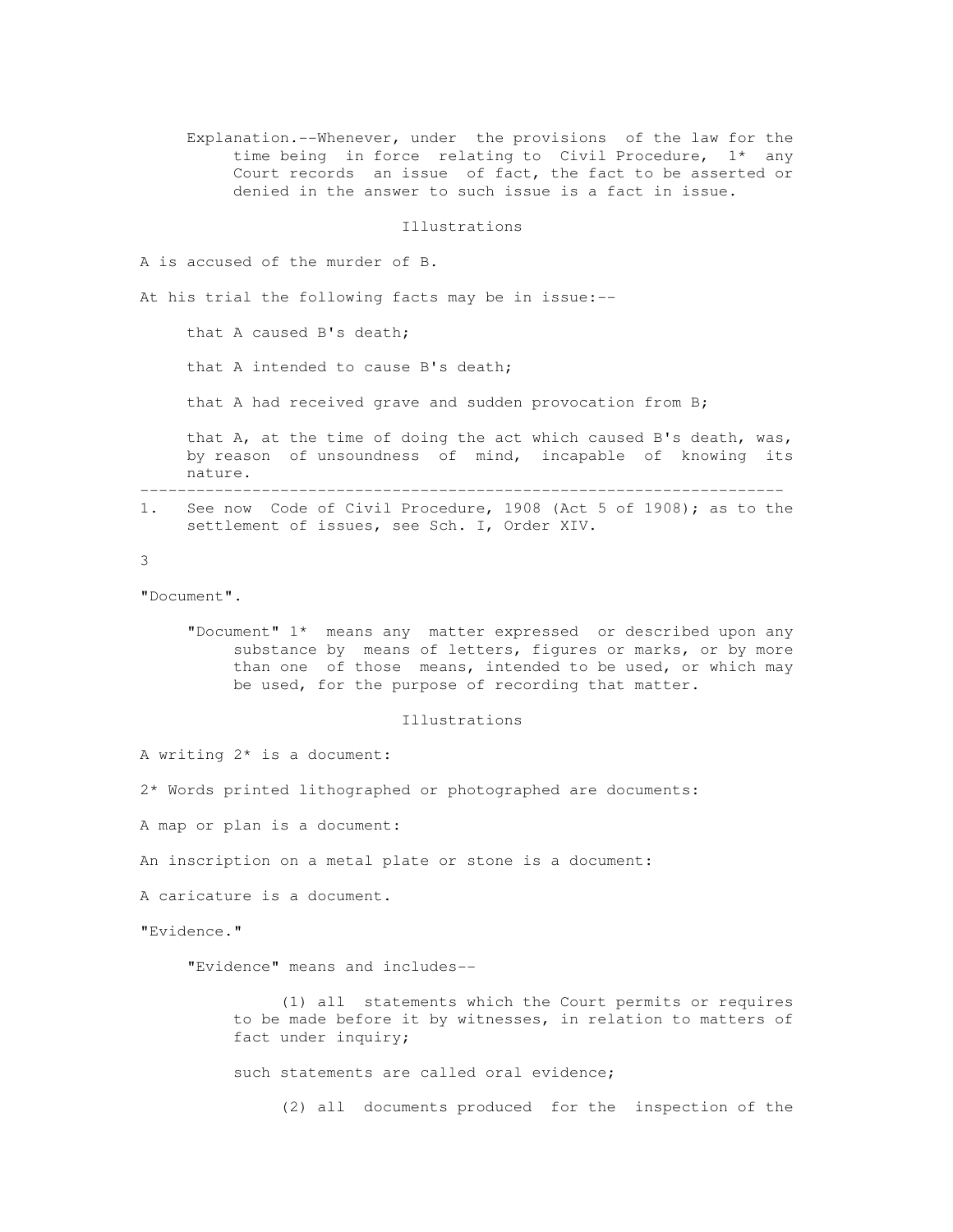Explanation.--Whenever, under the provisions of the law for the time being in force relating to Civil Procedure, 1* any Court records an issue of fact, the fact to be asserted or denied in the answer to such issue is a fact in issue.

Illustrations

A is accused of the murder of B.

At his trial the following facts may be in issue:--

that A caused B's death;

that A intended to cause B's death;

that A had received grave and sudden provocation from B;

that A, at the time of doing the act which caused B's death, was, by reason of unsoundness of mind, incapable of knowing its nature.

---

1. See now Code of Civil Procedure, 1908 (Act 5 of 1908); as to the settlement of issues, see Sch. I, Order XIV.

"Document".

"Document" 1* means any matter expressed or described upon any substance by means of letters, figures or marks, or by more than one of those means, intended to be used, or which may be used, for the purpose of recording that matter.

Illustrations

A writing 2* is a document:

2* Words printed lithographed or photographed are documents:

A map or plan is a document:

An inscription on a metal plate or stone is a document:

A caricature is a document.

"Evidence."

"Evidence" means and includes--

(1) all statements which the Court permits or requires to be made before it by witnesses, in relation to matters of fact under inquiry;

such statements are called oral evidence;

(2) all documents produced for the inspection of the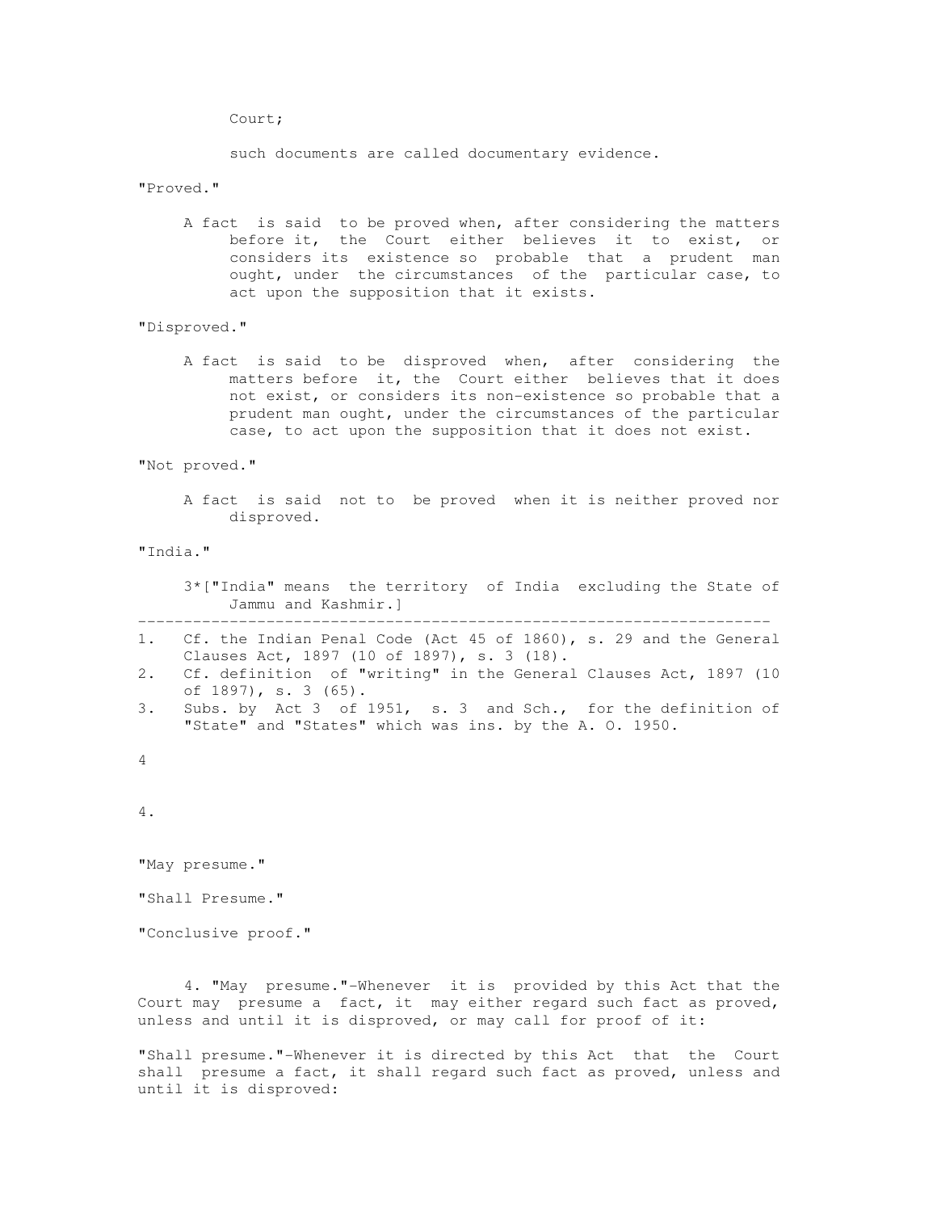Court;

such documents are called documentary evidence.

"Proved."

A fact is said to be proved when, after considering the matters before it, the Court either believes it to exist, or considers its existence so probable that a prudent man ought, under the circumstances of the particular case, to act upon the supposition that it exists.

"Disproved."

A fact is said to be disproved when, after considering the matters before it, the Court either believes that it does not exist, or considers its non-existence so probable that a prudent man ought, under the circumstances of the particular case, to act upon the supposition that it does not exist.

"Not proved."

A fact is said not to be proved when it is neither proved nor disproved.

"India."

3*["India" means the territory of India excluding the State of Jammu and Kashmir.]

---

1. Cf. the Indian Penal Code (Act 45 of 1860), s. 29 and the General Clauses Act, 1897 (10 of 1897), s. 3 (18).
2. Cf. definition of "writing" in the General Clauses Act, 1897 (10 of 1897), s. 3 (65).
3. Subs. by Act 3 of 1951, s. 3 and Sch., for the definition of "State" and "States" which was ins. by the A. O. 1950.

4.

"May presume."

"Shall Presume."

"Conclusive proof."

4. "May presume."-Whenever it is provided by this Act that the Court may presume a fact, it may either regard such fact as proved, unless and until it is disproved, or may call for proof of it:

"Shall presume."-Whenever it is directed by this Act that the Court shall presume a fact, it shall regard such fact as proved, unless and until it is disproved: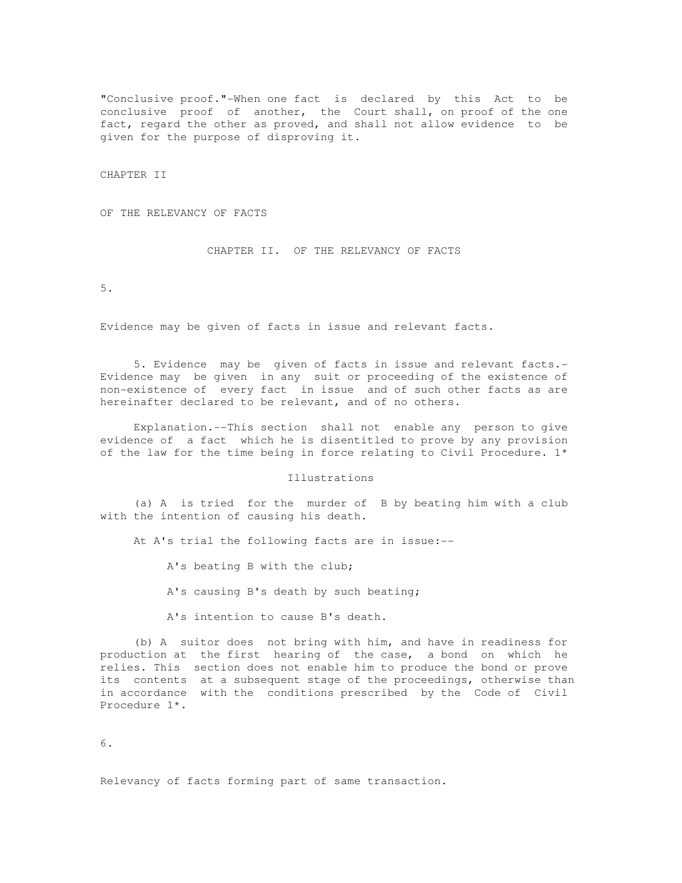"Conclusive proof."-When one fact is declared by this Act to be conclusive proof of another, the Court shall, on proof of the one fact, regard the other as proved, and shall not allow evidence to be given for the purpose of disproving it.

## CHAPTER II

## OF THE RELEVANCY OF FACTS

### CHAPTER II. OF THE RELEVANCY OF FACTS

5.

Evidence may be given of facts in issue and relevant facts.

5. Evidence may be given of facts in issue and relevant facts.- Evidence may be given in any suit or proceeding of the existence of non-existence of every fact in issue and of such other facts as are hereinafter declared to be relevant, and of no others.

Explanation.--This section shall not enable any person to give evidence of a fact which he is disentitled to prove by any provision of the law for the time being in force relating to Civil Procedure. 1*

Illustrations

(a) A is tried for the murder of B by beating him with a club with the intention of causing his death.

At A's trial the following facts are in issue:--

A's beating B with the club;

A's causing B's death by such beating;

A's intention to cause B's death.

(b) A suitor does not bring with him, and have in readiness for production at the first hearing of the case, a bond on which he relies. This section does not enable him to produce the bond or prove its contents at a subsequent stage of the proceedings, otherwise than in accordance with the conditions prescribed by the Code of Civil Procedure 1*.

6.

Relevancy of facts forming part of same transaction.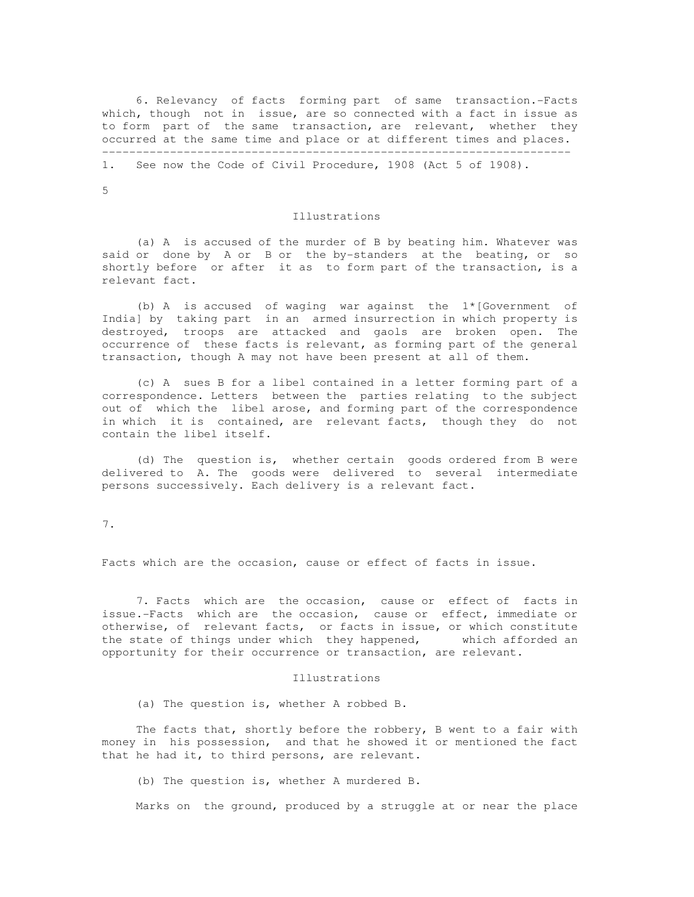6. Relevancy of facts forming part of same transaction.–Facts which, though not in issue, are so connected with a fact in issue as to form part of the same transaction, are relevant, whether they occurred at the same time and place or at different times and places.

---

1. See now the Code of Civil Procedure, 1908 (Act 5 of 1908).

Illustrations

(a) A is accused of the murder of B by beating him. Whatever was said or done by A or B or the by-standers at the beating, or so shortly before or after it as to form part of the transaction, is a relevant fact.

(b) A is accused of waging war against the 1*[Government of India] by taking part in an armed insurrection in which property is destroyed, troops are attacked and gaols are broken open. The occurrence of these facts is relevant, as forming part of the general transaction, though A may not have been present at all of them.

(c) A sues B for a libel contained in a letter forming part of a correspondence. Letters between the parties relating to the subject out of which the libel arose, and forming part of the correspondence in which it is contained, are relevant facts, though they do not contain the libel itself.

(d) The question is, whether certain goods ordered from B were delivered to A. The goods were delivered to several intermediate persons successively. Each delivery is a relevant fact.

7.

Facts which are the occasion, cause or effect of facts in issue.

7. Facts which are the occasion, cause or effect of facts in issue.–Facts which are the occasion, cause or effect, immediate or otherwise, of relevant facts, or facts in issue, or which constitute the state of things under which they happened, which afforded an opportunity for their occurrence or transaction, are relevant.

Illustrations

(a) The question is, whether A robbed B.

The facts that, shortly before the robbery, B went to a fair with money in his possession, and that he showed it or mentioned the fact that he had it, to third persons, are relevant.

(b) The question is, whether A murdered B.

Marks on the ground, produced by a struggle at or near the place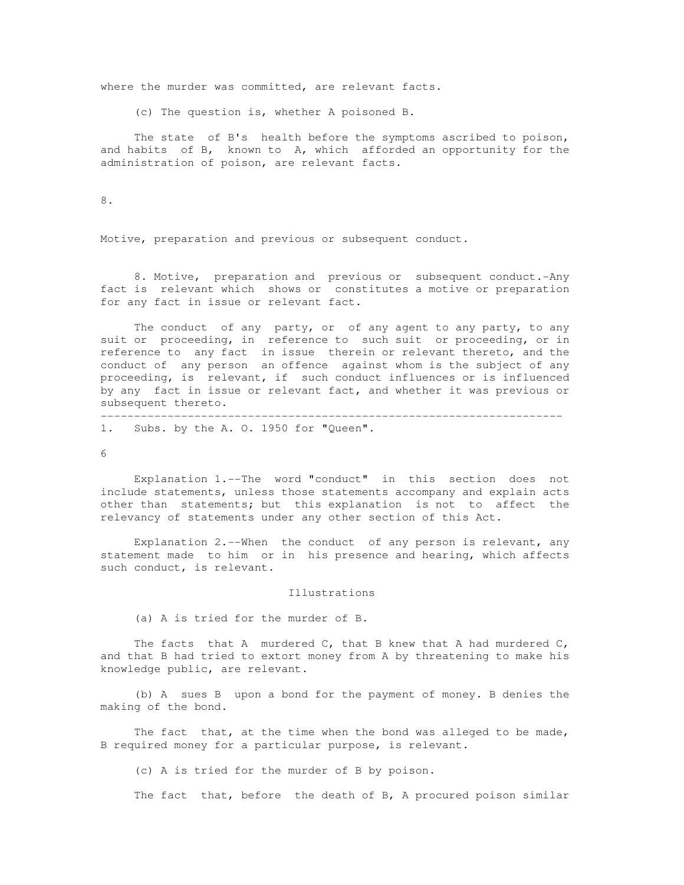where the murder was committed, are relevant facts.

(c) The question is, whether A poisoned B.

The state of B's health before the symptoms ascribed to poison, and habits of B, known to A, which afforded an opportunity for the administration of poison, are relevant facts.

8.

Motive, preparation and previous or subsequent conduct.

8. Motive, preparation and previous or subsequent conduct.-Any fact is relevant which shows or constitutes a motive or preparation for any fact in issue or relevant fact.

The conduct of any party, or of any agent to any party, to any suit or proceeding, in reference to such suit or proceeding, or in reference to any fact in issue therein or relevant thereto, and the conduct of any person an offence against whom is the subject of any proceeding, is relevant, if such conduct influences or is influenced by any fact in issue or relevant fact, and whether it was previous or subsequent thereto.

---

1. Subs. by the A. O. 1950 for "Queen".

Explanation 1.--The word "conduct" in this section does not include statements, unless those statements accompany and explain acts other than statements; but this explanation is not to affect the relevancy of statements under any other section of this Act.

Explanation 2.--When the conduct of any person is relevant, any statement made to him or in his presence and hearing, which affects such conduct, is relevant.

Illustrations

(a) A is tried for the murder of B.

The facts that A murdered C, that B knew that A had murdered C, and that B had tried to extort money from A by threatening to make his knowledge public, are relevant.

(b) A sues B upon a bond for the payment of money. B denies the making of the bond.

The fact that, at the time when the bond was alleged to be made, B required money for a particular purpose, is relevant.

(c) A is tried for the murder of B by poison.

The fact that, before the death of B, A procured poison similar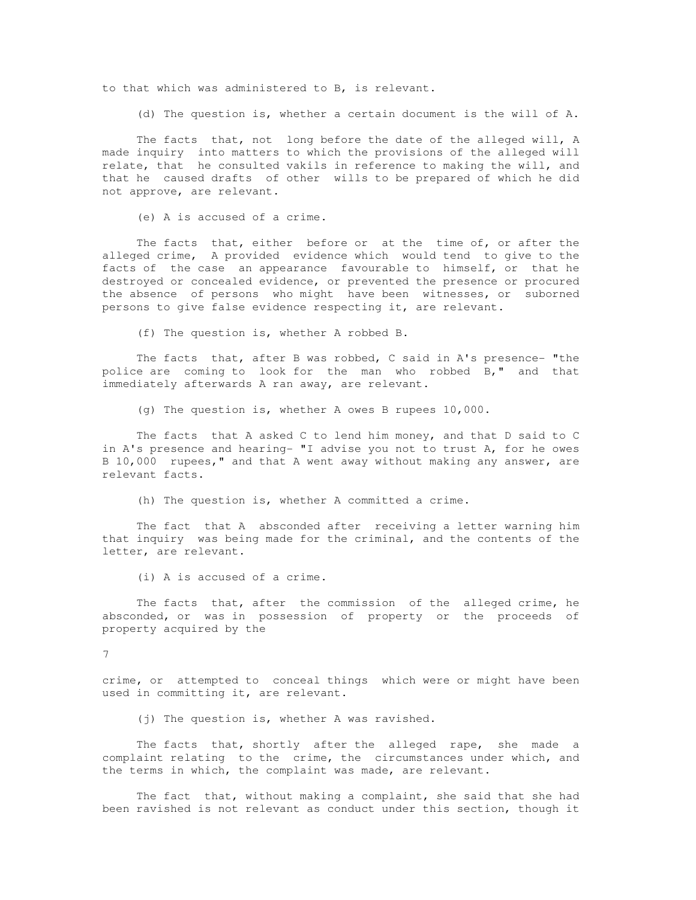to that which was administered to B, is relevant.

(d) The question is, whether a certain document is the will of A.

The facts that, not long before the date of the alleged will, A made inquiry into matters to which the provisions of the alleged will relate, that he consulted vakils in reference to making the will, and that he caused drafts of other wills to be prepared of which he did not approve, are relevant.

(e) A is accused of a crime.

The facts that, either before or at the time of, or after the alleged crime, A provided evidence which would tend to give to the facts of the case an appearance favourable to himself, or that he destroyed or concealed evidence, or prevented the presence or procured the absence of persons who might have been witnesses, or suborned persons to give false evidence respecting it, are relevant.

(f) The question is, whether A robbed B.

The facts that, after B was robbed, C said in A's presence- "the police are coming to look for the man who robbed B," and that immediately afterwards A ran away, are relevant.

(g) The question is, whether A owes B rupees 10,000.

The facts that A asked C to lend him money, and that D said to C in A's presence and hearing- "I advise you not to trust A, for he owes B 10,000 rupees," and that A went away without making any answer, are relevant facts.

(h) The question is, whether A committed a crime.

The fact that A absconded after receiving a letter warning him that inquiry was being made for the criminal, and the contents of the letter, are relevant.

(i) A is accused of a crime.

The facts that, after the commission of the alleged crime, he absconded, or was in possession of property or the proceeds of property acquired by the crime, or attempted to conceal things which were or might have been used in committing it, are relevant.

(j) The question is, whether A was ravished.

The facts that, shortly after the alleged rape, she made a complaint relating to the crime, the circumstances under which, and the terms in which, the complaint was made, are relevant.

The fact that, without making a complaint, she said that she had been ravished is not relevant as conduct under this section, though it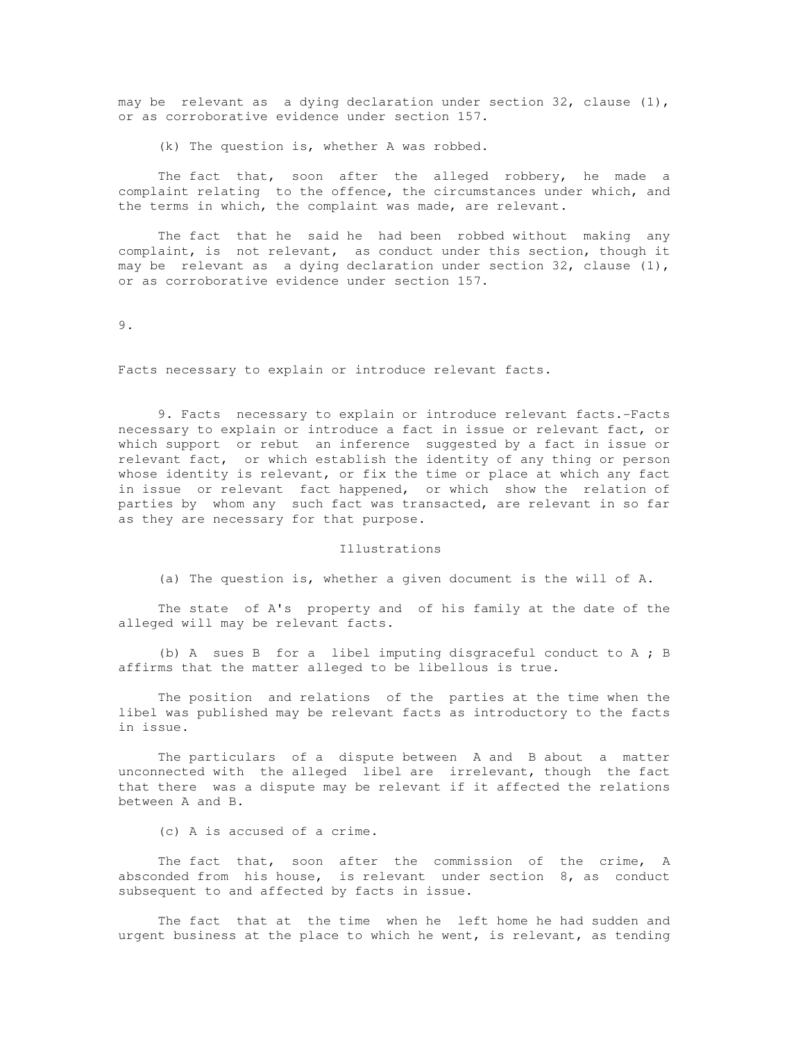may be relevant as a dying declaration under section 32, clause (1), or as corroborative evidence under section 157.

(k) The question is, whether A was robbed.

The fact that, soon after the alleged robbery, he made a complaint relating to the offence, the circumstances under which, and the terms in which, the complaint was made, are relevant.

The fact that he said he had been robbed without making any complaint, is not relevant, as conduct under this section, though it may be relevant as a dying declaration under section 32, clause (1), or as corroborative evidence under section 157.

9.

Facts necessary to explain or introduce relevant facts.

9. Facts necessary to explain or introduce relevant facts.-Facts necessary to explain or introduce a fact in issue or relevant fact, or which support or rebut an inference suggested by a fact in issue or relevant fact, or which establish the identity of any thing or person whose identity is relevant, or fix the time or place at which any fact in issue or relevant fact happened, or which show the relation of parties by whom any such fact was transacted, are relevant in so far as they are necessary for that purpose.

Illustrations

(a) The question is, whether a given document is the will of A.

The state of A's property and of his family at the date of the alleged will may be relevant facts.

(b) A sues B for a libel imputing disgraceful conduct to A ; B affirms that the matter alleged to be libellous is true.

The position and relations of the parties at the time when the libel was published may be relevant facts as introductory to the facts in issue.

The particulars of a dispute between A and B about a matter unconnected with the alleged libel are irrelevant, though the fact that there was a dispute may be relevant if it affected the relations between A and B.

(c) A is accused of a crime.

The fact that, soon after the commission of the crime, A absconded from his house, is relevant under section 8, as conduct subsequent to and affected by facts in issue.

The fact that at the time when he left home he had sudden and urgent business at the place to which he went, is relevant, as tending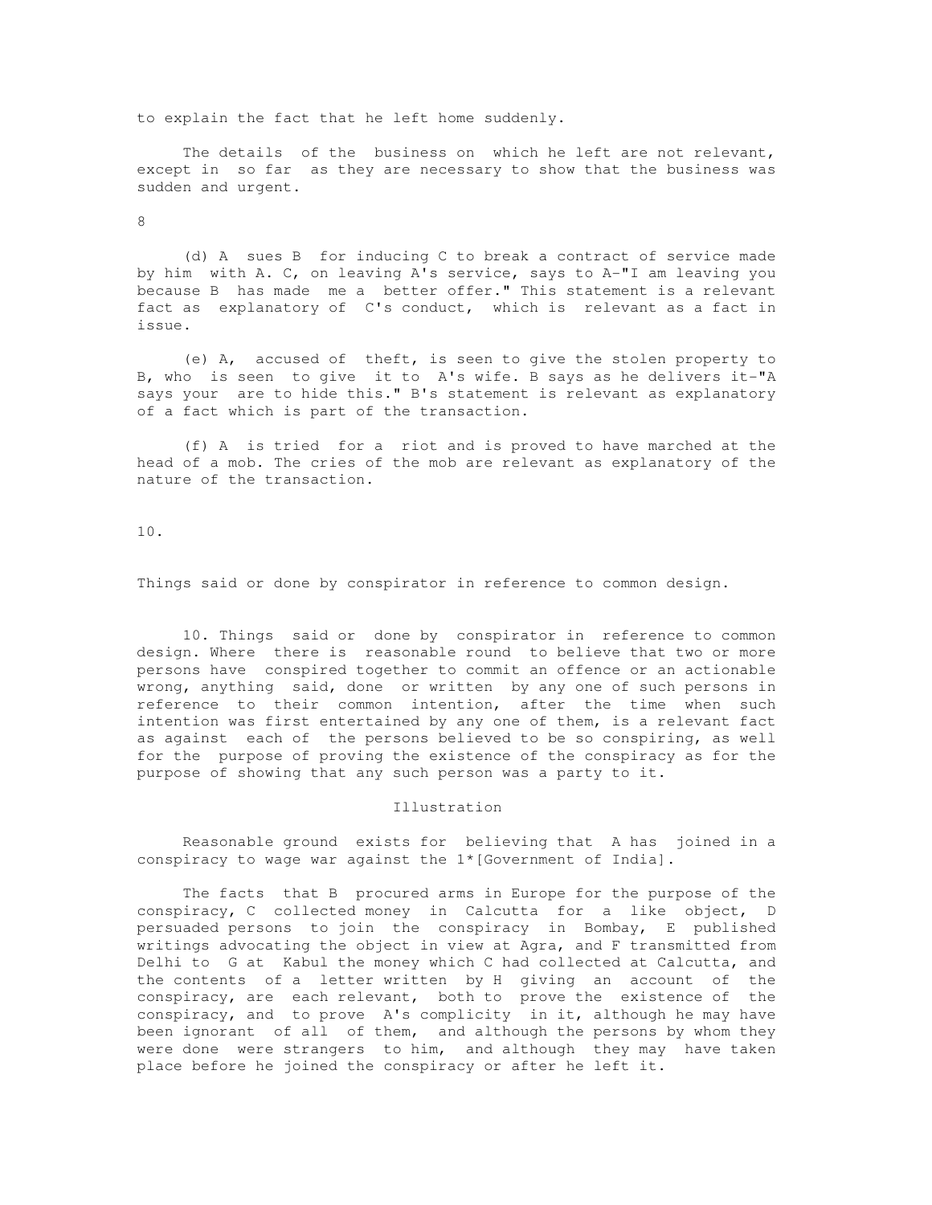to explain the fact that he left home suddenly.

The details of the business on which he left are not relevant, except in so far as they are necessary to show that the business was sudden and urgent.

8

(d) A sues B for inducing C to break a contract of service made by him with A. C, on leaving A's service, says to A-"I am leaving you because B has made me a better offer." This statement is a relevant fact as explanatory of C's conduct, which is relevant as a fact in issue.

(e) A, accused of theft, is seen to give the stolen property to B, who is seen to give it to A's wife. B says as he delivers it-"A says your are to hide this." B's statement is relevant as explanatory of a fact which is part of the transaction.

(f) A is tried for a riot and is proved to have marched at the head of a mob. The cries of the mob are relevant as explanatory of the nature of the transaction.

10.

Things said or done by conspirator in reference to common design.

10. Things said or done by conspirator in reference to common design. Where there is reasonable round to believe that two or more persons have conspired together to commit an offence or an actionable wrong, anything said, done or written by any one of such persons in reference to their common intention, after the time when such intention was first entertained by any one of them, is a relevant fact as against each of the persons believed to be so conspiring, as well for the purpose of proving the existence of the conspiracy as for the purpose of showing that any such person was a party to it.

Illustration

Reasonable ground exists for believing that A has joined in a conspiracy to wage war against the 1*[Government of India].

The facts that B procured arms in Europe for the purpose of the conspiracy, C collected money in Calcutta for a like object, D persuaded persons to join the conspiracy in Bombay, E published writings advocating the object in view at Agra, and F transmitted from Delhi to G at Kabul the money which C had collected at Calcutta, and the contents of a letter written by H giving an account of the conspiracy, are each relevant, both to prove the existence of the conspiracy, and to prove A's complicity in it, although he may have been ignorant of all of them, and although the persons by whom they were done were strangers to him, and although they may have taken place before he joined the conspiracy or after he left it.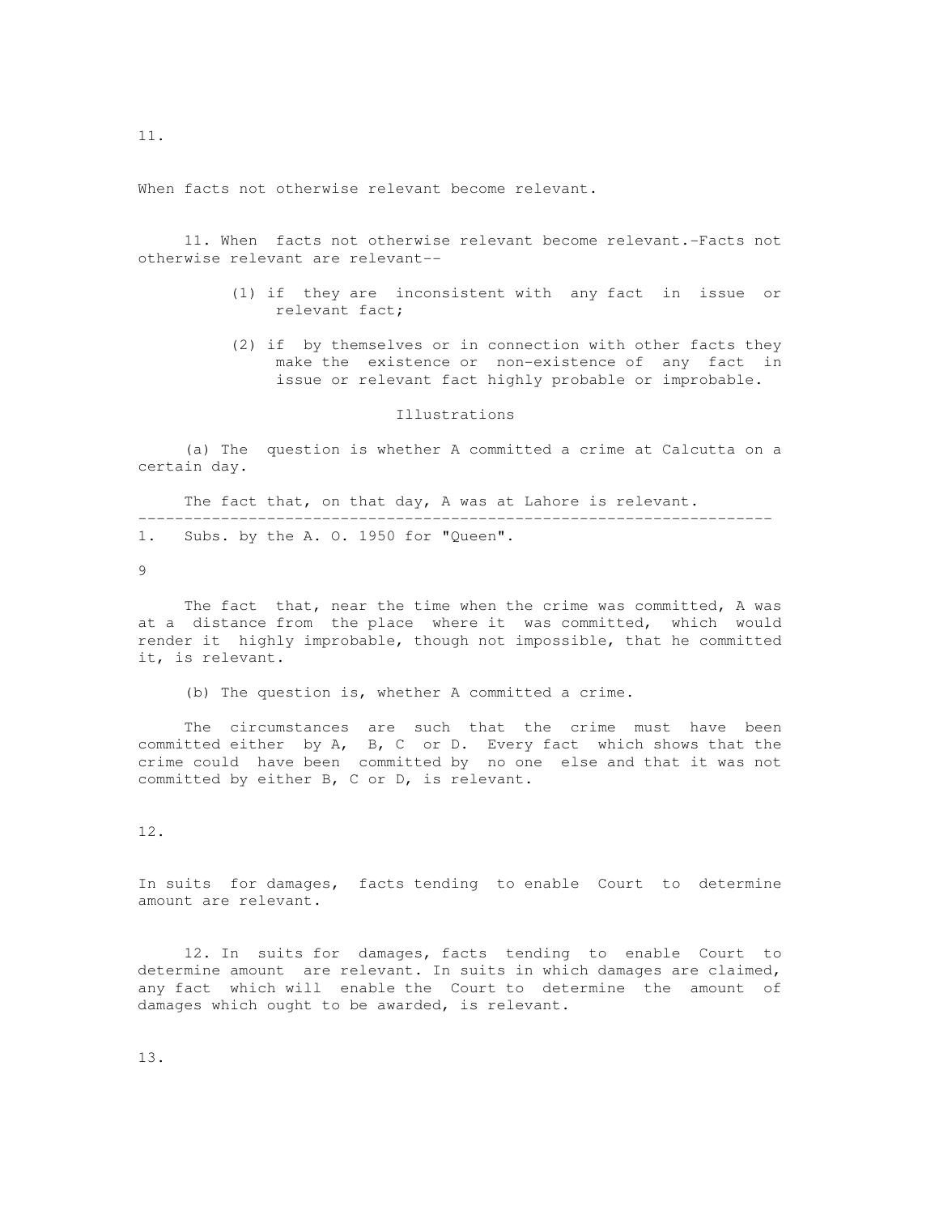11.

When facts not otherwise relevant become relevant.

11. When facts not otherwise relevant become relevant.-Facts not otherwise relevant are relevant--

(1) if they are inconsistent with any fact in issue or relevant fact;

(2) if by themselves or in connection with other facts they make the existence or non-existence of any fact in issue or relevant fact highly probable or improbable.

Illustrations

(a) The question is whether A committed a crime at Calcutta on a certain day.

The fact that, on that day, A was at Lahore is relevant.

---

1. Subs. by the A. O. 1950 for "Queen".

The fact that, near the time when the crime was committed, A was at a distance from the place where it was committed, which would render it highly improbable, though not impossible, that he committed it, is relevant.

(b) The question is, whether A committed a crime.

The circumstances are such that the crime must have been committed either by A, B, C or D. Every fact which shows that the crime could have been committed by no one else and that it was not committed by either B, C or D, is relevant.

12.

In suits for damages, facts tending to enable Court to determine amount are relevant.

12. In suits for damages, facts tending to enable Court to determine amount are relevant. In suits in which damages are claimed, any fact which will enable the Court to determine the amount of damages which ought to be awarded, is relevant.

13.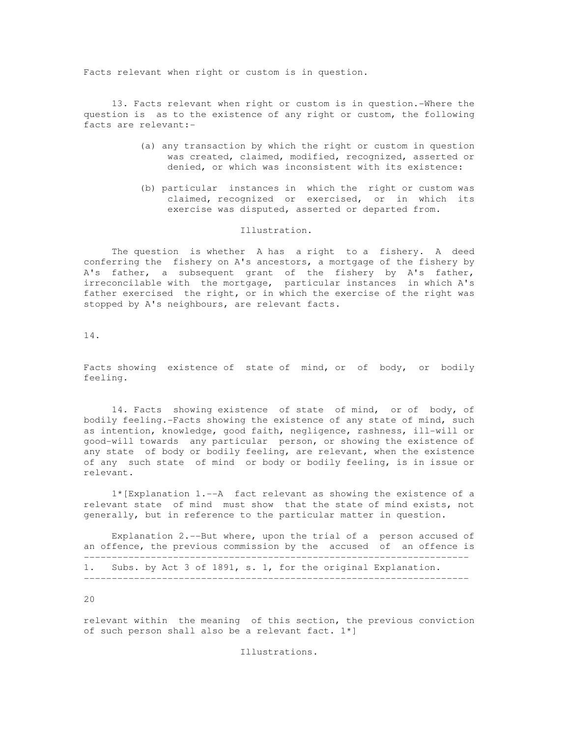Facts relevant when right or custom is in question.

13. Facts relevant when right or custom is in question.-Where the question is as to the existence of any right or custom, the following facts are relevant:-

(a) any transaction by which the right or custom in question was created, claimed, modified, recognized, asserted or denied, or which was inconsistent with its existence:

(b) particular instances in which the right or custom was claimed, recognized or exercised, or in which its exercise was disputed, asserted or departed from.

Illustration.

The question is whether A has a right to a fishery. A deed conferring the fishery on A's ancestors, a mortgage of the fishery by A's father, a subsequent grant of the fishery by A's father, irreconcilable with the mortgage, particular instances in which A's father exercised the right, or in which the exercise of the right was stopped by A's neighbours, are relevant facts.

14.

Facts showing existence of state of mind, or of body, or bodily feeling.

14. Facts showing existence of state of mind, or of body, of bodily feeling.-Facts showing the existence of any state of mind, such as intention, knowledge, good faith, negligence, rashness, ill-will or good-will towards any particular person, or showing the existence of any state of body or bodily feeling, are relevant, when the existence of any such state of mind or body or bodily feeling, is in issue or relevant.

1*[Explanation 1.--A fact relevant as showing the existence of a relevant state of mind must show that the state of mind exists, not generally, but in reference to the particular matter in question.

Explanation 2.--But where, upon the trial of a person accused of an offence, the previous commission by the accused of an offence is relevant within the meaning of this section, the previous conviction of such person shall also be a relevant fact. 1*]

---

1. Subs. by Act 3 of 1891, s. 1, for the original Explanation.

---

Illustrations.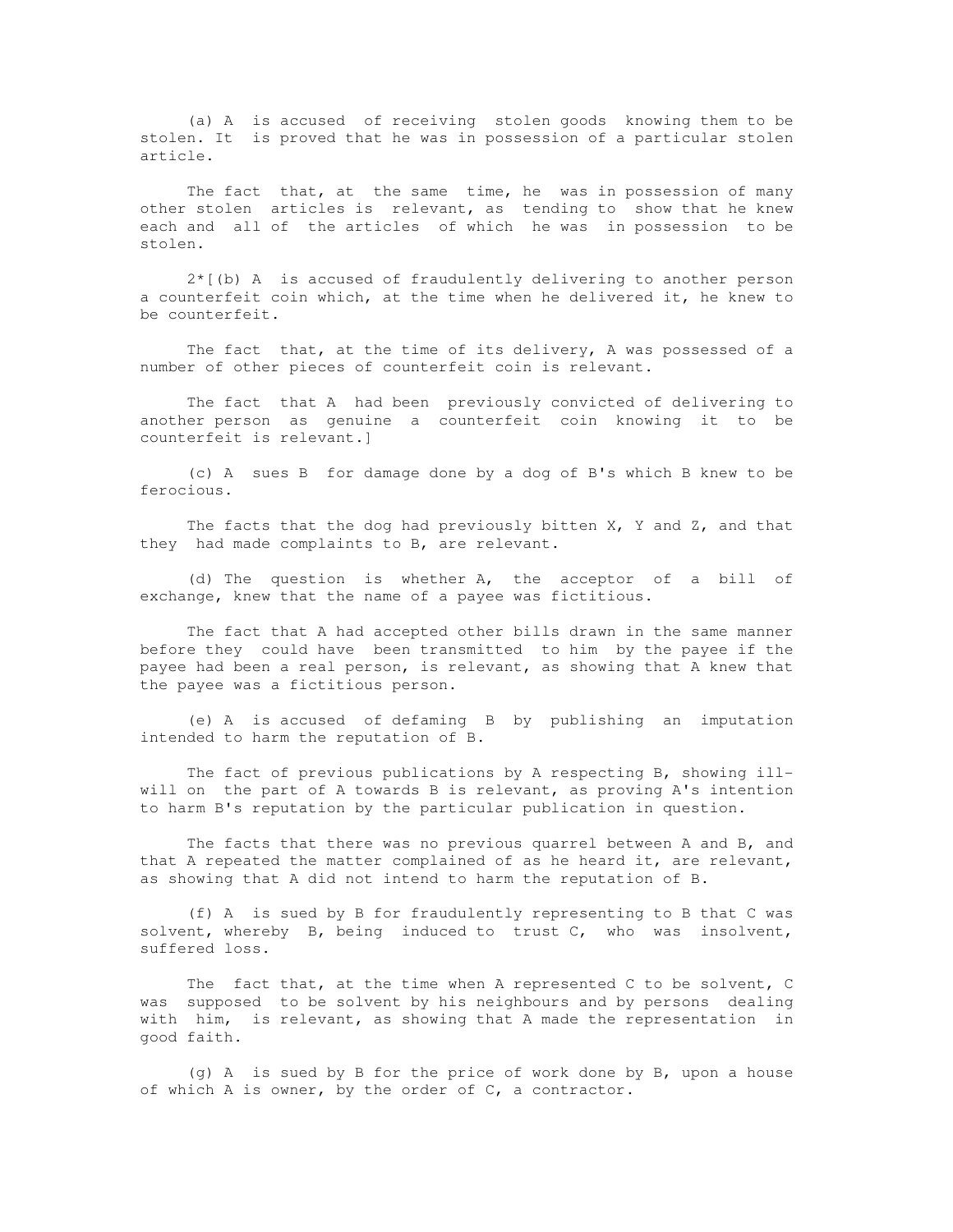(a) A is accused of receiving stolen goods knowing them to be stolen. It is proved that he was in possession of a particular stolen article.

The fact that, at the same time, he was in possession of many other stolen articles is relevant, as tending to show that he knew each and all of the articles of which he was in possession to be stolen.

2*[(b) A is accused of fraudulently delivering to another person a counterfeit coin which, at the time when he delivered it, he knew to be counterfeit.

The fact that, at the time of its delivery, A was possessed of a number of other pieces of counterfeit coin is relevant.

The fact that A had been previously convicted of delivering to another person as genuine a counterfeit coin knowing it to be counterfeit is relevant.]

(c) A sues B for damage done by a dog of B's which B knew to be ferocious.

The facts that the dog had previously bitten X, Y and Z, and that they had made complaints to B, are relevant.

(d) The question is whether A, the acceptor of a bill of exchange, knew that the name of a payee was fictitious.

The fact that A had accepted other bills drawn in the same manner before they could have been transmitted to him by the payee if the payee had been a real person, is relevant, as showing that A knew that the payee was a fictitious person.

(e) A is accused of defaming B by publishing an imputation intended to harm the reputation of B.

The fact of previous publications by A respecting B, showing ill-will on the part of A towards B is relevant, as proving A's intention to harm B's reputation by the particular publication in question.

The facts that there was no previous quarrel between A and B, and that A repeated the matter complained of as he heard it, are relevant, as showing that A did not intend to harm the reputation of B.

(f) A is sued by B for fraudulently representing to B that C was solvent, whereby B, being induced to trust C, who was insolvent, suffered loss.

The fact that, at the time when A represented C to be solvent, C was supposed to be solvent by his neighbours and by persons dealing with him, is relevant, as showing that A made the representation in good faith.

(g) A is sued by B for the price of work done by B, upon a house of which A is owner, by the order of C, a contractor.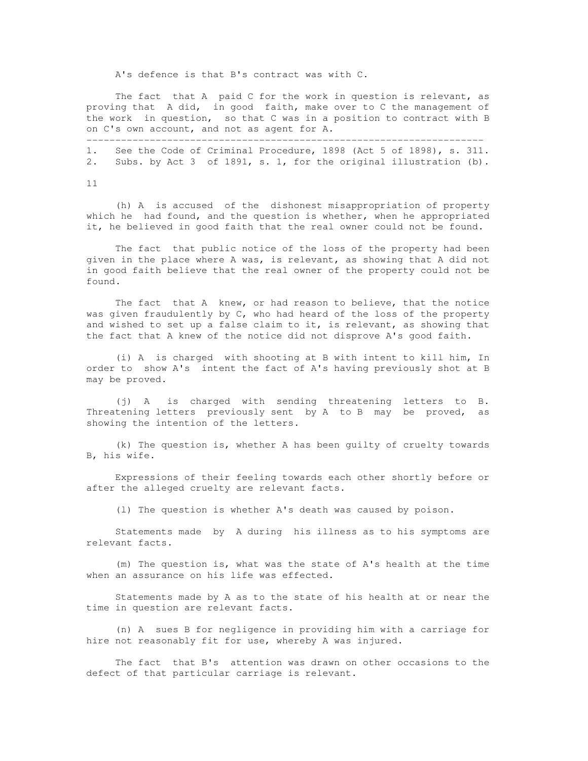A's defence is that B's contract was with C.

The fact that A paid C for the work in question is relevant, as proving that A did, in good faith, make over to C the management of the work in question, so that C was in a position to contract with B on C's own account, and not as agent for A.

---

1. See the Code of Criminal Procedure, 1898 (Act 5 of 1898), s. 311.
2. Subs. by Act 3 of 1891, s. 1, for the original illustration (b).

(h) A is accused of the dishonest misappropriation of property which he had found, and the question is whether, when he appropriated it, he believed in good faith that the real owner could not be found.

The fact that public notice of the loss of the property had been given in the place where A was, is relevant, as showing that A did not in good faith believe that the real owner of the property could not be found.

The fact that A knew, or had reason to believe, that the notice was given fraudulently by C, who had heard of the loss of the property and wished to set up a false claim to it, is relevant, as showing that the fact that A knew of the notice did not disprove A's good faith.

(i) A is charged with shooting at B with intent to kill him, In order to show A's intent the fact of A's having previously shot at B may be proved.

(j) A is charged with sending threatening letters to B. Threatening letters previously sent by A to B may be proved, as showing the intention of the letters.

(k) The question is, whether A has been guilty of cruelty towards B, his wife.

Expressions of their feeling towards each other shortly before or after the alleged cruelty are relevant facts.

(l) The question is whether A's death was caused by poison.

Statements made by A during his illness as to his symptoms are relevant facts.

(m) The question is, what was the state of A's health at the time when an assurance on his life was effected.

Statements made by A as to the state of his health at or near the time in question are relevant facts.

(n) A sues B for negligence in providing him with a carriage for hire not reasonably fit for use, whereby A was injured.

The fact that B's attention was drawn on other occasions to the defect of that particular carriage is relevant.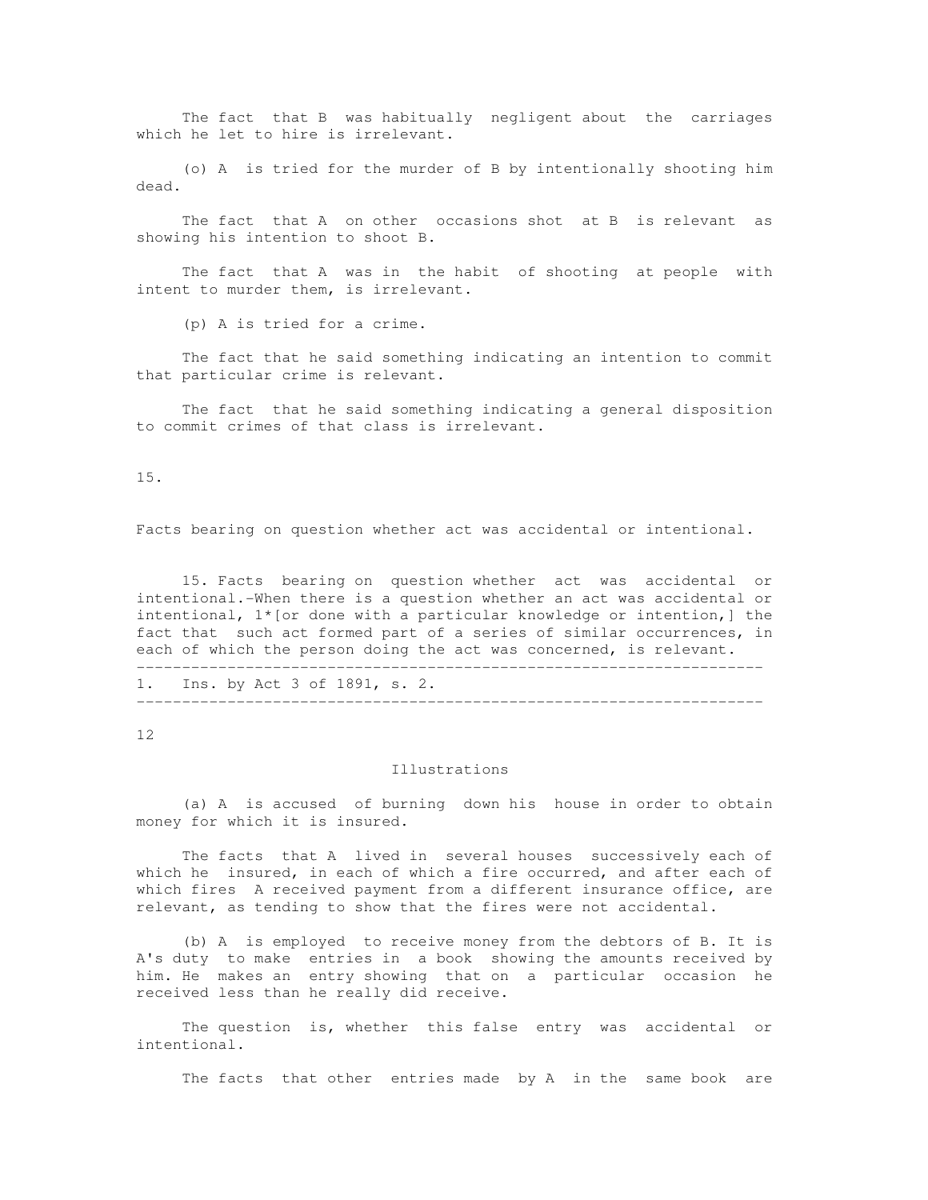The fact that B was habitually negligent about the carriages which he let to hire is irrelevant.

(o) A is tried for the murder of B by intentionally shooting him dead.

The fact that A on other occasions shot at B is relevant as showing his intention to shoot B.

The fact that A was in the habit of shooting at people with intent to murder them, is irrelevant.

(p) A is tried for a crime.

The fact that he said something indicating an intention to commit that particular crime is relevant.

The fact that he said something indicating a general disposition to commit crimes of that class is irrelevant.

15.

Facts bearing on question whether act was accidental or intentional.

15. Facts bearing on question whether act was accidental or intentional.-When there is a question whether an act was accidental or intentional, 1*[or done with a particular knowledge or intention,] the fact that such act formed part of a series of similar occurrences, in each of which the person doing the act was concerned, is relevant.

---

1. Ins. by Act 3 of 1891, s. 2.

---

Illustrations

(a) A is accused of burning down his house in order to obtain money for which it is insured.

The facts that A lived in several houses successively each of which he insured, in each of which a fire occurred, and after each of which fires A received payment from a different insurance office, are relevant, as tending to show that the fires were not accidental.

(b) A is employed to receive money from the debtors of B. It is A's duty to make entries in a book showing the amounts received by him. He makes an entry showing that on a particular occasion he received less than he really did receive.

The question is, whether this false entry was accidental or intentional.

The facts that other entries made by A in the same book are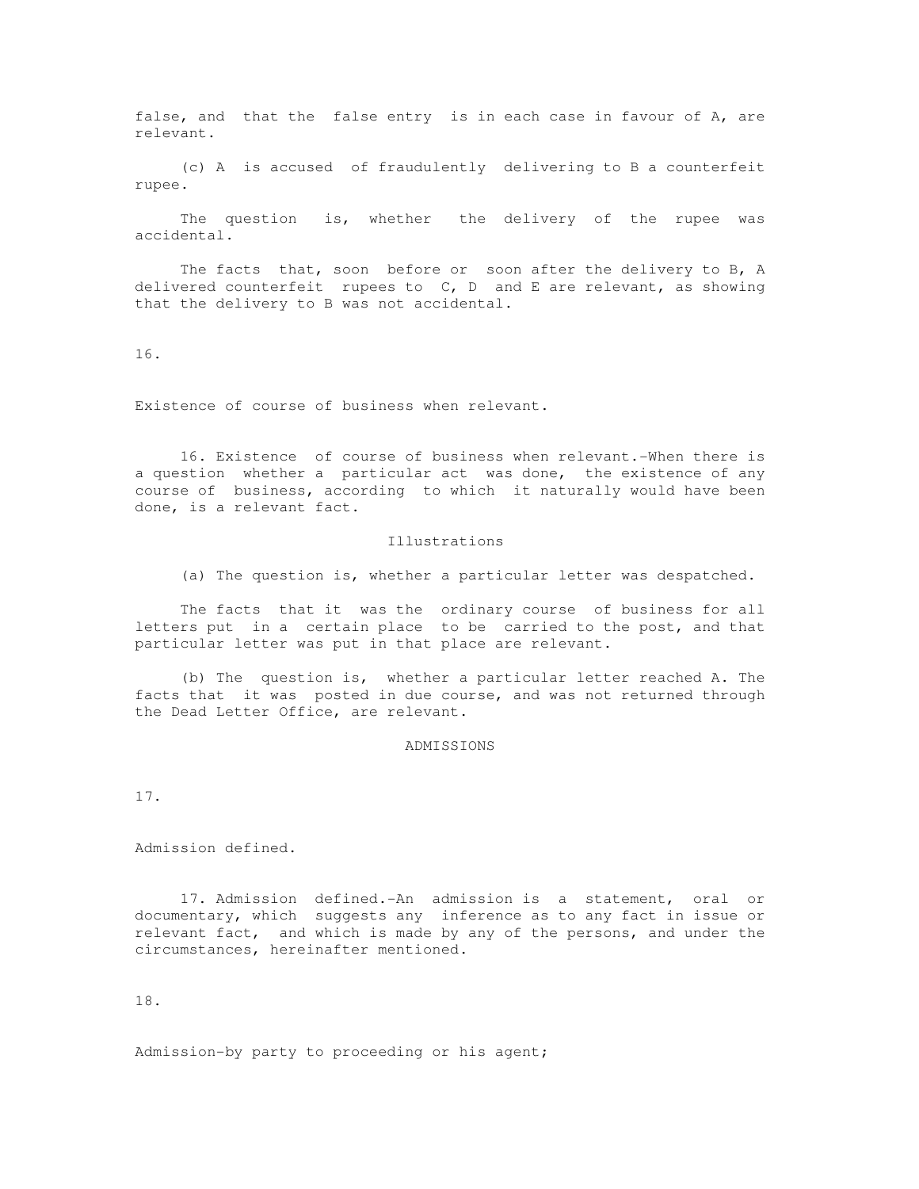false, and that the false entry is in each case in favour of A, are relevant.

(c) A is accused of fraudulently delivering to B a counterfeit rupee.

The question is, whether the delivery of the rupee was accidental.

The facts that, soon before or soon after the delivery to B, A delivered counterfeit rupees to C, D and E are relevant, as showing that the delivery to B was not accidental.

16.

Existence of course of business when relevant.

16. Existence of course of business when relevant.-When there is a question whether a particular act was done, the existence of any course of business, according to which it naturally would have been done, is a relevant fact.

Illustrations

(a) The question is, whether a particular letter was despatched.

The facts that it was the ordinary course of business for all letters put in a certain place to be carried to the post, and that particular letter was put in that place are relevant.

(b) The question is, whether a particular letter reached A. The facts that it was posted in due course, and was not returned through the Dead Letter Office, are relevant.

## ADMISSIONS

17.

Admission defined.

17. Admission defined.-An admission is a statement, oral or documentary, which suggests any inference as to any fact in issue or relevant fact, and which is made by any of the persons, and under the circumstances, hereinafter mentioned.

18.

Admission-by party to proceeding or his agent;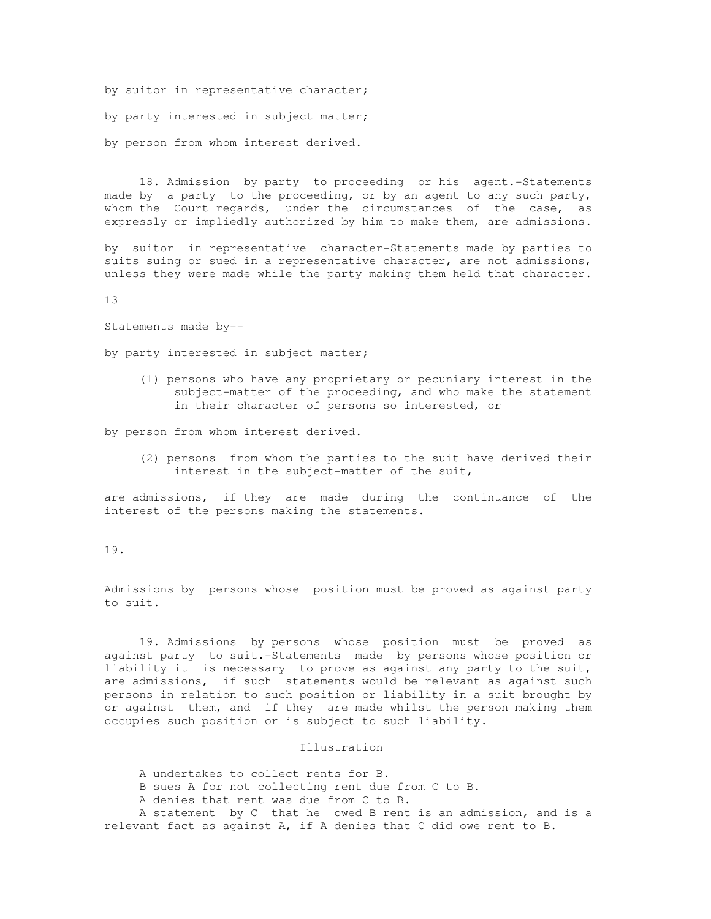by suitor in representative character;

by party interested in subject matter;

by person from whom interest derived.

18. Admission by party to proceeding or his agent.-Statements made by a party to the proceeding, or by an agent to any such party, whom the Court regards, under the circumstances of the case, as expressly or impliedly authorized by him to make them, are admissions.

by suitor in representative character-Statements made by parties to suits suing or sued in a representative character, are not admissions, unless they were made while the party making them held that character.

13

Statements made by--

by party interested in subject matter;

(1) persons who have any proprietary or pecuniary interest in the subject-matter of the proceeding, and who make the statement in their character of persons so interested, or

by person from whom interest derived.

(2) persons from whom the parties to the suit have derived their interest in the subject-matter of the suit,

are admissions, if they are made during the continuance of the interest of the persons making the statements.

19.

Admissions by persons whose position must be proved as against party to suit.

19. Admissions by persons whose position must be proved as against party to suit.-Statements made by persons whose position or liability it is necessary to prove as against any party to the suit, are admissions, if such statements would be relevant as against such persons in relation to such position or liability in a suit brought by or against them, and if they are made whilst the person making them occupies such position or is subject to such liability.

Illustration

A undertakes to collect rents for B.

B sues A for not collecting rent due from C to B.

A denies that rent was due from C to B.

A statement by C that he owed B rent is an admission, and is a relevant fact as against A, if A denies that C did owe rent to B.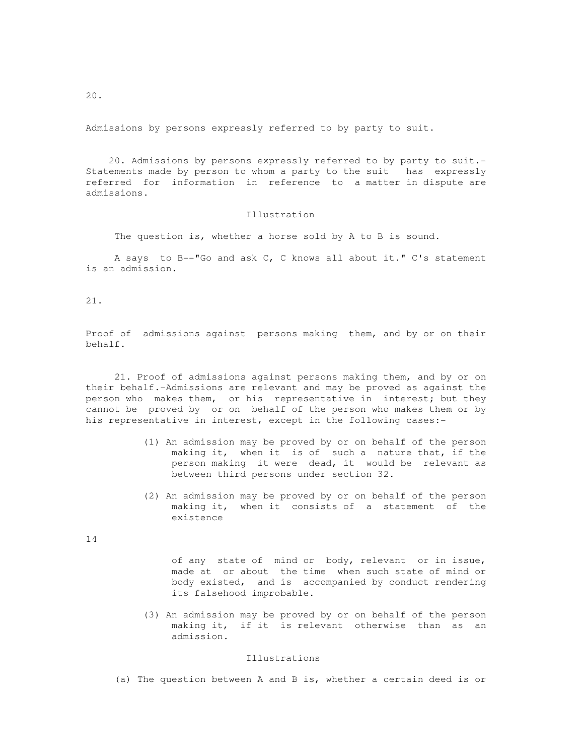20.

Admissions by persons expressly referred to by party to suit.

20. Admissions by persons expressly referred to by party to suit.- Statements made by person to whom a party to the suit has expressly referred for information in reference to a matter in dispute are admissions.

Illustration

The question is, whether a horse sold by A to B is sound.

A says to B--"Go and ask C, C knows all about it." C's statement is an admission.

21.

Proof of admissions against persons making them, and by or on their behalf.

21. Proof of admissions against persons making them, and by or on their behalf.-Admissions are relevant and may be proved as against the person who makes them, or his representative in interest; but they cannot be proved by or on behalf of the person who makes them or by his representative in interest, except in the following cases:-

(1) An admission may be proved by or on behalf of the person making it, when it is of such a nature that, if the person making it were dead, it would be relevant as between third persons under section 32.

(2) An admission may be proved by or on behalf of the person making it, when it consists of a statement of the existence of any state of mind or body, relevant or in issue, made at or about the time when such state of mind or body existed, and is accompanied by conduct rendering its falsehood improbable.

(3) An admission may be proved by or on behalf of the person making it, if it is relevant otherwise than as an admission.

Illustrations

(a) The question between A and B is, whether a certain deed is or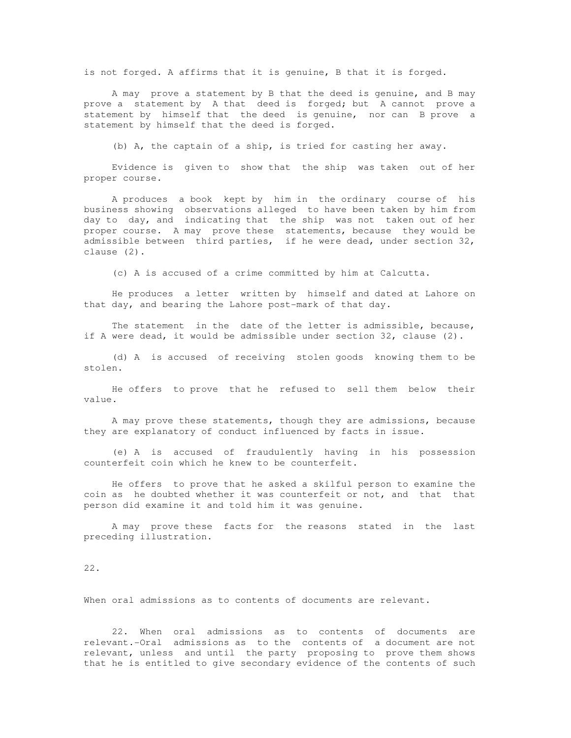is not forged. A affirms that it is genuine, B that it is forged.

A may prove a statement by B that the deed is genuine, and B may prove a statement by A that deed is forged; but A cannot prove a statement by himself that the deed is genuine, nor can B prove a statement by himself that the deed is forged.

(b) A, the captain of a ship, is tried for casting her away.

Evidence is given to show that the ship was taken out of her proper course.

A produces a book kept by him in the ordinary course of his business showing observations alleged to have been taken by him from day to day, and indicating that the ship was not taken out of her proper course. A may prove these statements, because they would be admissible between third parties, if he were dead, under section 32, clause (2).

(c) A is accused of a crime committed by him at Calcutta.

He produces a letter written by himself and dated at Lahore on that day, and bearing the Lahore post-mark of that day.

The statement in the date of the letter is admissible, because, if A were dead, it would be admissible under section 32, clause (2).

(d) A is accused of receiving stolen goods knowing them to be stolen.

He offers to prove that he refused to sell them below their value.

A may prove these statements, though they are admissions, because they are explanatory of conduct influenced by facts in issue.

(e) A is accused of fraudulently having in his possession counterfeit coin which he knew to be counterfeit.

He offers to prove that he asked a skilful person to examine the coin as he doubted whether it was counterfeit or not, and that that person did examine it and told him it was genuine.

A may prove these facts for the reasons stated in the last preceding illustration.

22.

When oral admissions as to contents of documents are relevant.

22. When oral admissions as to contents of documents are relevant.-Oral admissions as to the contents of a document are not relevant, unless and until the party proposing to prove them shows that he is entitled to give secondary evidence of the contents of such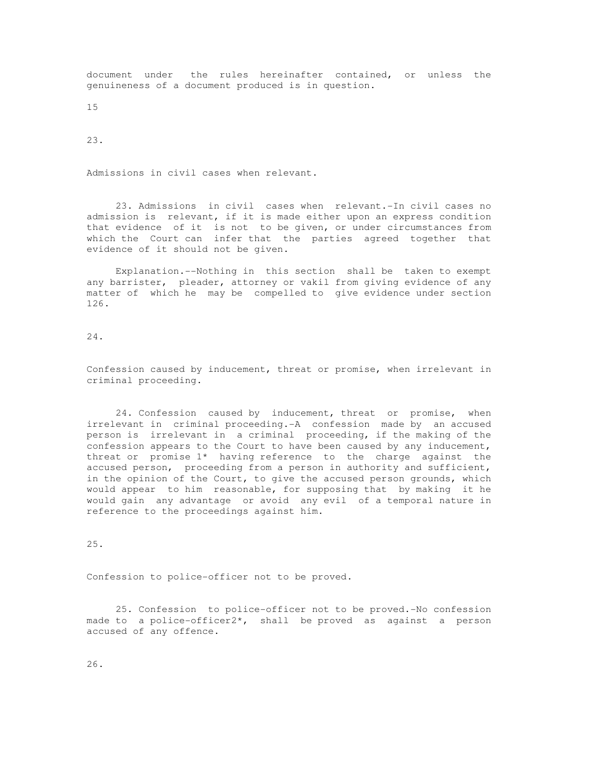document under the rules hereinafter contained, or unless the genuineness of a document produced is in question.

15

23.

Admissions in civil cases when relevant.

23. Admissions in civil cases when relevant.-In civil cases no admission is relevant, if it is made either upon an express condition that evidence of it is not to be given, or under circumstances from which the Court can infer that the parties agreed together that evidence of it should not be given.

Explanation.--Nothing in this section shall be taken to exempt any barrister, pleader, attorney or vakil from giving evidence of any matter of which he may be compelled to give evidence under section 126.

24.

Confession caused by inducement, threat or promise, when irrelevant in criminal proceeding.

24. Confession caused by inducement, threat or promise, when irrelevant in criminal proceeding.-A confession made by an accused person is irrelevant in a criminal proceeding, if the making of the confession appears to the Court to have been caused by any inducement, threat or promise 1* having reference to the charge against the accused person, proceeding from a person in authority and sufficient, in the opinion of the Court, to give the accused person grounds, which would appear to him reasonable, for supposing that by making it he would gain any advantage or avoid any evil of a temporal nature in reference to the proceedings against him.

25.

Confession to police-officer not to be proved.

25. Confession to police-officer not to be proved.-No confession made to a police-officer2*, shall be proved as against a person accused of any offence.

26.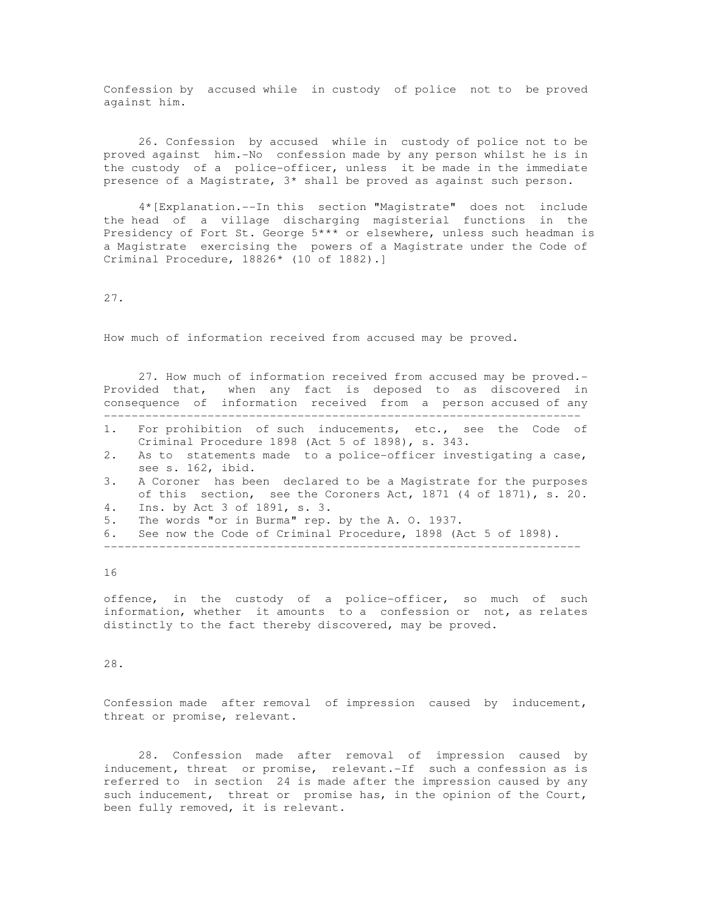Confession by accused while in custody of police not to be proved against him.

26. Confession by accused while in custody of police not to be proved against him.-No confession made by any person whilst he is in the custody of a police-officer, unless it be made in the immediate presence of a Magistrate, 3* shall be proved as against such person.

4*[Explanation.--In this section "Magistrate" does not include the head of a village discharging magisterial functions in the Presidency of Fort St. George 5*** or elsewhere, unless such headman is a Magistrate exercising the powers of a Magistrate under the Code of Criminal Procedure, 18826* (10 of 1882).]

27.

How much of information received from accused may be proved.

27. How much of information received from accused may be proved.- Provided that, when any fact is deposed to as discovered in consequence of information received from a person accused of any offence, in the custody of a police-officer, so much of such information, whether it amounts to a confession or not, as relates distinctly to the fact thereby discovered, may be proved.

28.

Confession made after removal of impression caused by inducement, threat or promise, relevant.

28. Confession made after removal of impression caused by inducement, threat or promise, relevant.-If such a confession as is referred to in section 24 is made after the impression caused by any such inducement, threat or promise has, in the opinion of the Court, been fully removed, it is relevant.

---

1. For prohibition of such inducements, etc., see the Code of Criminal Procedure 1898 (Act 5 of 1898), s. 343.
2. As to statements made to a police-officer investigating a case, see s. 162, ibid.
3. A Coroner has been declared to be a Magistrate for the purposes of this section, see the Coroners Act, 1871 (4 of 1871), s. 20.
4. Ins. by Act 3 of 1891, s. 3.
5. The words "or in Burma" rep. by the A. O. 1937.
6. See now the Code of Criminal Procedure, 1898 (Act 5 of 1898).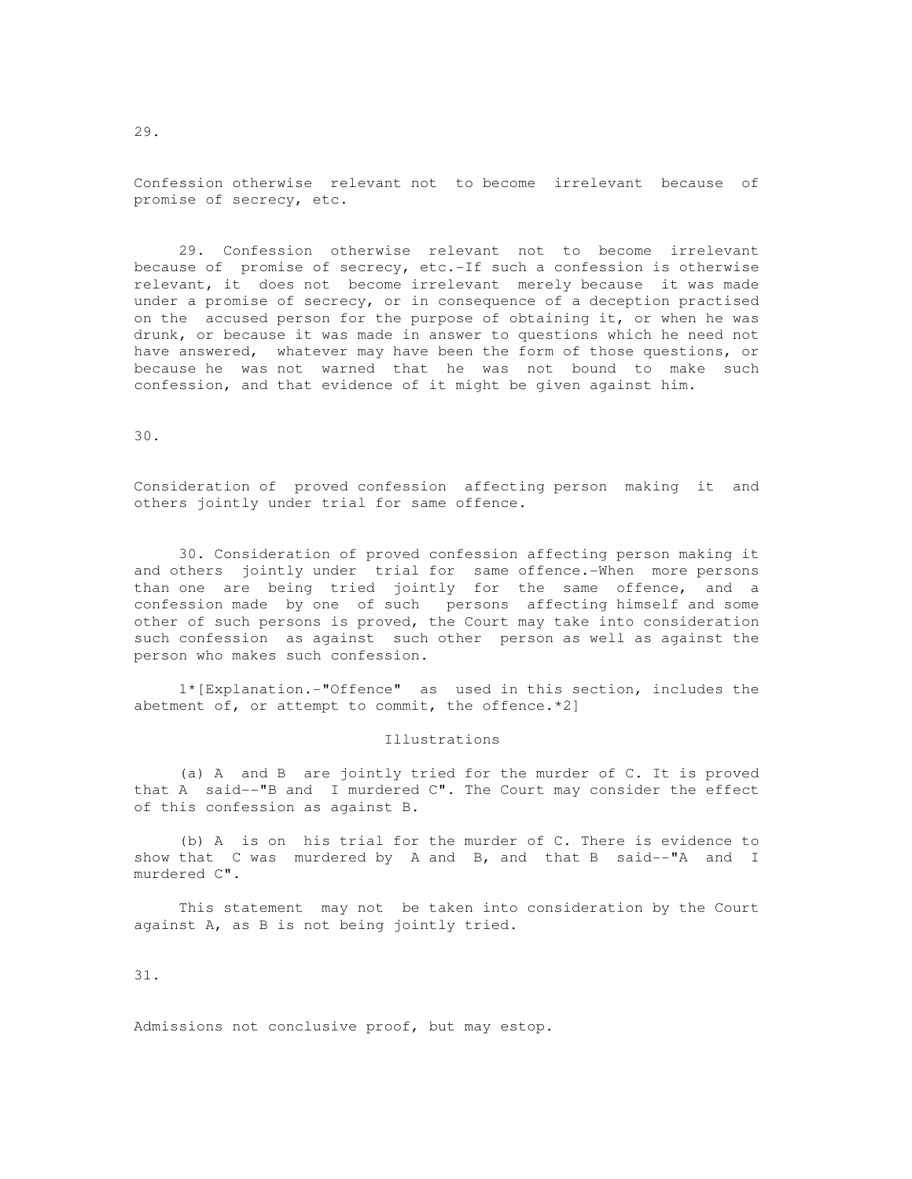29.

Confession otherwise relevant not to become irrelevant because of promise of secrecy, etc.

29. Confession otherwise relevant not to become irrelevant because of promise of secrecy, etc.-If such a confession is otherwise relevant, it does not become irrelevant merely because it was made under a promise of secrecy, or in consequence of a deception practised on the accused person for the purpose of obtaining it, or when he was drunk, or because it was made in answer to questions which he need not have answered, whatever may have been the form of those questions, or because he was not warned that he was not bound to make such confession, and that evidence of it might be given against him.

30.

Consideration of proved confession affecting person making it and others jointly under trial for same offence.

30. Consideration of proved confession affecting person making it and others jointly under trial for same offence.-When more persons than one are being tried jointly for the same offence, and a confession made by one of such persons affecting himself and some other of such persons is proved, the Court may take into consideration such confession as against such other person as well as against the person who makes such confession.

1*[Explanation.-"Offence" as used in this section, includes the abetment of, or attempt to commit, the offence.*2]

Illustrations

(a) A and B are jointly tried for the murder of C. It is proved that A said--"B and I murdered C". The Court may consider the effect of this confession as against B.

(b) A is on his trial for the murder of C. There is evidence to show that C was murdered by A and B, and that B said--"A and I murdered C".

This statement may not be taken into consideration by the Court against A, as B is not being jointly tried.

31.

Admissions not conclusive proof, but may estop.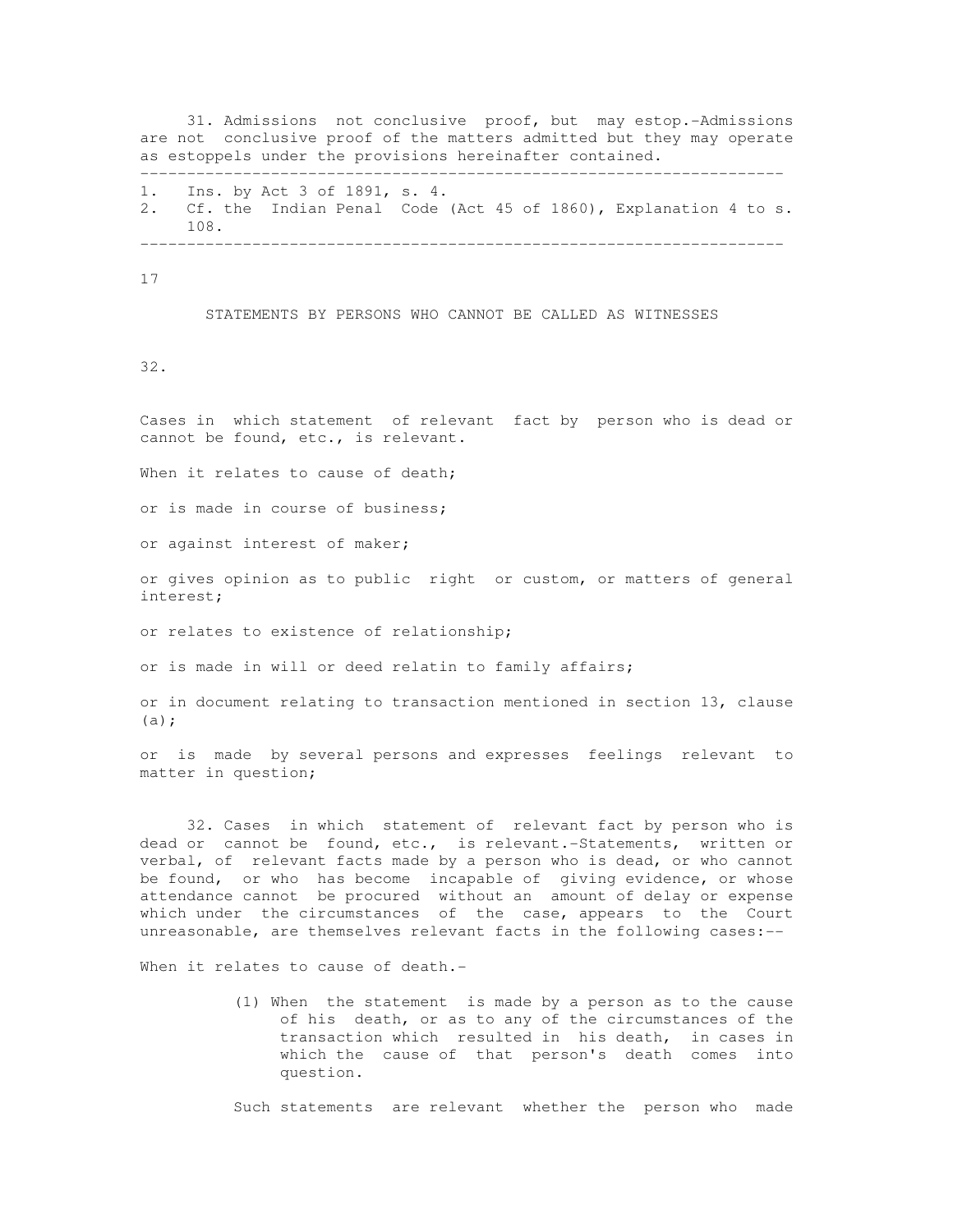31. Admissions not conclusive proof, but may estop.-Admissions are not conclusive proof of the matters admitted but they may operate as estoppels under the provisions hereinafter contained.

---

1. Ins. by Act 3 of 1891, s. 4.
2. Cf. the Indian Penal Code (Act 45 of 1860), Explanation 4 to s. 108.

---

17

STATEMENTS BY PERSONS WHO CANNOT BE CALLED AS WITNESSES

32.

Cases in which statement of relevant fact by person who is dead or cannot be found, etc., is relevant.

When it relates to cause of death;

or is made in course of business;

or against interest of maker;

or gives opinion as to public right or custom, or matters of general interest;

or relates to existence of relationship;

or is made in will or deed relatin to family affairs;

or in document relating to transaction mentioned in section 13, clause (a);

or is made by several persons and expresses feelings relevant to matter in question;

32. Cases in which statement of relevant fact by person who is dead or cannot be found, etc., is relevant.-Statements, written or verbal, of relevant facts made by a person who is dead, or who cannot be found, or who has become incapable of giving evidence, or whose attendance cannot be procured without an amount of delay or expense which under the circumstances of the case, appears to the Court unreasonable, are themselves relevant facts in the following cases:--

When it relates to cause of death.-

(1) When the statement is made by a person as to the cause of his death, or as to any of the circumstances of the transaction which resulted in his death, in cases in which the cause of that person's death comes into question.

Such statements are relevant whether the person who made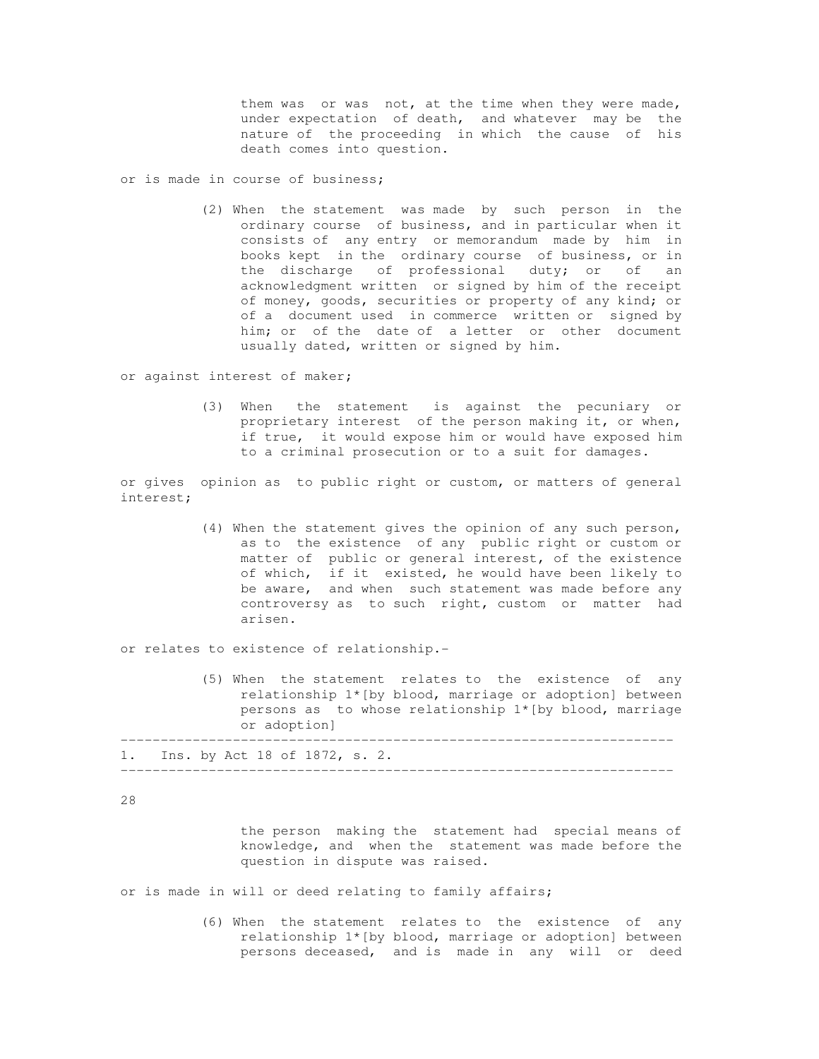them was or was not, at the time when they were made, under expectation of death, and whatever may be the nature of the proceeding in which the cause of his death comes into question.

or is made in course of business;

(2) When the statement was made by such person in the ordinary course of business, and in particular when it consists of any entry or memorandum made by him in books kept in the ordinary course of business, or in the discharge of professional duty; or of an acknowledgment written or signed by him of the receipt of money, goods, securities or property of any kind; or of a document used in commerce written or signed by him; or of the date of a letter or other document usually dated, written or signed by him.

or against interest of maker;

(3) When the statement is against the pecuniary or proprietary interest of the person making it, or when, if true, it would expose him or would have exposed him to a criminal prosecution or to a suit for damages.

or gives opinion as to public right or custom, or matters of general interest;

(4) When the statement gives the opinion of any such person, as to the existence of any public right or custom or matter of public or general interest, of the existence of which, if it existed, he would have been likely to be aware, and when such statement was made before any controversy as to such right, custom or matter had arisen.

or relates to existence of relationship.-

(5) When the statement relates to the existence of any relationship [1][by blood, marriage or adoption] between persons as to whose relationship [1][by blood, marriage or adoption] the person making the statement had special means of knowledge, and when the statement was made before the question in dispute was raised.

or is made in will or deed relating to family affairs;

(6) When the statement relates to the existence of any relationship [1][by blood, marriage or adoption] between persons deceased, and is made in any will or deed

---

1. Ins. by Act 18 of 1872, s. 2.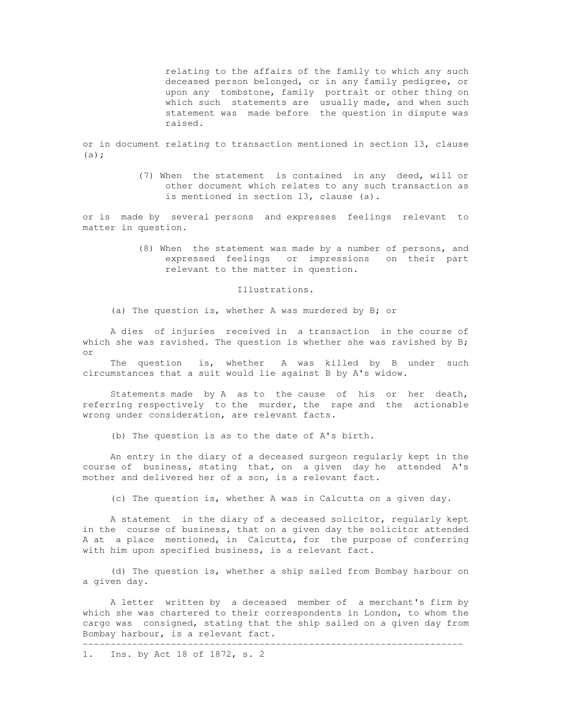relating to the affairs of the family to which any such deceased person belonged, or in any family pedigree, or upon any tombstone, family portrait or other thing on which such statements are usually made, and when such statement was made before the question in dispute was raised.

or in document relating to transaction mentioned in section 13, clause (a);

(7) When the statement is contained in any deed, will or other document which relates to any such transaction as is mentioned in section 13, clause (a).

or is made by several persons and expresses feelings relevant to matter in question.

(8) When the statement was made by a number of persons, and expressed feelings or impressions on their part relevant to the matter in question.

Illustrations.

(a) The question is, whether A was murdered by B; or

A dies of injuries received in a transaction in the course of which she was ravished. The question is whether she was ravished by B; or

The question is, whether A was killed by B under such circumstances that a suit would lie against B by A's widow.

Statements made by A as to the cause of his or her death, referring respectively to the murder, the rape and the actionable wrong under consideration, are relevant facts.

(b) The question is as to the date of A's birth.

An entry in the diary of a deceased surgeon regularly kept in the course of business, stating that, on a given day he attended A's mother and delivered her of a son, is a relevant fact.

(c) The question is, whether A was in Calcutta on a given day.

A statement in the diary of a deceased solicitor, regularly kept in the course of business, that on a given day the solicitor attended A at a place mentioned, in Calcutta, for the purpose of conferring with him upon specified business, is a relevant fact.

(d) The question is, whether a ship sailed from Bombay harbour on a given day.

A letter written by a deceased member of a merchant's firm by which she was chartered to their correspondents in London, to whom the cargo was consigned, stating that the ship sailed on a given day from Bombay harbour, is a relevant fact.

---

1. Ins. by Act 18 of 1872, s. 2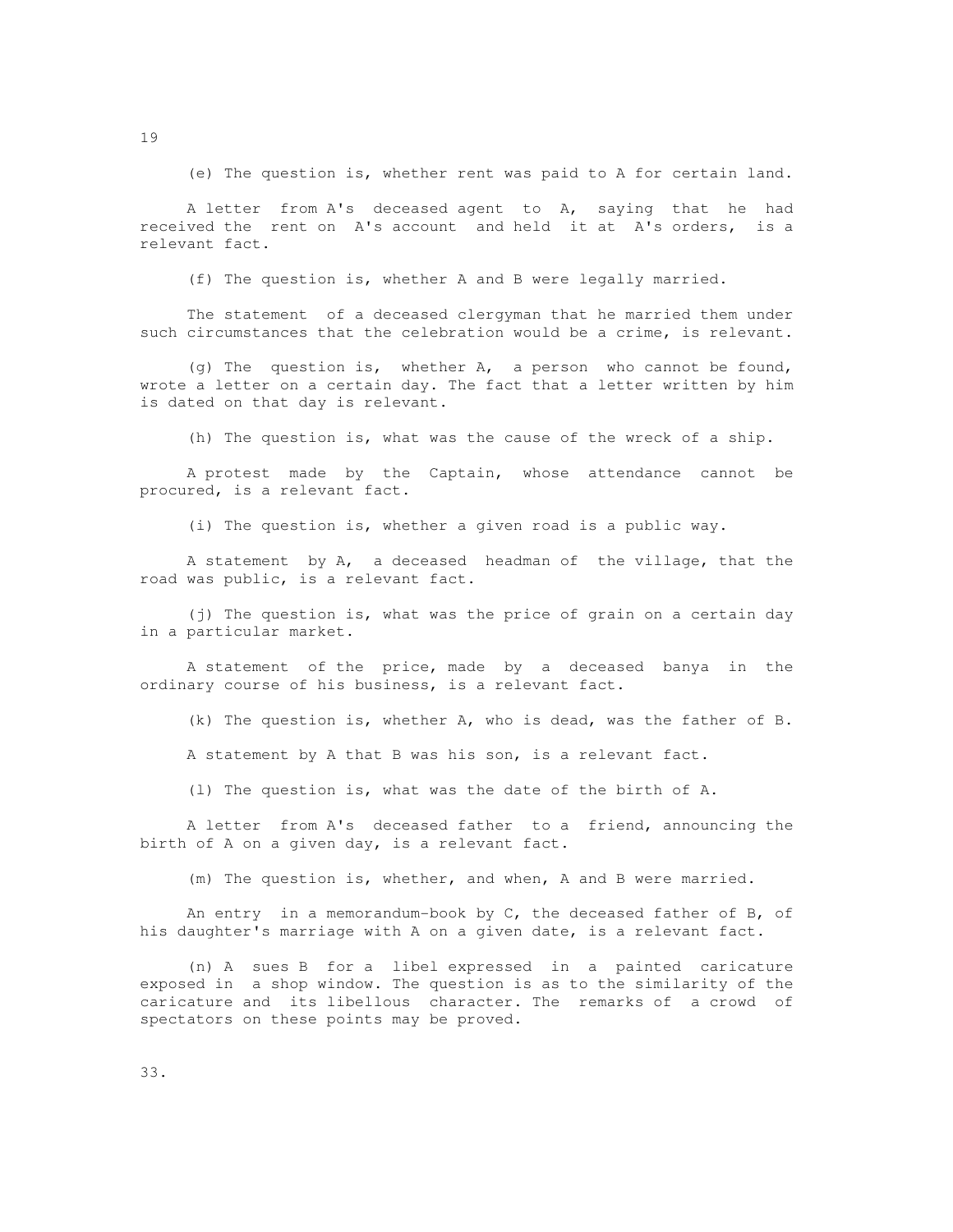(e) The question is, whether rent was paid to A for certain land.

A letter from A's deceased agent to A, saying that he had received the rent on A's account and held it at A's orders, is a relevant fact.

(f) The question is, whether A and B were legally married.

The statement of a deceased clergyman that he married them under such circumstances that the celebration would be a crime, is relevant.

(g) The question is, whether A, a person who cannot be found, wrote a letter on a certain day. The fact that a letter written by him is dated on that day is relevant.

(h) The question is, what was the cause of the wreck of a ship.

A protest made by the Captain, whose attendance cannot be procured, is a relevant fact.

(i) The question is, whether a given road is a public way.

A statement by A, a deceased headman of the village, that the road was public, is a relevant fact.

(j) The question is, what was the price of grain on a certain day in a particular market.

A statement of the price, made by a deceased banya in the ordinary course of his business, is a relevant fact.

(k) The question is, whether A, who is dead, was the father of B.

A statement by A that B was his son, is a relevant fact.

(l) The question is, what was the date of the birth of A.

A letter from A's deceased father to a friend, announcing the birth of A on a given day, is a relevant fact.

(m) The question is, whether, and when, A and B were married.

An entry in a memorandum-book by C, the deceased father of B, of his daughter's marriage with A on a given date, is a relevant fact.

(n) A sues B for a libel expressed in a painted caricature exposed in a shop window. The question is as to the similarity of the caricature and its libellous character. The remarks of a crowd of spectators on these points may be proved.

33.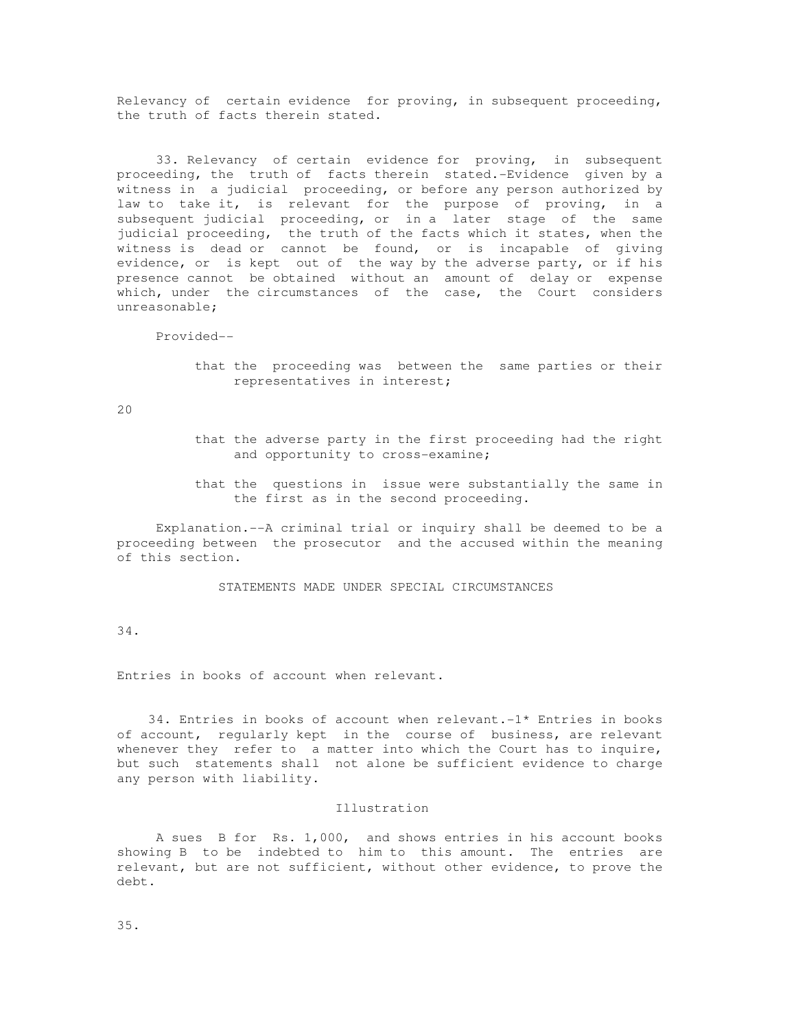Relevancy of certain evidence for proving, in subsequent proceeding, the truth of facts therein stated.

33. Relevancy of certain evidence for proving, in subsequent proceeding, the truth of facts therein stated.–Evidence given by a witness in a judicial proceeding, or before any person authorized by law to take it, is relevant for the purpose of proving, in a subsequent judicial proceeding, or in a later stage of the same judicial proceeding, the truth of the facts which it states, when the witness is dead or cannot be found, or is incapable of giving evidence, or is kept out of the way by the adverse party, or if his presence cannot be obtained without an amount of delay or expense which, under the circumstances of the case, the Court considers unreasonable;

Provided--

that the proceeding was between the same parties or their representatives in interest;

that the adverse party in the first proceeding had the right and opportunity to cross-examine;

that the questions in issue were substantially the same in the first as in the second proceeding.

Explanation.--A criminal trial or inquiry shall be deemed to be a proceeding between the prosecutor and the accused within the meaning of this section.

## STATEMENTS MADE UNDER SPECIAL CIRCUMSTANCES

34.

Entries in books of account when relevant.

34. Entries in books of account when relevant.-1* Entries in books of account, regularly kept in the course of business, are relevant whenever they refer to a matter into which the Court has to inquire, but such statements shall not alone be sufficient evidence to charge any person with liability.

Illustration

A sues B for Rs. 1,000, and shows entries in his account books showing B to be indebted to him to this amount. The entries are relevant, but are not sufficient, without other evidence, to prove the debt.

35.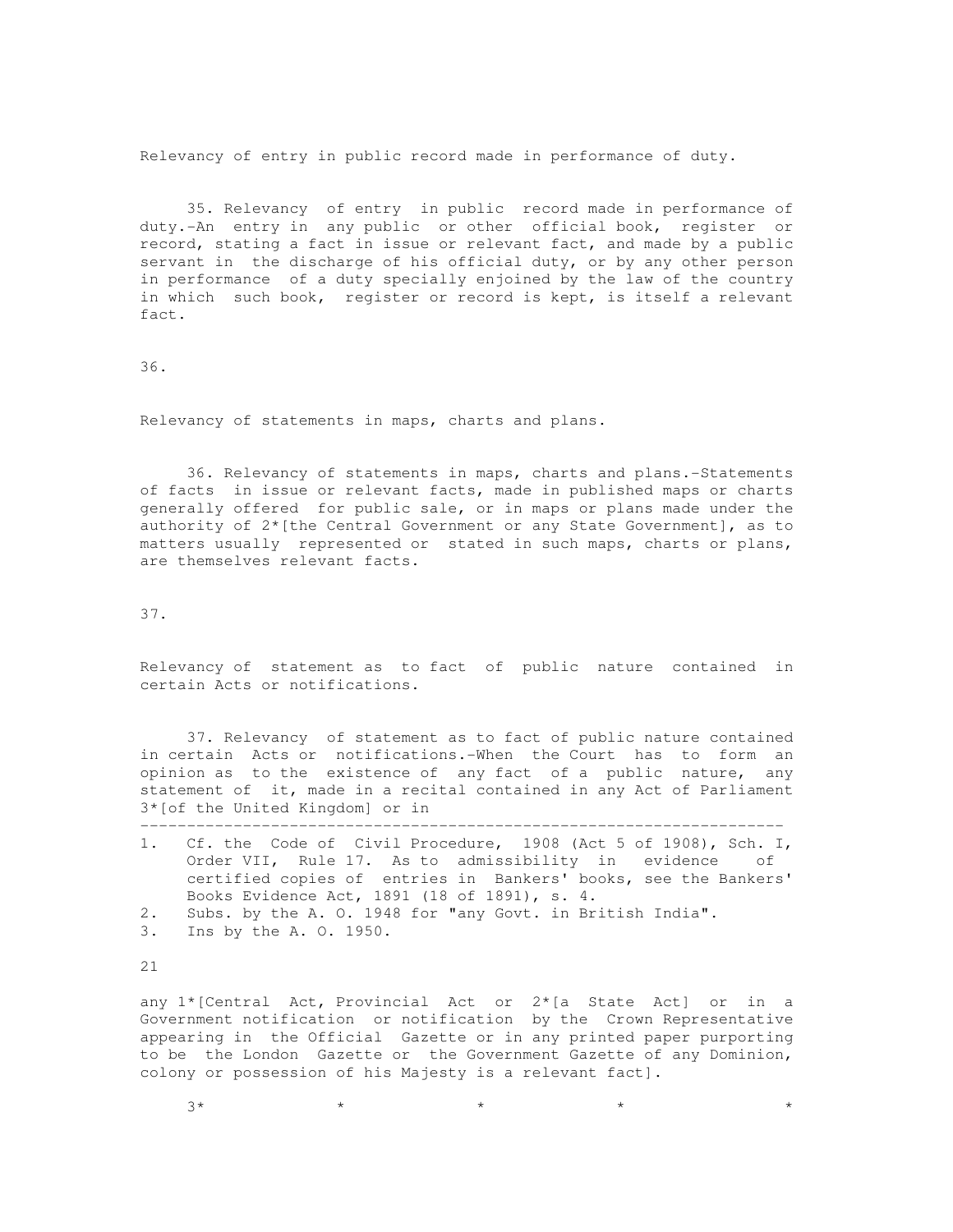Relevancy of entry in public record made in performance of duty.

35. Relevancy of entry in public record made in performance of duty.-An entry in any public or other official book, register or record, stating a fact in issue or relevant fact, and made by a public servant in the discharge of his official duty, or by any other person in performance of a duty specially enjoined by the law of the country in which such book, register or record is kept, is itself a relevant fact.

36.

Relevancy of statements in maps, charts and plans.

36. Relevancy of statements in maps, charts and plans.-Statements of facts in issue or relevant facts, made in published maps or charts generally offered for public sale, or in maps or plans made under the authority of 2*[the Central Government or any State Government], as to matters usually represented or stated in such maps, charts or plans, are themselves relevant facts.

37.

Relevancy of statement as to fact of public nature contained in certain Acts or notifications.

37. Relevancy of statement as to fact of public nature contained in certain Acts or notifications.-When the Court has to form an opinion as to the existence of any fact of a public nature, any statement of it, made in a recital contained in any Act of Parliament 3*[of the United Kingdom] or in

---

1. Cf. the Code of Civil Procedure, 1908 (Act 5 of 1908), Sch. I, Order VII, Rule 17. As to admissibility in evidence of certified copies of entries in Bankers' books, see the Bankers' Books Evidence Act, 1891 (18 of 1891), s. 4.
2. Subs. by the A. O. 1948 for "any Govt. in British India".
3. Ins by the A. O. 1950.

any 1*[Central Act, Provincial Act or 2*[a State Act] or in a Government notification or notification by the Crown Representative appearing in the Official Gazette or in any printed paper purporting to be the London Gazette or the Government Gazette of any Dominion, colony or possession of his Majesty is a relevant fact].

3* * * * *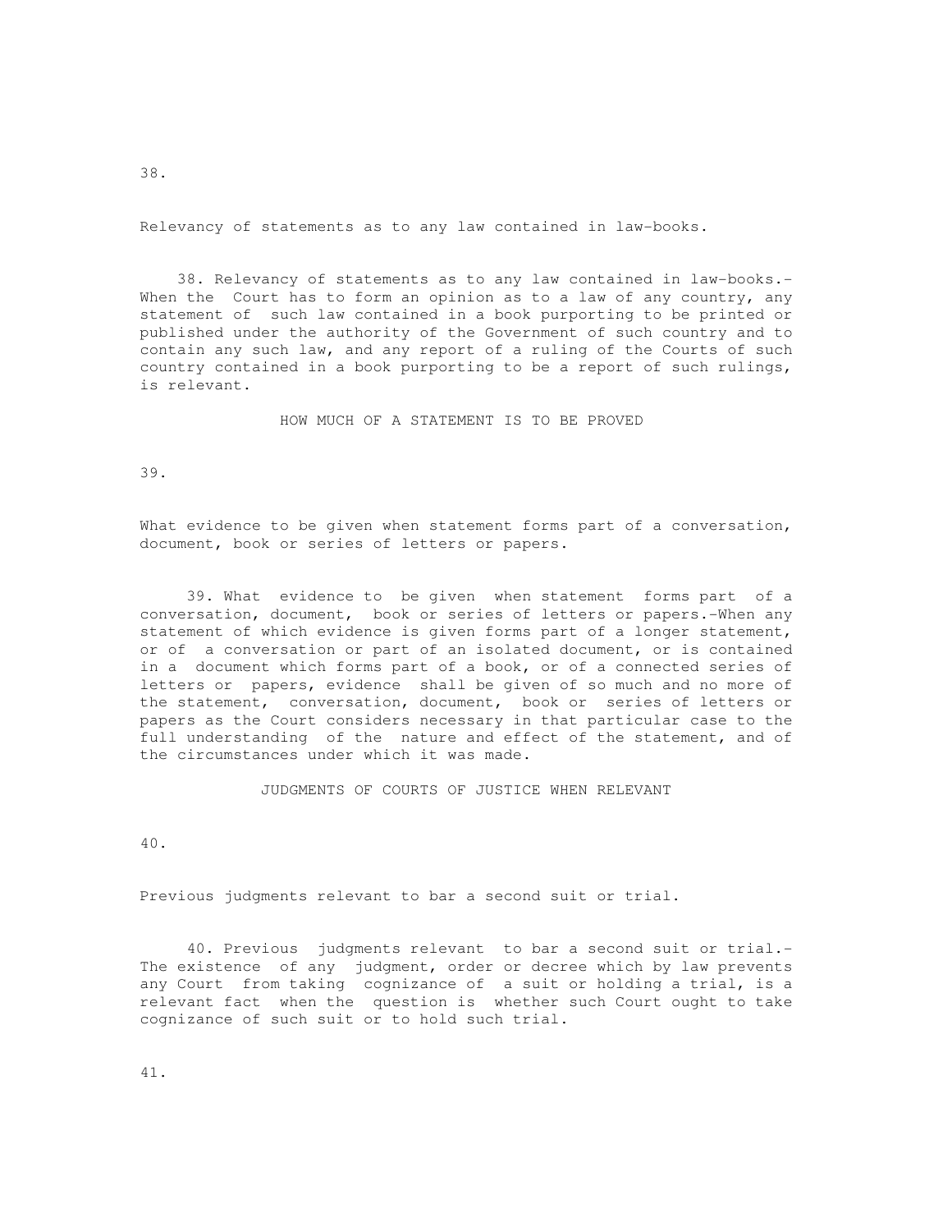38.

Relevancy of statements as to any law contained in law-books.

38. Relevancy of statements as to any law contained in law-books.- When the Court has to form an opinion as to a law of any country, any statement of such law contained in a book purporting to be printed or published under the authority of the Government of such country and to contain any such law, and any report of a ruling of the Courts of such country contained in a book purporting to be a report of such rulings, is relevant.

## HOW MUCH OF A STATEMENT IS TO BE PROVED

39.

What evidence to be given when statement forms part of a conversation, document, book or series of letters or papers.

39. What evidence to be given when statement forms part of a conversation, document, book or series of letters or papers.-When any statement of which evidence is given forms part of a longer statement, or of a conversation or part of an isolated document, or is contained in a document which forms part of a book, or of a connected series of letters or papers, evidence shall be given of so much and no more of the statement, conversation, document, book or series of letters or papers as the Court considers necessary in that particular case to the full understanding of the nature and effect of the statement, and of the circumstances under which it was made.

## JUDGMENTS OF COURTS OF JUSTICE WHEN RELEVANT

40.

Previous judgments relevant to bar a second suit or trial.

40. Previous judgments relevant to bar a second suit or trial.- The existence of any judgment, order or decree which by law prevents any Court from taking cognizance of a suit or holding a trial, is a relevant fact when the question is whether such Court ought to take cognizance of such suit or to hold such trial.

41.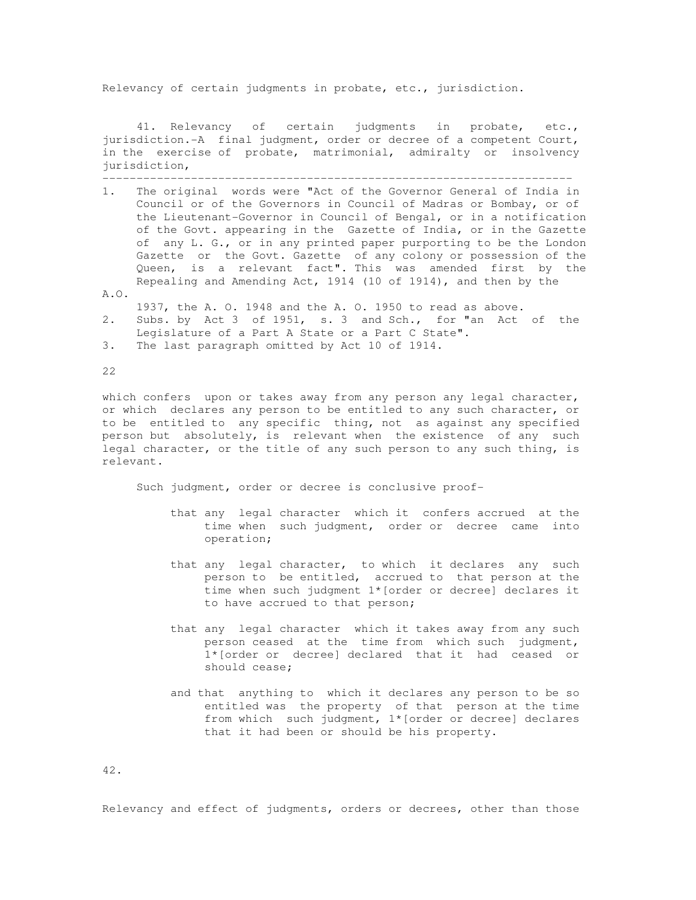Relevancy of certain judgments in probate, etc., jurisdiction.

41. Relevancy of certain judgments in probate, etc., jurisdiction.-A final judgment, order or decree of a competent Court, in the exercise of probate, matrimonial, admiralty or insolvency jurisdiction,

---

1. The original words were "Act of the Governor General of India in Council or of the Governors in Council of Madras or Bombay, or of the Lieutenant-Governor in Council of Bengal, or in a notification of the Govt. appearing in the Gazette of India, or in the Gazette of any L. G., or in any printed paper purporting to be the London Gazette or the Govt. Gazette of any colony or possession of the Queen, is a relevant fact". This was amended first by the Repealing and Amending Act, 1914 (10 of 1914), and then by the A.O. 1937, the A. O. 1948 and the A. O. 1950 to read as above.
2. Subs. by Act 3 of 1951, s. 3 and Sch., for "an Act of the Legislature of a Part A State or a Part C State".
3. The last paragraph omitted by Act 10 of 1914.

which confers upon or takes away from any person any legal character, or which declares any person to be entitled to any such character, or to be entitled to any specific thing, not as against any specified person but absolutely, is relevant when the existence of any such legal character, or the title of any such person to any such thing, is relevant.

Such judgment, order or decree is conclusive proof-

that any legal character which it confers accrued at the time when such judgment, order or decree came into operation;

that any legal character, to which it declares any such person to be entitled, accrued to that person at the time when such judgment 1*[order or decree] declares it to have accrued to that person;

that any legal character which it takes away from any such person ceased at the time from which such judgment, 1*[order or decree] declared that it had ceased or should cease;

and that anything to which it declares any person to be so entitled was the property of that person at the time from which such judgment, 1*[order or decree] declares that it had been or should be his property.

42.

Relevancy and effect of judgments, orders or decrees, other than those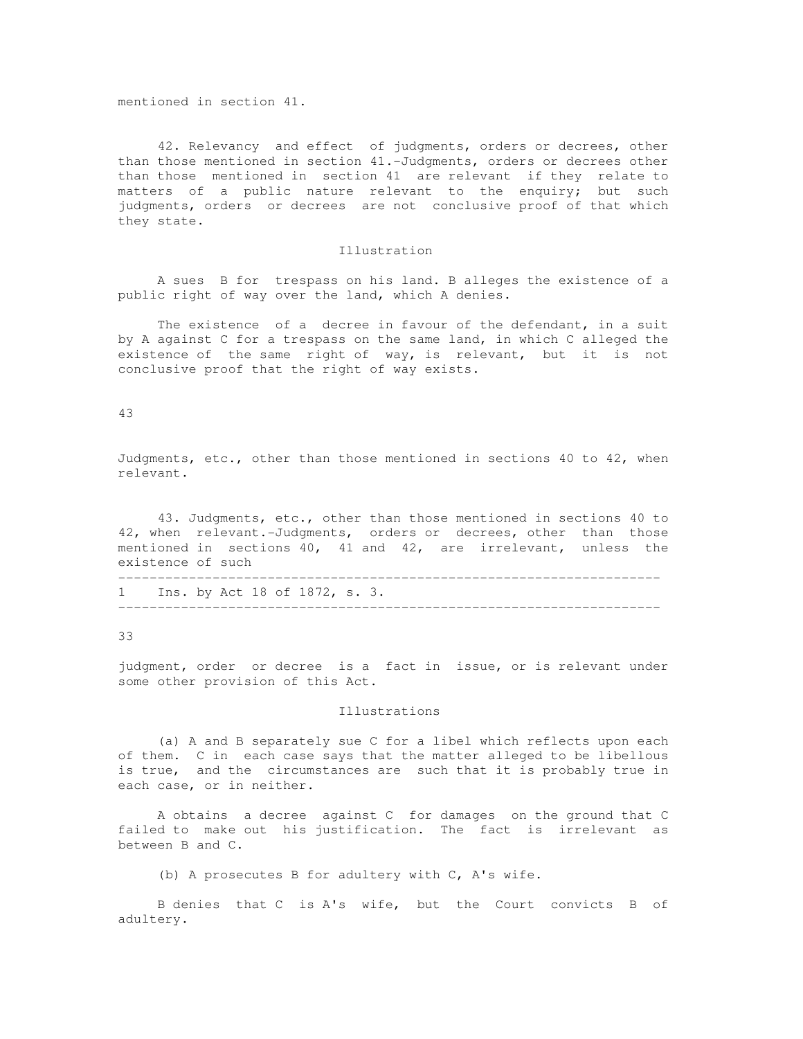mentioned in section 41.

42. Relevancy and effect of judgments, orders or decrees, other than those mentioned in section 41.-Judgments, orders or decrees other than those mentioned in section 41 are relevant if they relate to matters of a public nature relevant to the enquiry; but such judgments, orders or decrees are not conclusive proof of that which they state.

Illustration

A sues B for trespass on his land. B alleges the existence of a public right of way over the land, which A denies.

The existence of a decree in favour of the defendant, in a suit by A against C for a trespass on the same land, in which C alleged the existence of the same right of way, is relevant, but it is not conclusive proof that the right of way exists.

43

Judgments, etc., other than those mentioned in sections 40 to 42, when relevant.

43. Judgments, etc., other than those mentioned in sections 40 to 42, when relevant.-Judgments, orders or decrees, other than those mentioned in sections 40, 41 and 42, are irrelevant, unless the existence of such

---

1 Ins. by Act 18 of 1872, s. 3.

---

judgment, order or decree is a fact in issue, or is relevant under some other provision of this Act.

Illustrations

(a) A and B separately sue C for a libel which reflects upon each of them. C in each case says that the matter alleged to be libellous is true, and the circumstances are such that it is probably true in each case, or in neither.

A obtains a decree against C for damages on the ground that C failed to make out his justification. The fact is irrelevant as between B and C.

(b) A prosecutes B for adultery with C, A's wife.

B denies that C is A's wife, but the Court convicts B of adultery.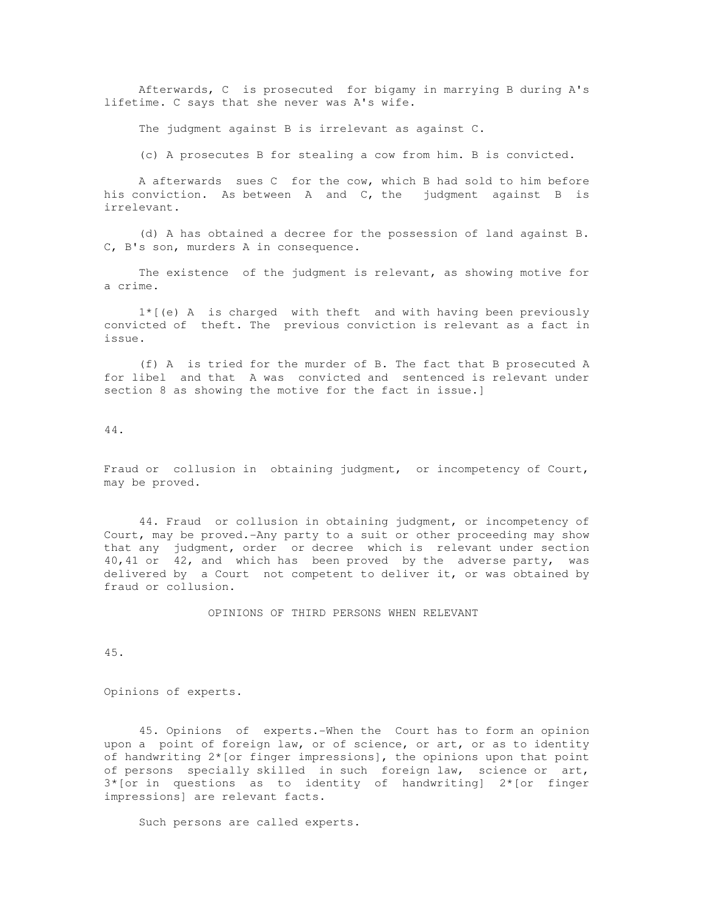Afterwards, C is prosecuted for bigamy in marrying B during A's lifetime. C says that she never was A's wife.

The judgment against B is irrelevant as against C.

(c) A prosecutes B for stealing a cow from him. B is convicted.

A afterwards sues C for the cow, which B had sold to him before his conviction. As between A and C, the judgment against B is irrelevant.

(d) A has obtained a decree for the possession of land against B. C, B's son, murders A in consequence.

The existence of the judgment is relevant, as showing motive for a crime.

1*[(e) A is charged with theft and with having been previously convicted of theft. The previous conviction is relevant as a fact in issue.

(f) A is tried for the murder of B. The fact that B prosecuted A for libel and that A was convicted and sentenced is relevant under section 8 as showing the motive for the fact in issue.]

44.

Fraud or collusion in obtaining judgment, or incompetency of Court, may be proved.

44. Fraud or collusion in obtaining judgment, or incompetency of Court, may be proved.-Any party to a suit or other proceeding may show that any judgment, order or decree which is relevant under section 40,41 or 42, and which has been proved by the adverse party, was delivered by a Court not competent to deliver it, or was obtained by fraud or collusion.

## OPINIONS OF THIRD PERSONS WHEN RELEVANT

45.

Opinions of experts.

45. Opinions of experts.-When the Court has to form an opinion upon a point of foreign law, or of science, or art, or as to identity of handwriting 2*[or finger impressions], the opinions upon that point of persons specially skilled in such foreign law, science or art, 3*[or in questions as to identity of handwriting] 2*[or finger impressions] are relevant facts.

Such persons are called experts.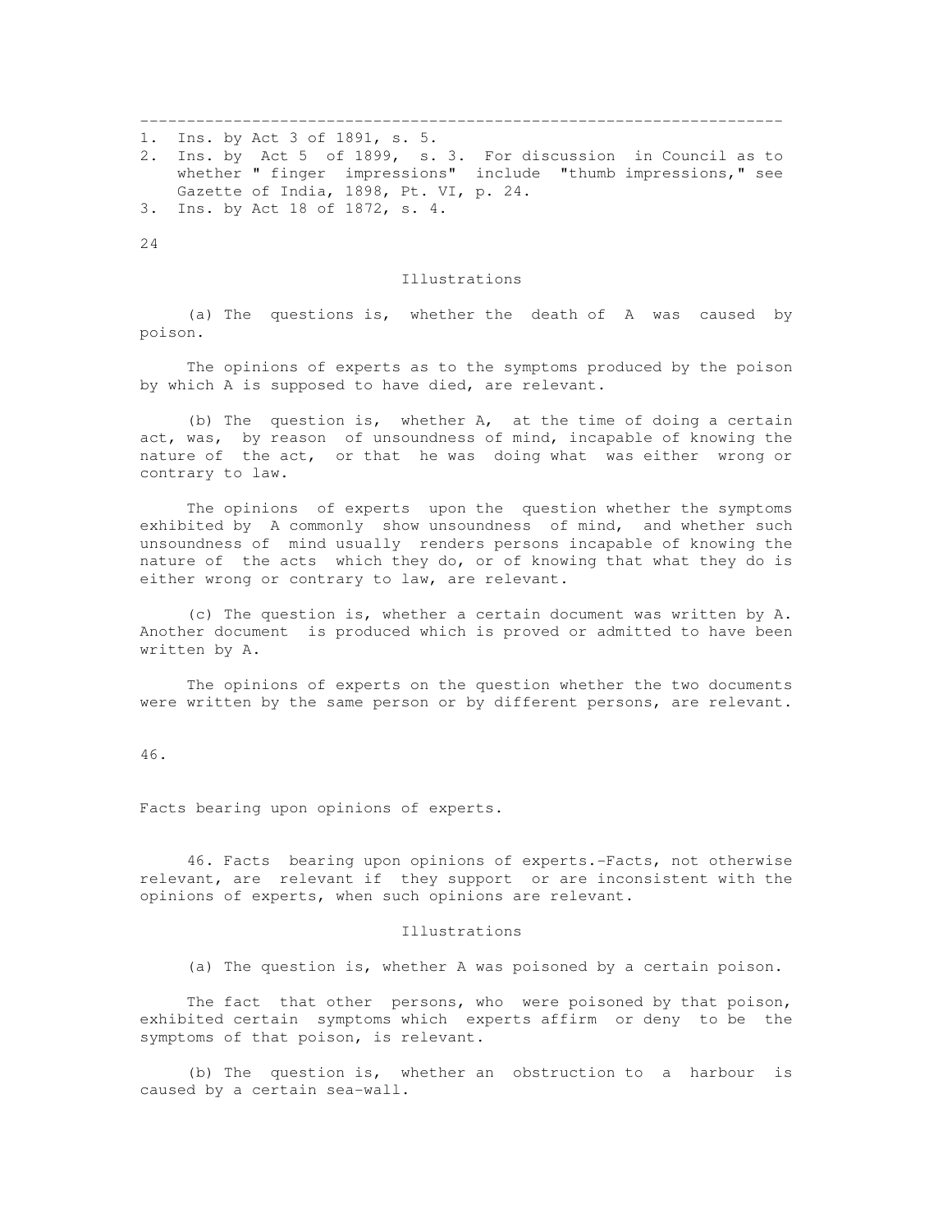---

1. Ins. by Act 3 of 1891, s. 5.
2. Ins. by Act 5 of 1899, s. 3. For discussion in Council as to whether " finger impressions" include "thumb impressions," see Gazette of India, 1898, Pt. VI, p. 24.
3. Ins. by Act 18 of 1872, s. 4.

### Illustrations

(a) The questions is, whether the death of A was caused by poison.

The opinions of experts as to the symptoms produced by the poison by which A is supposed to have died, are relevant.

(b) The question is, whether A, at the time of doing a certain act, was, by reason of unsoundness of mind, incapable of knowing the nature of the act, or that he was doing what was either wrong or contrary to law.

The opinions of experts upon the question whether the symptoms exhibited by A commonly show unsoundness of mind, and whether such unsoundness of mind usually renders persons incapable of knowing the nature of the acts which they do, or of knowing that what they do is either wrong or contrary to law, are relevant.

(c) The question is, whether a certain document was written by A. Another document is produced which is proved or admitted to have been written by A.

The opinions of experts on the question whether the two documents were written by the same person or by different persons, are relevant.

46.

Facts bearing upon opinions of experts.

46. Facts bearing upon opinions of experts.-Facts, not otherwise relevant, are relevant if they support or are inconsistent with the opinions of experts, when such opinions are relevant.

### Illustrations

(a) The question is, whether A was poisoned by a certain poison.

The fact that other persons, who were poisoned by that poison, exhibited certain symptoms which experts affirm or deny to be the symptoms of that poison, is relevant.

(b) The question is, whether an obstruction to a harbour is caused by a certain sea-wall.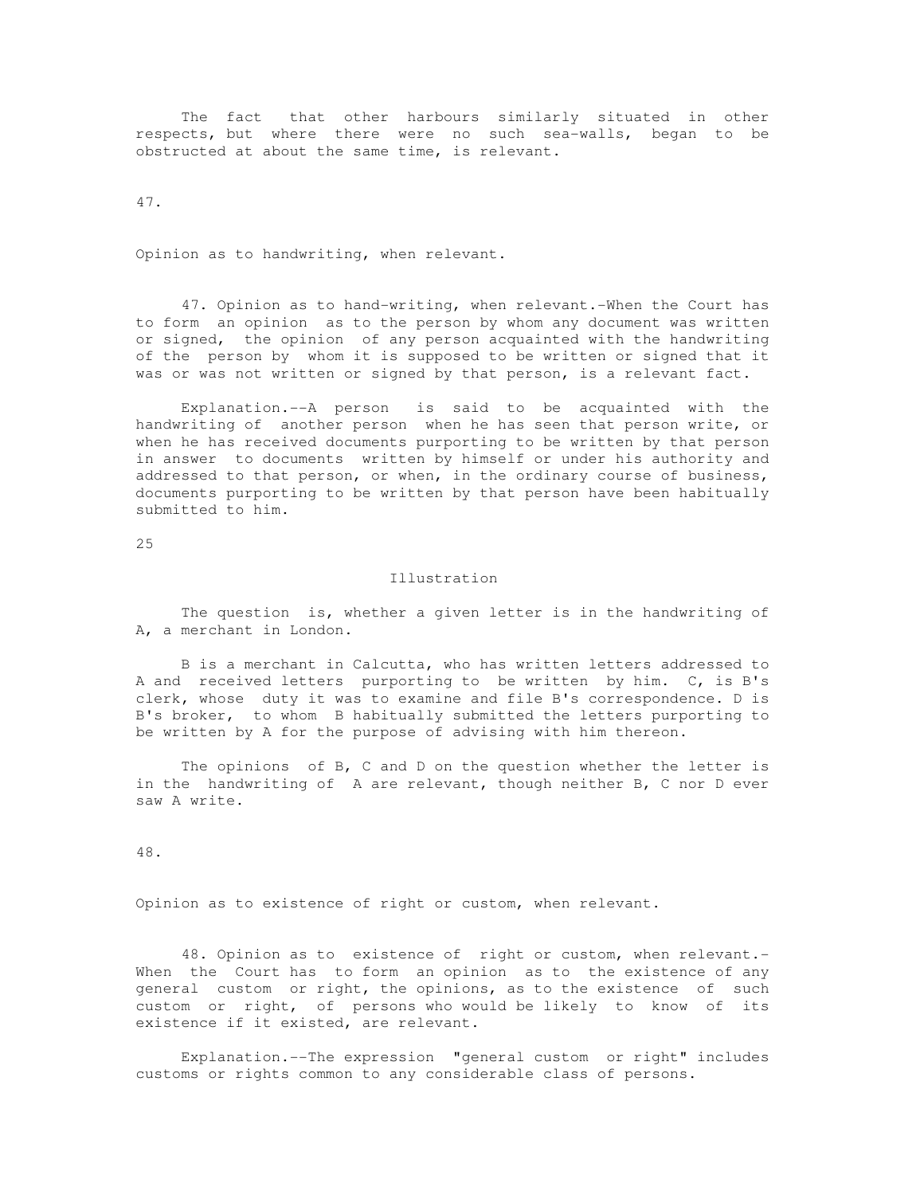The fact that other harbours similarly situated in other respects, but where there were no such sea-walls, began to be obstructed at about the same time, is relevant.

47.

Opinion as to handwriting, when relevant.

47. Opinion as to hand-writing, when relevant.-When the Court has to form an opinion as to the person by whom any document was written or signed, the opinion of any person acquainted with the handwriting of the person by whom it is supposed to be written or signed that it was or was not written or signed by that person, is a relevant fact.

Explanation.--A person is said to be acquainted with the handwriting of another person when he has seen that person write, or when he has received documents purporting to be written by that person in answer to documents written by himself or under his authority and addressed to that person, or when, in the ordinary course of business, documents purporting to be written by that person have been habitually submitted to him.

Illustration

The question is, whether a given letter is in the handwriting of A, a merchant in London.

B is a merchant in Calcutta, who has written letters addressed to A and received letters purporting to be written by him. C, is B's clerk, whose duty it was to examine and file B's correspondence. D is B's broker, to whom B habitually submitted the letters purporting to be written by A for the purpose of advising with him thereon.

The opinions of B, C and D on the question whether the letter is in the handwriting of A are relevant, though neither B, C nor D ever saw A write.

48.

Opinion as to existence of right or custom, when relevant.

48. Opinion as to existence of right or custom, when relevant.- When the Court has to form an opinion as to the existence of any general custom or right, the opinions, as to the existence of such custom or right, of persons who would be likely to know of its existence if it existed, are relevant.

Explanation.--The expression "general custom or right" includes customs or rights common to any considerable class of persons.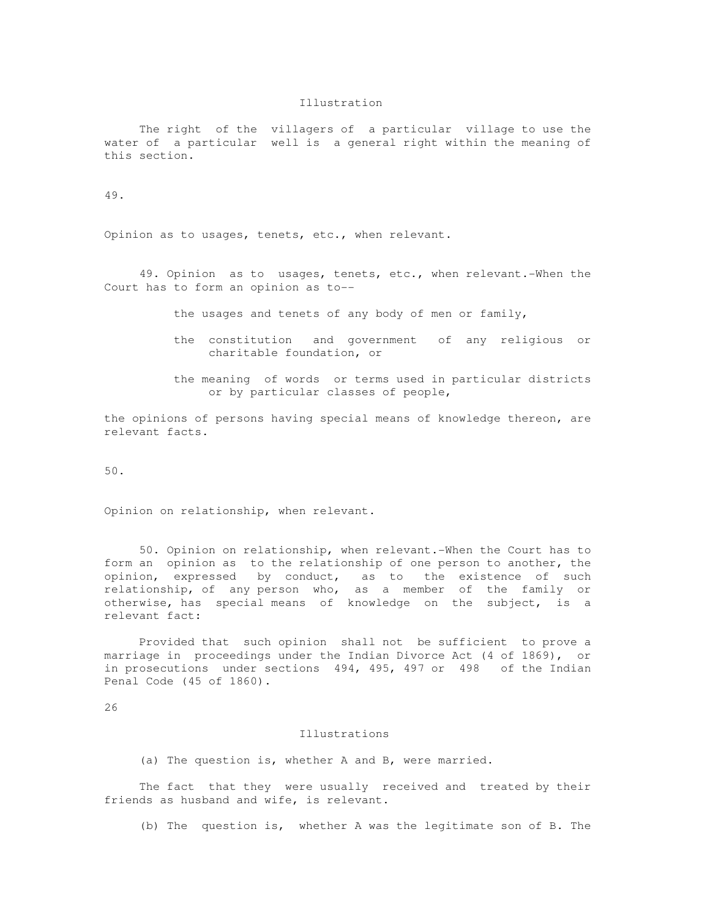Illustration

The right of the villagers of a particular village to use the water of a particular well is a general right within the meaning of this section.

49.

Opinion as to usages, tenets, etc., when relevant.

49. Opinion as to usages, tenets, etc., when relevant.-When the Court has to form an opinion as to--

the usages and tenets of any body of men or family,

the constitution and government of any religious or charitable foundation, or

the meaning of words or terms used in particular districts or by particular classes of people,

the opinions of persons having special means of knowledge thereon, are relevant facts.

50.

Opinion on relationship, when relevant.

50. Opinion on relationship, when relevant.-When the Court has to form an opinion as to the relationship of one person to another, the opinion, expressed by conduct, as to the existence of such relationship, of any person who, as a member of the family or otherwise, has special means of knowledge on the subject, is a relevant fact:

Provided that such opinion shall not be sufficient to prove a marriage in proceedings under the Indian Divorce Act (4 of 1869), or in prosecutions under sections 494, 495, 497 or 498 of the Indian Penal Code (45 of 1860).

Illustrations

(a) The question is, whether A and B, were married.

The fact that they were usually received and treated by their friends as husband and wife, is relevant.

(b) The question is, whether A was the legitimate son of B. The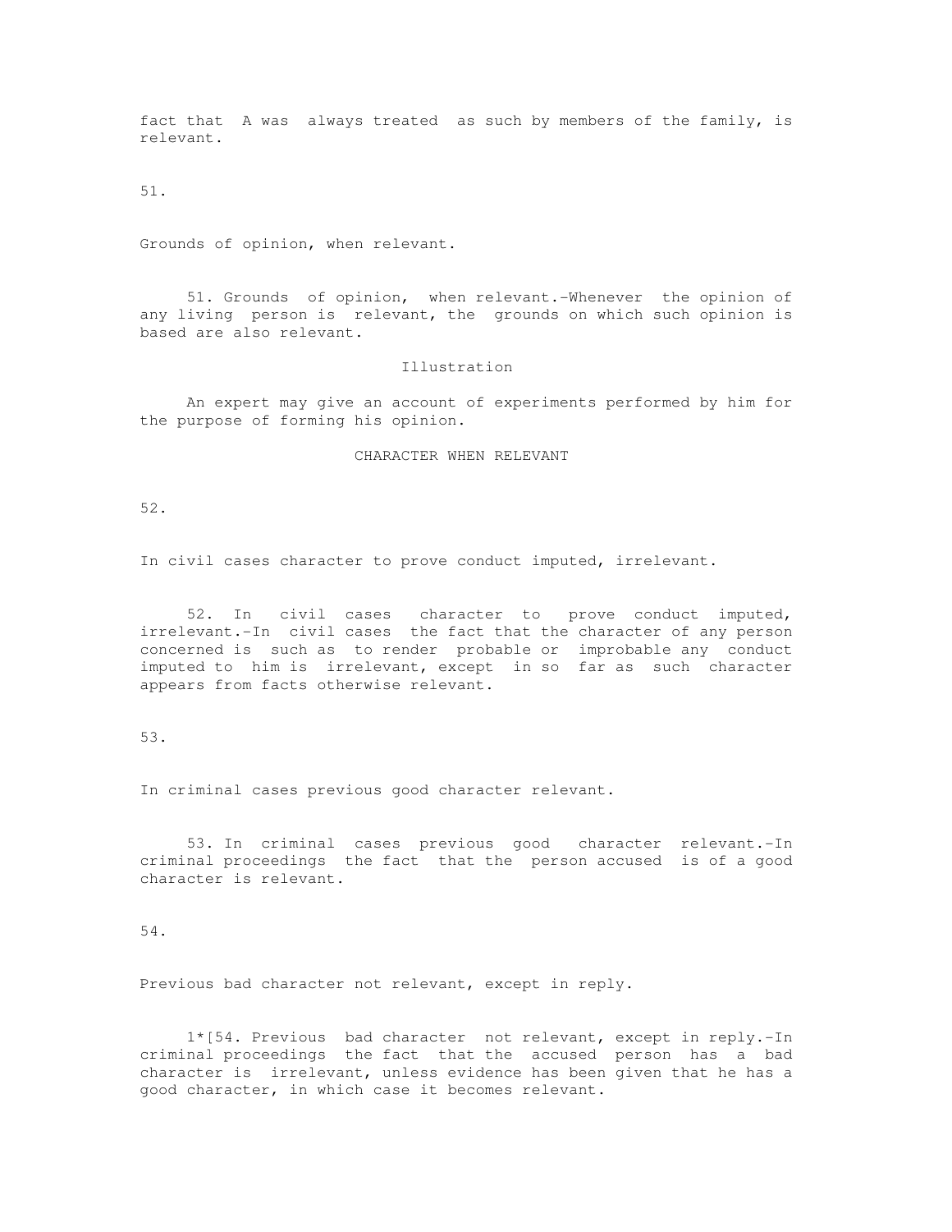fact that A was always treated as such by members of the family, is relevant.

51.

Grounds of opinion, when relevant.

51. Grounds of opinion, when relevant.-Whenever the opinion of any living person is relevant, the grounds on which such opinion is based are also relevant.

Illustration

An expert may give an account of experiments performed by him for the purpose of forming his opinion.

## CHARACTER WHEN RELEVANT

52.

In civil cases character to prove conduct imputed, irrelevant.

52. In civil cases character to prove conduct imputed, irrelevant.-In civil cases the fact that the character of any person concerned is such as to render probable or improbable any conduct imputed to him is irrelevant, except in so far as such character appears from facts otherwise relevant.

53.

In criminal cases previous good character relevant.

53. In criminal cases previous good character relevant.-In criminal proceedings the fact that the person accused is of a good character is relevant.

54.

Previous bad character not relevant, except in reply.

1*[54. Previous bad character not relevant, except in reply.-In criminal proceedings the fact that the accused person has a bad character is irrelevant, unless evidence has been given that he has a good character, in which case it becomes relevant.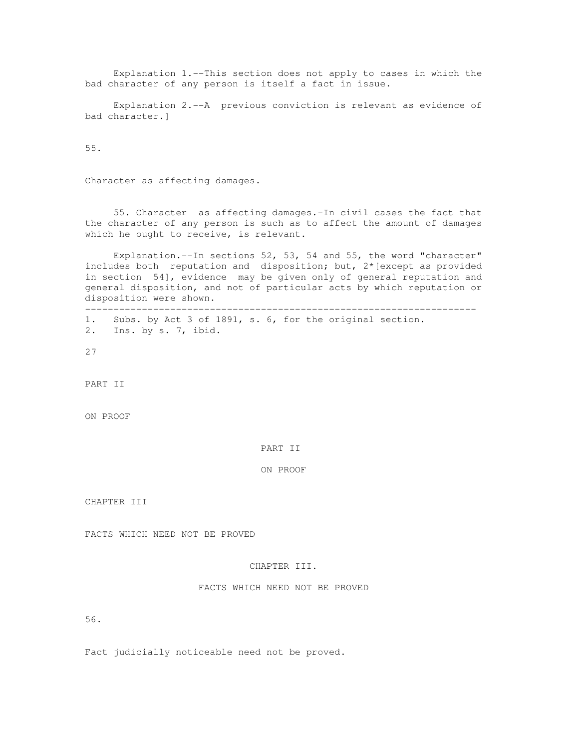Explanation 1.--This section does not apply to cases in which the bad character of any person is itself a fact in issue.

Explanation 2.--A previous conviction is relevant as evidence of bad character.]

55.

Character as affecting damages.

55. Character as affecting damages.-In civil cases the fact that the character of any person is such as to affect the amount of damages which he ought to receive, is relevant.

Explanation.--In sections 52, 53, 54 and 55, the word "character" includes both reputation and disposition; but, 2*[except as provided in section 54], evidence may be given only of general reputation and general disposition, and not of particular acts by which reputation or disposition were shown.

---

1. Subs. by Act 3 of 1891, s. 6, for the original section.
2. Ins. by s. 7, ibid.

# PART II

# ON PROOF

PART II

ON PROOF

## CHAPTER III

## FACTS WHICH NEED NOT BE PROVED

CHAPTER III.

FACTS WHICH NEED NOT BE PROVED

56.

Fact judicially noticeable need not be proved.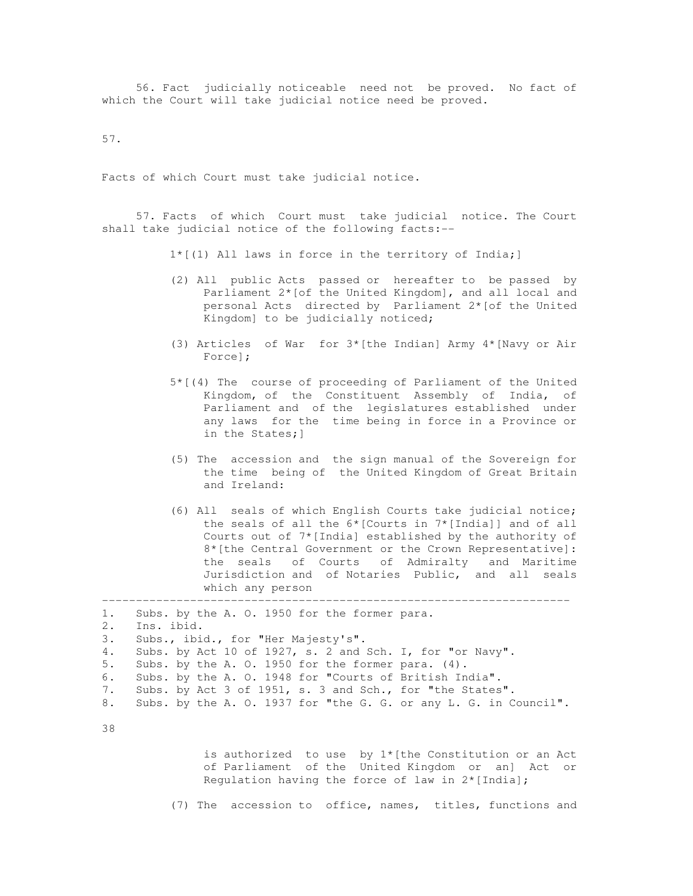56. Fact judicially noticeable need not be proved. No fact of which the Court will take judicial notice need be proved.

57.

Facts of which Court must take judicial notice.

57. Facts of which Court must take judicial notice. The Court shall take judicial notice of the following facts:--

1*[(1) All laws in force in the territory of India;]

(2) All public Acts passed or hereafter to be passed by Parliament 2*[of the United Kingdom], and all local and personal Acts directed by Parliament 2*[of the United Kingdom] to be judicially noticed;

(3) Articles of War for 3*[the Indian] Army 4*[Navy or Air Force];

5*[(4) The course of proceeding of Parliament of the United Kingdom, of the Constituent Assembly of India, of Parliament and of the legislatures established under any laws for the time being in force in a Province or in the States;]

(5) The accession and the sign manual of the Sovereign for the time being of the United Kingdom of Great Britain and Ireland:

(6) All seals of which English Courts take judicial notice; the seals of all the 6*[Courts in 7*[India]] and of all Courts out of 7*[India] established by the authority of 8*[the Central Government or the Crown Representative]: the seals of Courts of Admiralty and Maritime Jurisdiction and of Notaries Public, and all seals which any person

---

1. Subs. by the A. O. 1950 for the former para.
2. Ins. ibid.
3. Subs., ibid., for "Her Majesty's".
4. Subs. by Act 10 of 1927, s. 2 and Sch. I, for "or Navy".
5. Subs. by the A. O. 1950 for the former para. (4).
6. Subs. by the A. O. 1948 for "Courts of British India".
7. Subs. by Act 3 of 1951, s. 3 and Sch., for "the States".
8. Subs. by the A. O. 1937 for "the G. G. or any L. G. in Council".

is authorized to use by 1*[the Constitution or an Act of Parliament of the United Kingdom or an] Act or Regulation having the force of law in 2*[India];

(7) The accession to office, names, titles, functions and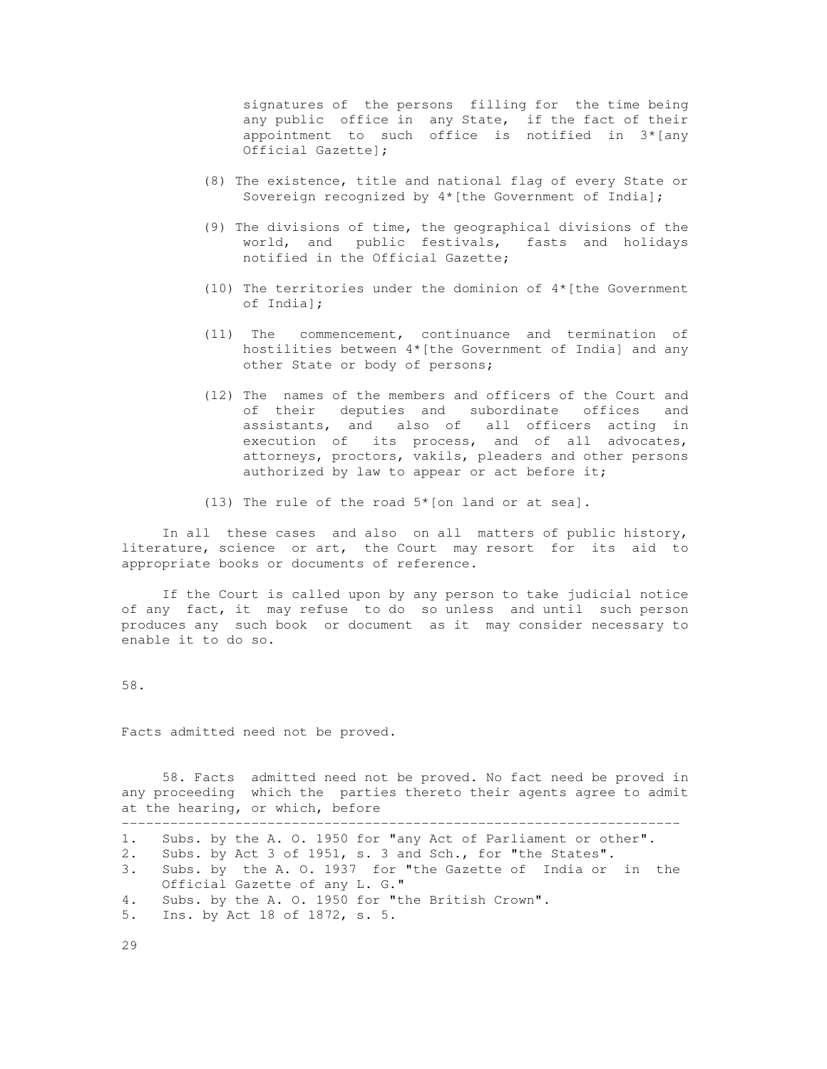signatures of the persons filling for the time being any public office in any State, if the fact of their appointment to such office is notified in 3*[any Official Gazette];

(8) The existence, title and national flag of every State or Sovereign recognized by 4*[the Government of India];

(9) The divisions of time, the geographical divisions of the world, and public festivals, fasts and holidays notified in the Official Gazette;

(10) The territories under the dominion of 4*[the Government of India];

(11) The commencement, continuance and termination of hostilities between 4*[the Government of India] and any other State or body of persons;

(12) The names of the members and officers of the Court and of their deputies and subordinate offices and assistants, and also of all officers acting in execution of its process, and of all advocates, attorneys, proctors, vakils, pleaders and other persons authorized by law to appear or act before it;

(13) The rule of the road 5*[on land or at sea].

In all these cases and also on all matters of public history, literature, science or art, the Court may resort for its aid to appropriate books or documents of reference.

If the Court is called upon by any person to take judicial notice of any fact, it may refuse to do so unless and until such person produces any such book or document as it may consider necessary to enable it to do so.

58.

Facts admitted need not be proved.

58. Facts admitted need not be proved. No fact need be proved in any proceeding which the parties thereto their agents agree to admit at the hearing, or which, before

---

1. Subs. by the A. O. 1950 for "any Act of Parliament or other".
2. Subs. by Act 3 of 1951, s. 3 and Sch., for "the States".
3. Subs. by the A. O. 1937 for "the Gazette of India or in the Official Gazette of any L. G."
4. Subs. by the A. O. 1950 for "the British Crown".
5. Ins. by Act 18 of 1872, s. 5.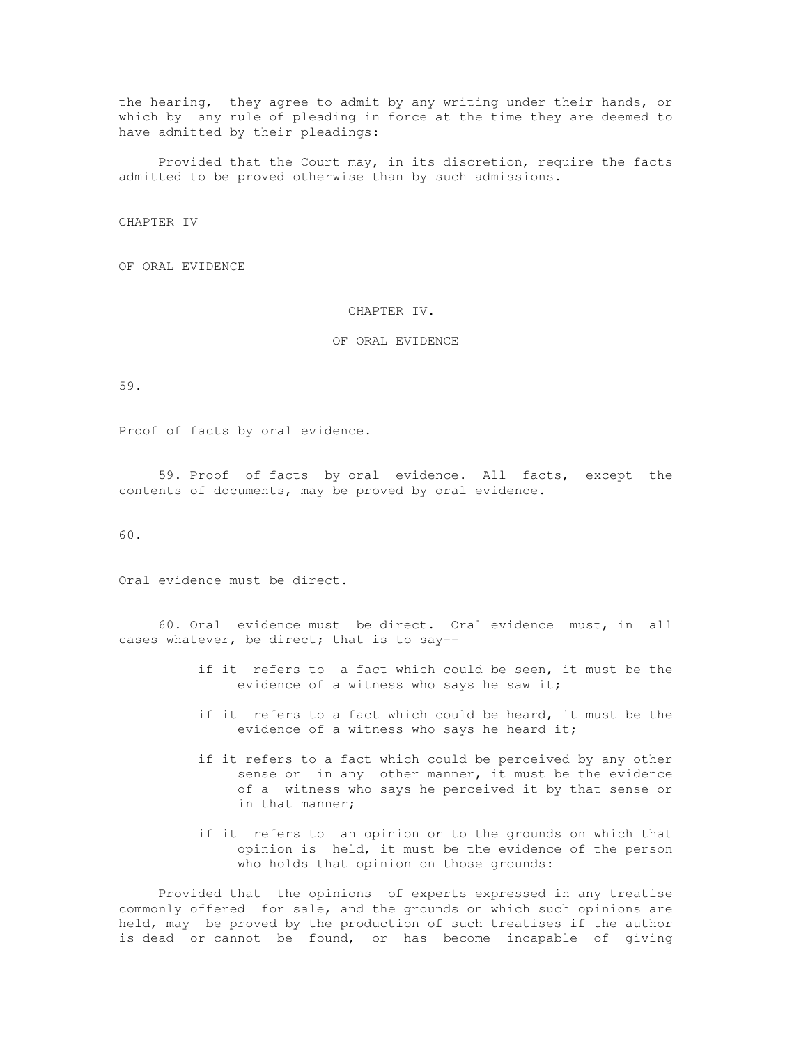the hearing, they agree to admit by any writing under their hands, or which by any rule of pleading in force at the time they are deemed to have admitted by their pleadings:

Provided that the Court may, in its discretion, require the facts admitted to be proved otherwise than by such admissions.

CHAPTER IV

OF ORAL EVIDENCE

## CHAPTER IV.

## OF ORAL EVIDENCE

59.

Proof of facts by oral evidence.

59. Proof of facts by oral evidence. All facts, except the contents of documents, may be proved by oral evidence.

60.

Oral evidence must be direct.

60. Oral evidence must be direct. Oral evidence must, in all cases whatever, be direct; that is to say--

if it refers to a fact which could be seen, it must be the evidence of a witness who says he saw it;

if it refers to a fact which could be heard, it must be the evidence of a witness who says he heard it;

if it refers to a fact which could be perceived by any other sense or in any other manner, it must be the evidence of a witness who says he perceived it by that sense or in that manner;

if it refers to an opinion or to the grounds on which that opinion is held, it must be the evidence of the person who holds that opinion on those grounds:

Provided that the opinions of experts expressed in any treatise commonly offered for sale, and the grounds on which such opinions are held, may be proved by the production of such treatises if the author is dead or cannot be found, or has become incapable of giving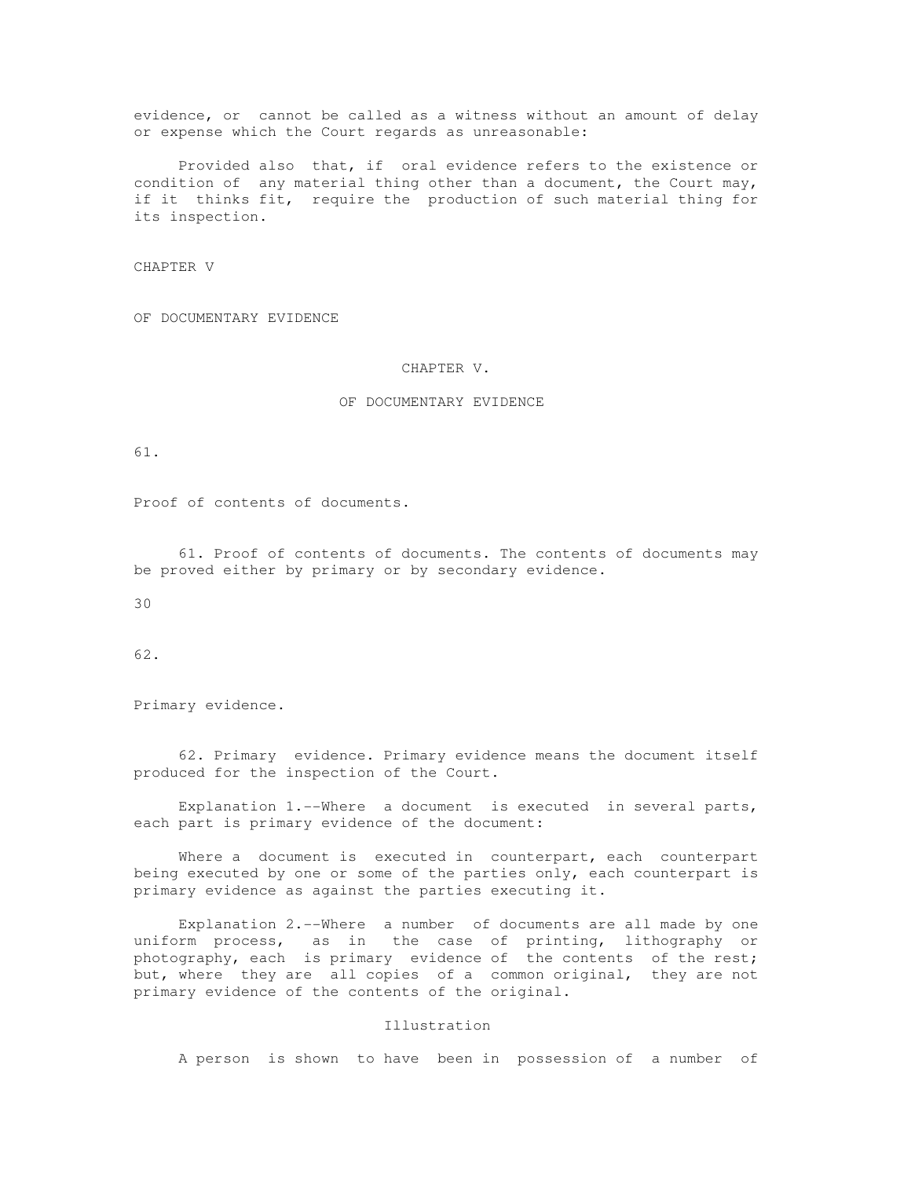evidence, or cannot be called as a witness without an amount of delay or expense which the Court regards as unreasonable:

Provided also that, if oral evidence refers to the existence or condition of any material thing other than a document, the Court may, if it thinks fit, require the production of such material thing for its inspection.

CHAPTER V

OF DOCUMENTARY EVIDENCE

## CHAPTER V.

## OF DOCUMENTARY EVIDENCE

61.

Proof of contents of documents.

61. Proof of contents of documents. The contents of documents may be proved either by primary or by secondary evidence.

62.

Primary evidence.

62. Primary evidence. Primary evidence means the document itself produced for the inspection of the Court.

Explanation 1.--Where a document is executed in several parts, each part is primary evidence of the document:

Where a document is executed in counterpart, each counterpart being executed by one or some of the parties only, each counterpart is primary evidence as against the parties executing it.

Explanation 2.--Where a number of documents are all made by one uniform process, as in the case of printing, lithography or photography, each is primary evidence of the contents of the rest; but, where they are all copies of a common original, they are not primary evidence of the contents of the original.

Illustration

A person is shown to have been in possession of a number of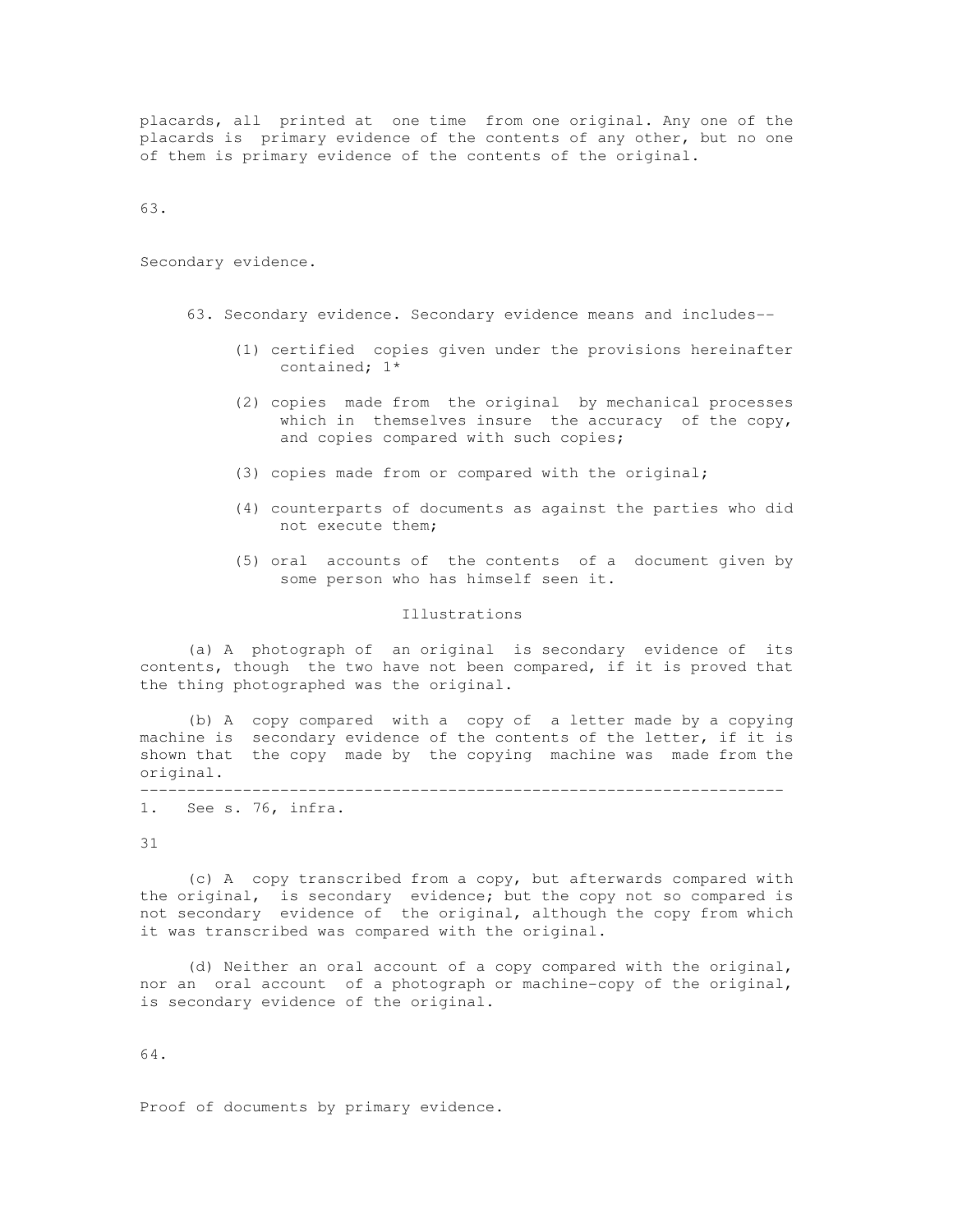placards, all printed at one time from one original. Any one of the placards is primary evidence of the contents of any other, but no one of them is primary evidence of the contents of the original.

63.

Secondary evidence.

63. Secondary evidence. Secondary evidence means and includes--

(1) certified copies given under the provisions hereinafter contained; 1*

(2) copies made from the original by mechanical processes which in themselves insure the accuracy of the copy, and copies compared with such copies;

(3) copies made from or compared with the original;

(4) counterparts of documents as against the parties who did not execute them;

(5) oral accounts of the contents of a document given by some person who has himself seen it.

Illustrations

(a) A photograph of an original is secondary evidence of its contents, though the two have not been compared, if it is proved that the thing photographed was the original.

(b) A copy compared with a copy of a letter made by a copying machine is secondary evidence of the contents of the letter, if it is shown that the copy made by the copying machine was made from the original.

---

1. See s. 76, infra.

(c) A copy transcribed from a copy, but afterwards compared with the original, is secondary evidence; but the copy not so compared is not secondary evidence of the original, although the copy from which it was transcribed was compared with the original.

(d) Neither an oral account of a copy compared with the original, nor an oral account of a photograph or machine-copy of the original, is secondary evidence of the original.

64.

Proof of documents by primary evidence.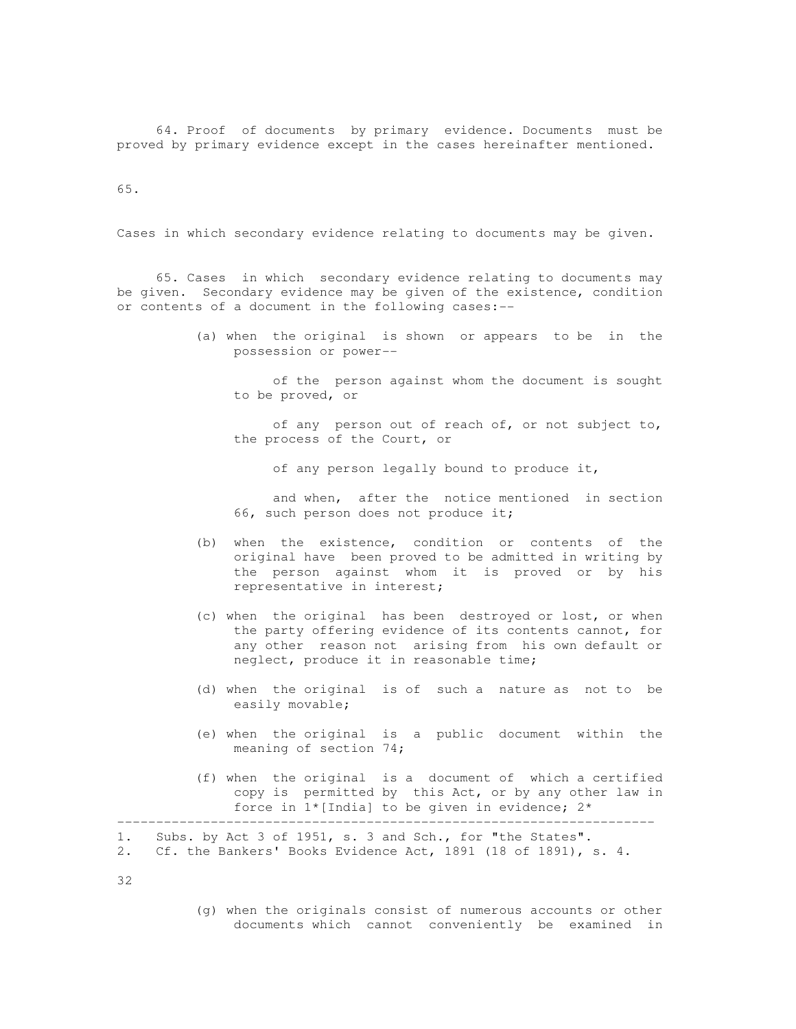64. Proof of documents by primary evidence. Documents must be proved by primary evidence except in the cases hereinafter mentioned.

65.

Cases in which secondary evidence relating to documents may be given.

65. Cases in which secondary evidence relating to documents may be given. Secondary evidence may be given of the existence, condition or contents of a document in the following cases:--

(a) when the original is shown or appears to be in the possession or power--

of the person against whom the document is sought to be proved, or

of any person out of reach of, or not subject to, the process of the Court, or

of any person legally bound to produce it,

and when, after the notice mentioned in section 66, such person does not produce it;

(b) when the existence, condition or contents of the original have been proved to be admitted in writing by the person against whom it is proved or by his representative in interest;

(c) when the original has been destroyed or lost, or when the party offering evidence of its contents cannot, for any other reason not arising from his own default or neglect, produce it in reasonable time;

(d) when the original is of such a nature as not to be easily movable;

(e) when the original is a public document within the meaning of section 74;

(f) when the original is a document of which a certified copy is permitted by this Act, or by any other law in force in 1*[India] to be given in evidence; 2*

---

1. Subs. by Act 3 of 1951, s. 3 and Sch., for "the States".
2. Cf. the Bankers' Books Evidence Act, 1891 (18 of 1891), s. 4.

(g) when the originals consist of numerous accounts or other documents which cannot conveniently be examined in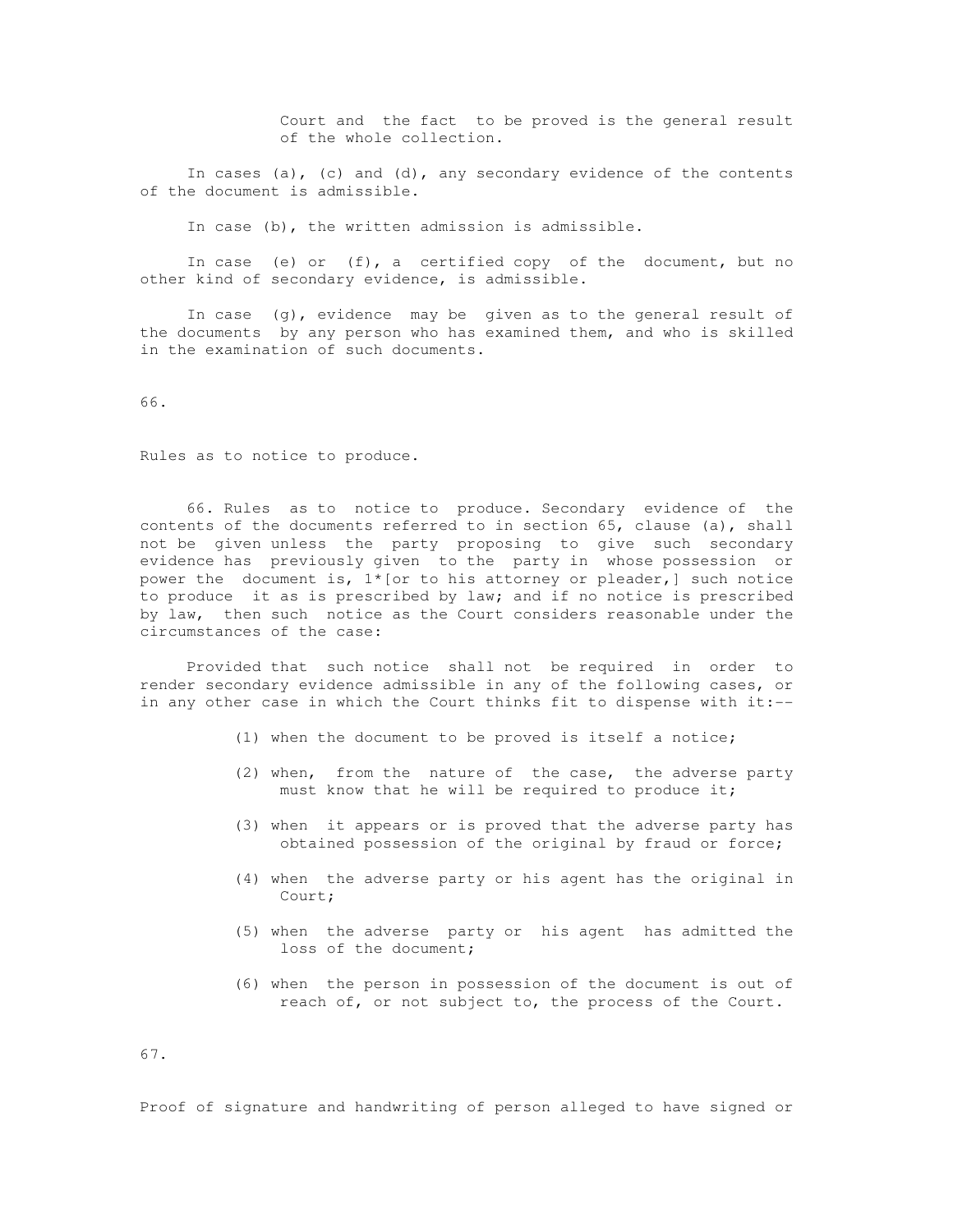Court and the fact to be proved is the general result of the whole collection.

In cases (a), (c) and (d), any secondary evidence of the contents of the document is admissible.

In case (b), the written admission is admissible.

In case (e) or (f), a certified copy of the document, but no other kind of secondary evidence, is admissible.

In case (g), evidence may be given as to the general result of the documents by any person who has examined them, and who is skilled in the examination of such documents.

66.

Rules as to notice to produce.

66. Rules as to notice to produce. Secondary evidence of the contents of the documents referred to in section 65, clause (a), shall not be given unless the party proposing to give such secondary evidence has previously given to the party in whose possession or power the document is, 1*[or to his attorney or pleader,] such notice to produce it as is prescribed by law; and if no notice is prescribed by law, then such notice as the Court considers reasonable under the circumstances of the case:

Provided that such notice shall not be required in order to render secondary evidence admissible in any of the following cases, or in any other case in which the Court thinks fit to dispense with it:--

(1) when the document to be proved is itself a notice;

(2) when, from the nature of the case, the adverse party must know that he will be required to produce it;

(3) when it appears or is proved that the adverse party has obtained possession of the original by fraud or force;

(4) when the adverse party or his agent has the original in Court;

(5) when the adverse party or his agent has admitted the loss of the document;

(6) when the person in possession of the document is out of reach of, or not subject to, the process of the Court.

67.

Proof of signature and handwriting of person alleged to have signed or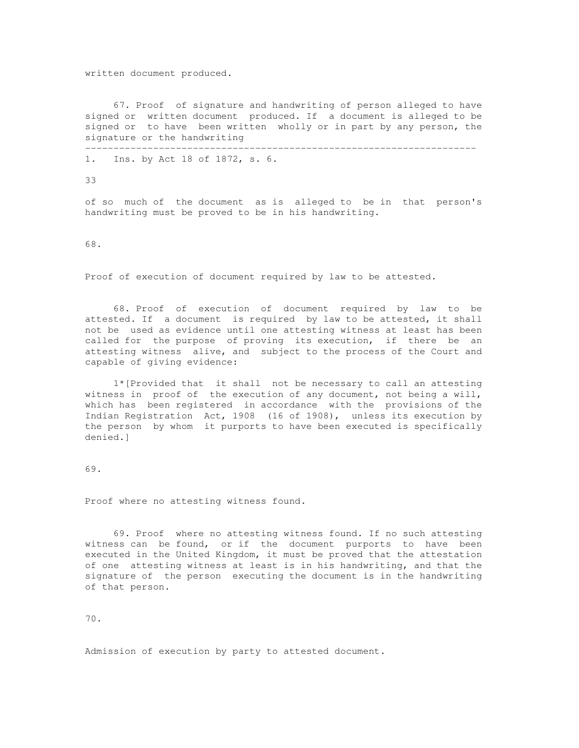written document produced.

67. Proof of signature and handwriting of person alleged to have signed or written document produced. If a document is alleged to be signed or to have been written wholly or in part by any person, the signature or the handwriting

---

1. Ins. by Act 18 of 1872, s. 6.

of so much of the document as is alleged to be in that person's handwriting must be proved to be in his handwriting.

68.

Proof of execution of document required by law to be attested.

68. Proof of execution of document required by law to be attested. If a document is required by law to be attested, it shall not be used as evidence until one attesting witness at least has been called for the purpose of proving its execution, if there be an attesting witness alive, and subject to the process of the Court and capable of giving evidence:

1*[Provided that it shall not be necessary to call an attesting witness in proof of the execution of any document, not being a will, which has been registered in accordance with the provisions of the Indian Registration Act, 1908 (16 of 1908), unless its execution by the person by whom it purports to have been executed is specifically denied.]

69.

Proof where no attesting witness found.

69. Proof where no attesting witness found. If no such attesting witness can be found, or if the document purports to have been executed in the United Kingdom, it must be proved that the attestation of one attesting witness at least is in his handwriting, and that the signature of the person executing the document is in the handwriting of that person.

70.

Admission of execution by party to attested document.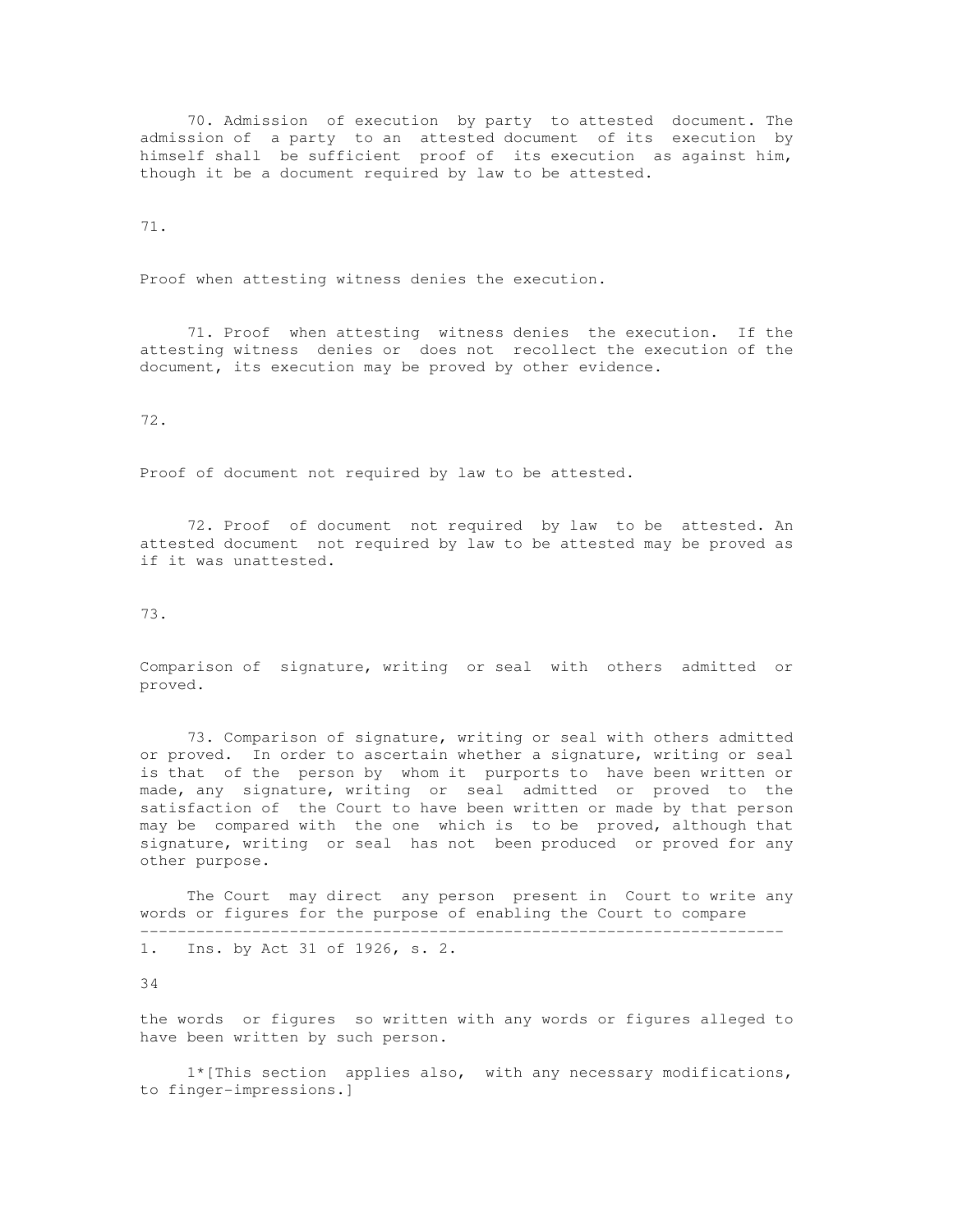70. Admission of execution by party to attested document. The admission of a party to an attested document of its execution by himself shall be sufficient proof of its execution as against him, though it be a document required by law to be attested.

71.

Proof when attesting witness denies the execution.

71. Proof when attesting witness denies the execution. If the attesting witness denies or does not recollect the execution of the document, its execution may be proved by other evidence.

72.

Proof of document not required by law to be attested.

72. Proof of document not required by law to be attested. An attested document not required by law to be attested may be proved as if it was unattested.

73.

Comparison of signature, writing or seal with others admitted or proved.

73. Comparison of signature, writing or seal with others admitted or proved. In order to ascertain whether a signature, writing or seal is that of the person by whom it purports to have been written or made, any signature, writing or seal admitted or proved to the satisfaction of the Court to have been written or made by that person may be compared with the one which is to be proved, although that signature, writing or seal has not been produced or proved for any other purpose.

The Court may direct any person present in Court to write any words or figures for the purpose of enabling the Court to compare the words or figures so written with any words or figures alleged to have been written by such person.

1*[This section applies also, with any necessary modifications, to finger-impressions.]

---

1. Ins. by Act 31 of 1926, s. 2.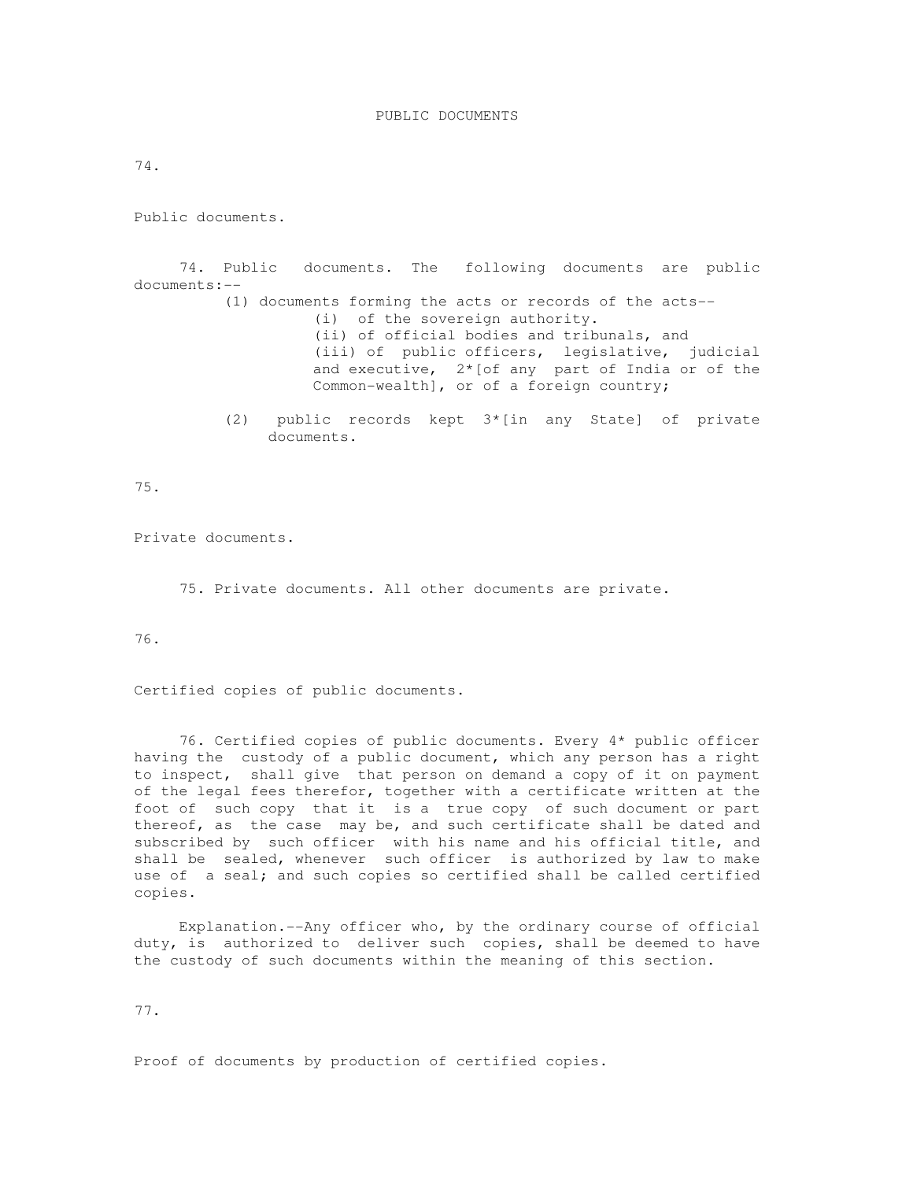## PUBLIC DOCUMENTS

74.

Public documents.

74. Public documents. The following documents are public documents:--

(1) documents forming the acts or records of the acts--

(i) of the sovereign authority.

(ii) of official bodies and tribunals, and

(iii) of public officers, legislative, judicial and executive, 2*[of any part of India or of the Common-wealth], or of a foreign country;

(2) public records kept 3*[in any State] of private documents.

75.

Private documents.

75. Private documents. All other documents are private.

76.

Certified copies of public documents.

76. Certified copies of public documents. Every 4* public officer having the custody of a public document, which any person has a right to inspect, shall give that person on demand a copy of it on payment of the legal fees therefor, together with a certificate written at the foot of such copy that it is a true copy of such document or part thereof, as the case may be, and such certificate shall be dated and subscribed by such officer with his name and his official title, and shall be sealed, whenever such officer is authorized by law to make use of a seal; and such copies so certified shall be called certified copies.

Explanation.--Any officer who, by the ordinary course of official duty, is authorized to deliver such copies, shall be deemed to have the custody of such documents within the meaning of this section.

77.

Proof of documents by production of certified copies.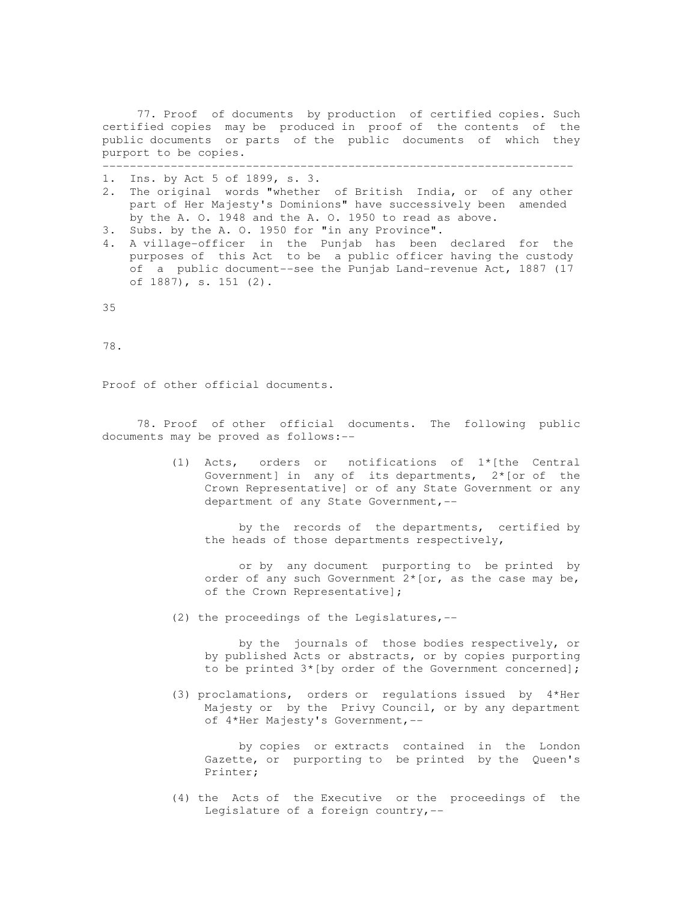77. Proof of documents by production of certified copies. Such certified copies may be produced in proof of the contents of the public documents or parts of the public documents of which they purport to be copies.

---

1. Ins. by Act 5 of 1899, s. 3.
2. The original words "whether of British India, or of any other part of Her Majesty's Dominions" have successively been amended by the A. O. 1948 and the A. O. 1950 to read as above.
3. Subs. by the A. O. 1950 for "in any Province".
4. A village-officer in the Punjab has been declared for the purposes of this Act to be a public officer having the custody of a public document--see the Punjab Land-revenue Act, 1887 (17 of 1887), s. 151 (2).

78.

Proof of other official documents.

78. Proof of other official documents. The following public documents may be proved as follows:--

(1) Acts, orders or notifications of 1*[the Central Government] in any of its departments, 2*[or of the Crown Representative] or of any State Government or any department of any State Government,--

by the records of the departments, certified by the heads of those departments respectively,

or by any document purporting to be printed by order of any such Government 2*[or, as the case may be, of the Crown Representative];

(2) the proceedings of the Legislatures,--

by the journals of those bodies respectively, or by published Acts or abstracts, or by copies purporting to be printed 3*[by order of the Government concerned];

(3) proclamations, orders or regulations issued by 4*Her Majesty or by the Privy Council, or by any department of 4*Her Majesty's Government,--

by copies or extracts contained in the London Gazette, or purporting to be printed by the Queen's Printer;

(4) the Acts of the Executive or the proceedings of the Legislature of a foreign country,--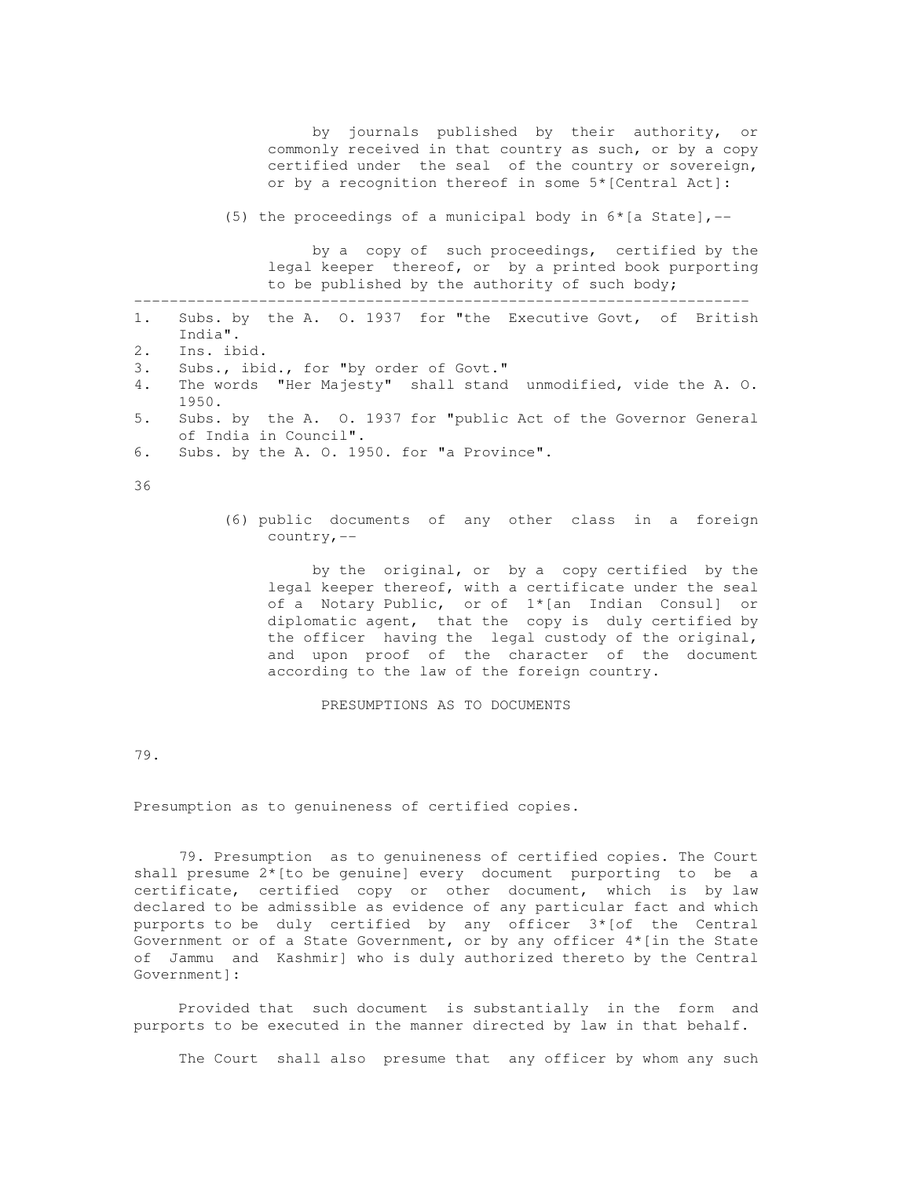by journals published by their authority, or commonly received in that country as such, or by a copy certified under the seal of the country or sovereign, or by a recognition thereof in some 5*[Central Act]:

(5) the proceedings of a municipal body in 6*[a State],--

by a copy of such proceedings, certified by the legal keeper thereof, or by a printed book purporting to be published by the authority of such body;

---

1. Subs. by the A. O. 1937 for "the Executive Govt, of British India".
2. Ins. ibid.
3. Subs., ibid., for "by order of Govt."
4. The words "Her Majesty" shall stand unmodified, vide the A. O. 1950.
5. Subs. by the A. O. 1937 for "public Act of the Governor General of India in Council".
6. Subs. by the A. O. 1950. for "a Province".

(6) public documents of any other class in a foreign country,--

by the original, or by a copy certified by the legal keeper thereof, with a certificate under the seal of a Notary Public, or of 1*[an Indian Consul] or diplomatic agent, that the copy is duly certified by the officer having the legal custody of the original, and upon proof of the character of the document according to the law of the foreign country.

PRESUMPTIONS AS TO DOCUMENTS

79.

Presumption as to genuineness of certified copies.

79. Presumption as to genuineness of certified copies. The Court shall presume 2*[to be genuine] every document purporting to be a certificate, certified copy or other document, which is by law declared to be admissible as evidence of any particular fact and which purports to be duly certified by any officer 3*[of the Central Government or of a State Government, or by any officer 4*[in the State of Jammu and Kashmir] who is duly authorized thereto by the Central Government]:

Provided that such document is substantially in the form and purports to be executed in the manner directed by law in that behalf.

The Court shall also presume that any officer by whom any such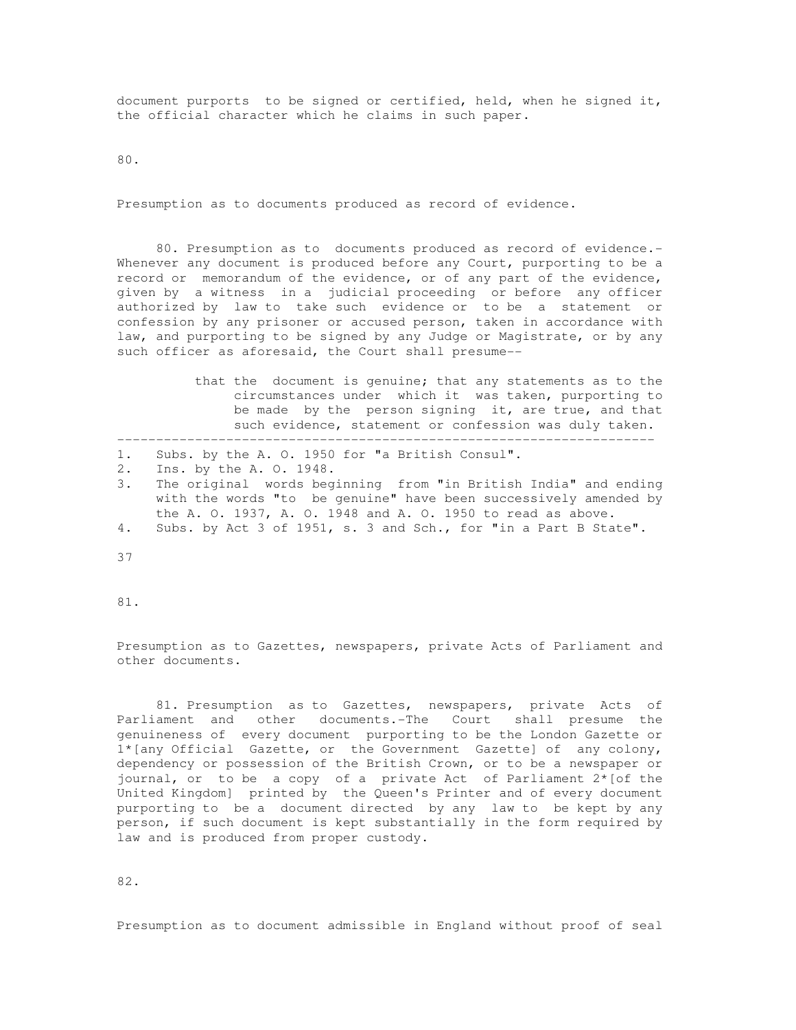document purports to be signed or certified, held, when he signed it, the official character which he claims in such paper.

80.

Presumption as to documents produced as record of evidence.

80. Presumption as to documents produced as record of evidence.- Whenever any document is produced before any Court, purporting to be a record or memorandum of the evidence, or of any part of the evidence, given by a witness in a judicial proceeding or before any officer authorized by law to take such evidence or to be a statement or confession by any prisoner or accused person, taken in accordance with law, and purporting to be signed by any Judge or Magistrate, or by any such officer as aforesaid, the Court shall presume--

> that the document is genuine; that any statements as to the circumstances under which it was taken, purporting to be made by the person signing it, are true, and that such evidence, statement or confession was duly taken.

---

1. Subs. by the A. O. 1950 for "a British Consul".
2. Ins. by the A. O. 1948.
3. The original words beginning from "in British India" and ending with the words "to be genuine" have been successively amended by the A. O. 1937, A. O. 1948 and A. O. 1950 to read as above.
4. Subs. by Act 3 of 1951, s. 3 and Sch., for "in a Part B State".

81.

Presumption as to Gazettes, newspapers, private Acts of Parliament and other documents.

81. Presumption as to Gazettes, newspapers, private Acts of Parliament and other documents.-The Court shall presume the genuineness of every document purporting to be the London Gazette or 1*[any Official Gazette, or the Government Gazette] of any colony, dependency or possession of the British Crown, or to be a newspaper or journal, or to be a copy of a private Act of Parliament 2*[of the United Kingdom] printed by the Queen's Printer and of every document purporting to be a document directed by any law to be kept by any person, if such document is kept substantially in the form required by law and is produced from proper custody.

82.

Presumption as to document admissible in England without proof of seal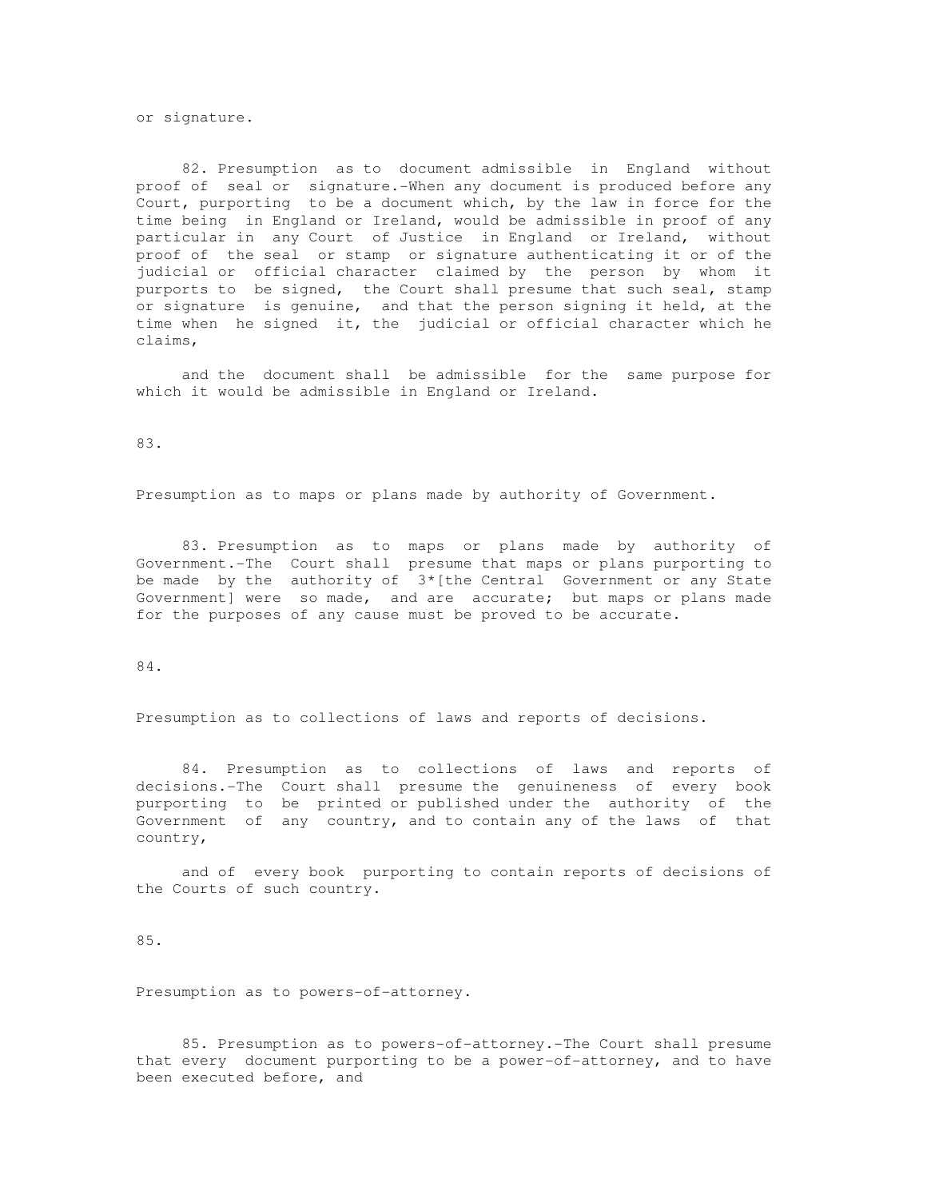or signature.

82. Presumption as to document admissible in England without proof of seal or signature.-When any document is produced before any Court, purporting to be a document which, by the law in force for the time being in England or Ireland, would be admissible in proof of any particular in any Court of Justice in England or Ireland, without proof of the seal or stamp or signature authenticating it or of the judicial or official character claimed by the person by whom it purports to be signed, the Court shall presume that such seal, stamp or signature is genuine, and that the person signing it held, at the time when he signed it, the judicial or official character which he claims,

and the document shall be admissible for the same purpose for which it would be admissible in England or Ireland.

83.

Presumption as to maps or plans made by authority of Government.

83. Presumption as to maps or plans made by authority of Government.-The Court shall presume that maps or plans purporting to be made by the authority of 3*[the Central Government or any State Government] were so made, and are accurate; but maps or plans made for the purposes of any cause must be proved to be accurate.

84.

Presumption as to collections of laws and reports of decisions.

84. Presumption as to collections of laws and reports of decisions.-The Court shall presume the genuineness of every book purporting to be printed or published under the authority of the Government of any country, and to contain any of the laws of that country,

and of every book purporting to contain reports of decisions of the Courts of such country.

85.

Presumption as to powers-of-attorney.

85. Presumption as to powers-of-attorney.-The Court shall presume that every document purporting to be a power-of-attorney, and to have been executed before, and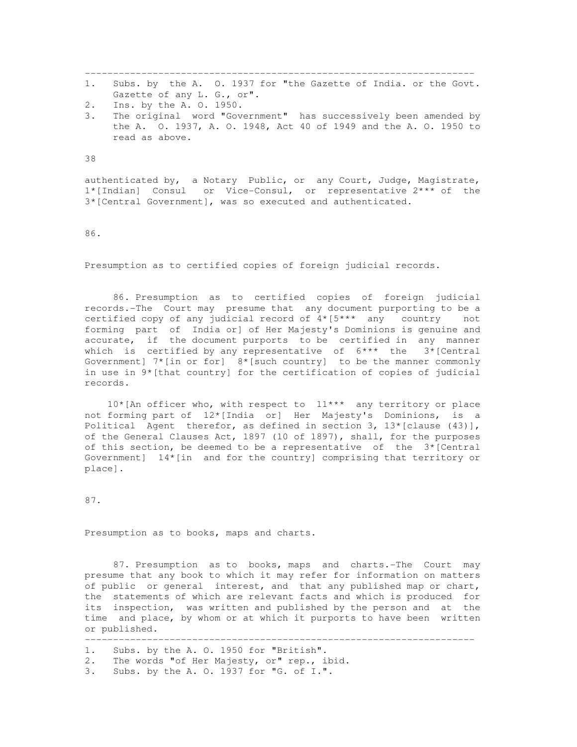---------------------------------------------------------------------

1. Subs. by the A. O. 1937 for "the Gazette of India. or the Govt. Gazette of any L. G., or".
2. Ins. by the A. O. 1950.
3. The original word "Government" has successively been amended by the A. O. 1937, A. O. 1948, Act 40 of 1949 and the A. O. 1950 to read as above.

authenticated by, a Notary Public, or any Court, Judge, Magistrate, 1*[Indian] Consul or Vice-Consul, or representative 2*** of the 3*[Central Government], was so executed and authenticated.

86.

Presumption as to certified copies of foreign judicial records.

86. Presumption as to certified copies of foreign judicial records.-The Court may presume that any document purporting to be a certified copy of any judicial record of 4*[5*** any country not forming part of India or] of Her Majesty's Dominions is genuine and accurate, if the document purports to be certified in any manner which is certified by any representative of 6*** the 3*[Central Government] 7*[in or for] 8*[such country] to be the manner commonly in use in 9*[that country] for the certification of copies of judicial records.

10*[An officer who, with respect to 11*** any territory or place not forming part of 12*[India or] Her Majesty's Dominions, is a Political Agent therefor, as defined in section 3, 13*[clause (43)], of the General Clauses Act, 1897 (10 of 1897), shall, for the purposes of this section, be deemed to be a representative of the 3*[Central Government] 14*[in and for the country] comprising that territory or place].

87.

Presumption as to books, maps and charts.

87. Presumption as to books, maps and charts.-The Court may presume that any book to which it may refer for information on matters of public or general interest, and that any published map or chart, the statements of which are relevant facts and which is produced for its inspection, was written and published by the person and at the time and place, by whom or at which it purports to have been written or published.

---------------------------------------------------------------------

1. Subs. by the A. O. 1950 for "British".
2. The words "of Her Majesty, or" rep., ibid.
3. Subs. by the A. O. 1937 for "G. of I.".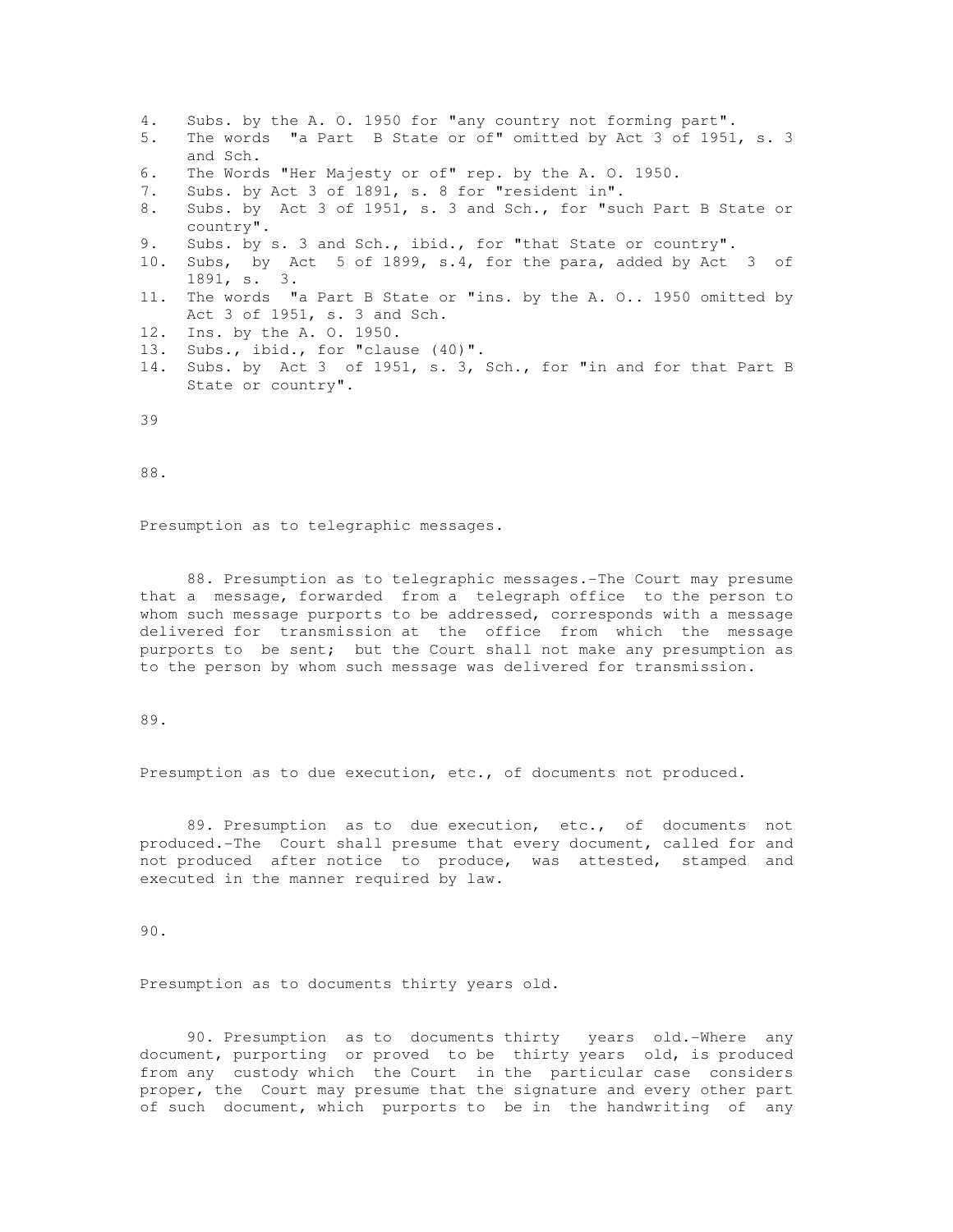4. Subs. by the A. O. 1950 for "any country not forming part".
5. The words "a Part B State or of" omitted by Act 3 of 1951, s. 3 and Sch.
6. The Words "Her Majesty or of" rep. by the A. O. 1950.
7. Subs. by Act 3 of 1891, s. 8 for "resident in".
8. Subs. by Act 3 of 1951, s. 3 and Sch., for "such Part B State or country".
9. Subs. by s. 3 and Sch., ibid., for "that State or country".
10. Subs, by Act 5 of 1899, s.4, for the para, added by Act 3 of 1891, s. 3.
11. The words "a Part B State or "ins. by the A. O.. 1950 omitted by Act 3 of 1951, s. 3 and Sch.
12. Ins. by the A. O. 1950.
13. Subs., ibid., for "clause (40)".
14. Subs. by Act 3 of 1951, s. 3, Sch., for "in and for that Part B State or country".

88.

Presumption as to telegraphic messages.

88. Presumption as to telegraphic messages.-The Court may presume that a message, forwarded from a telegraph office to the person to whom such message purports to be addressed, corresponds with a message delivered for transmission at the office from which the message purports to be sent; but the Court shall not make any presumption as to the person by whom such message was delivered for transmission.

89.

Presumption as to due execution, etc., of documents not produced.

89. Presumption as to due execution, etc., of documents not produced.-The Court shall presume that every document, called for and not produced after notice to produce, was attested, stamped and executed in the manner required by law.

90.

Presumption as to documents thirty years old.

90. Presumption as to documents thirty years old.-Where any document, purporting or proved to be thirty years old, is produced from any custody which the Court in the particular case considers proper, the Court may presume that the signature and every other part of such document, which purports to be in the handwriting of any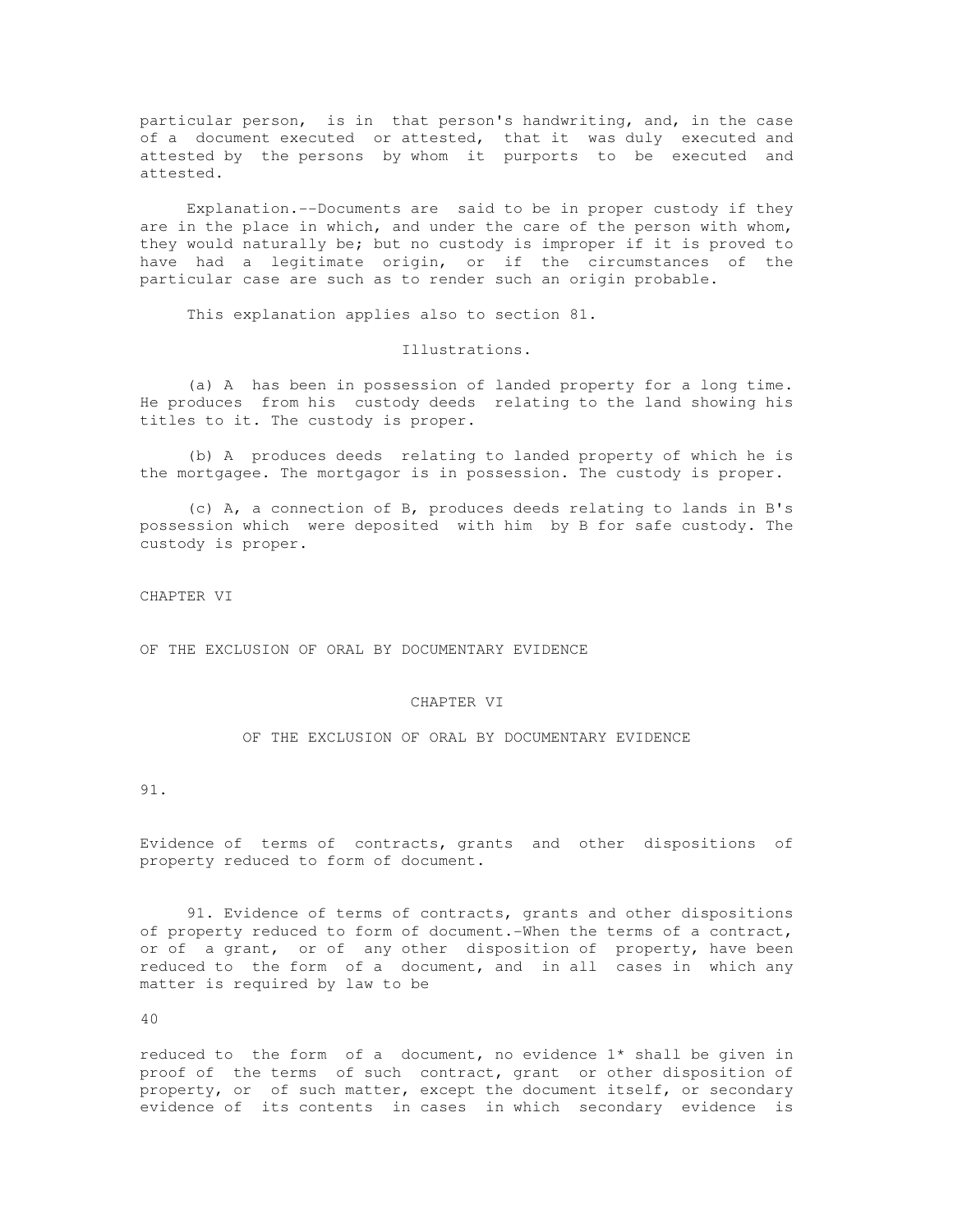particular person, is in that person's handwriting, and, in the case of a document executed or attested, that it was duly executed and attested by the persons by whom it purports to be executed and attested.

Explanation.--Documents are said to be in proper custody if they are in the place in which, and under the care of the person with whom, they would naturally be; but no custody is improper if it is proved to have had a legitimate origin, or if the circumstances of the particular case are such as to render such an origin probable.

This explanation applies also to section 81.

Illustrations.

(a) A has been in possession of landed property for a long time. He produces from his custody deeds relating to the land showing his titles to it. The custody is proper.

(b) A produces deeds relating to landed property of which he is the mortgagee. The mortgagor is in possession. The custody is proper.

(c) A, a connection of B, produces deeds relating to lands in B's possession which were deposited with him by B for safe custody. The custody is proper.

CHAPTER VI

OF THE EXCLUSION OF ORAL BY DOCUMENTARY EVIDENCE

## CHAPTER VI

## OF THE EXCLUSION OF ORAL BY DOCUMENTARY EVIDENCE

91.

Evidence of terms of contracts, grants and other dispositions of property reduced to form of document.

91. Evidence of terms of contracts, grants and other dispositions of property reduced to form of document.-When the terms of a contract, or of a grant, or of any other disposition of property, have been reduced to the form of a document, and in all cases in which any matter is required by law to be

reduced to the form of a document, no evidence 1* shall be given in proof of the terms of such contract, grant or other disposition of property, or of such matter, except the document itself, or secondary evidence of its contents in cases in which secondary evidence is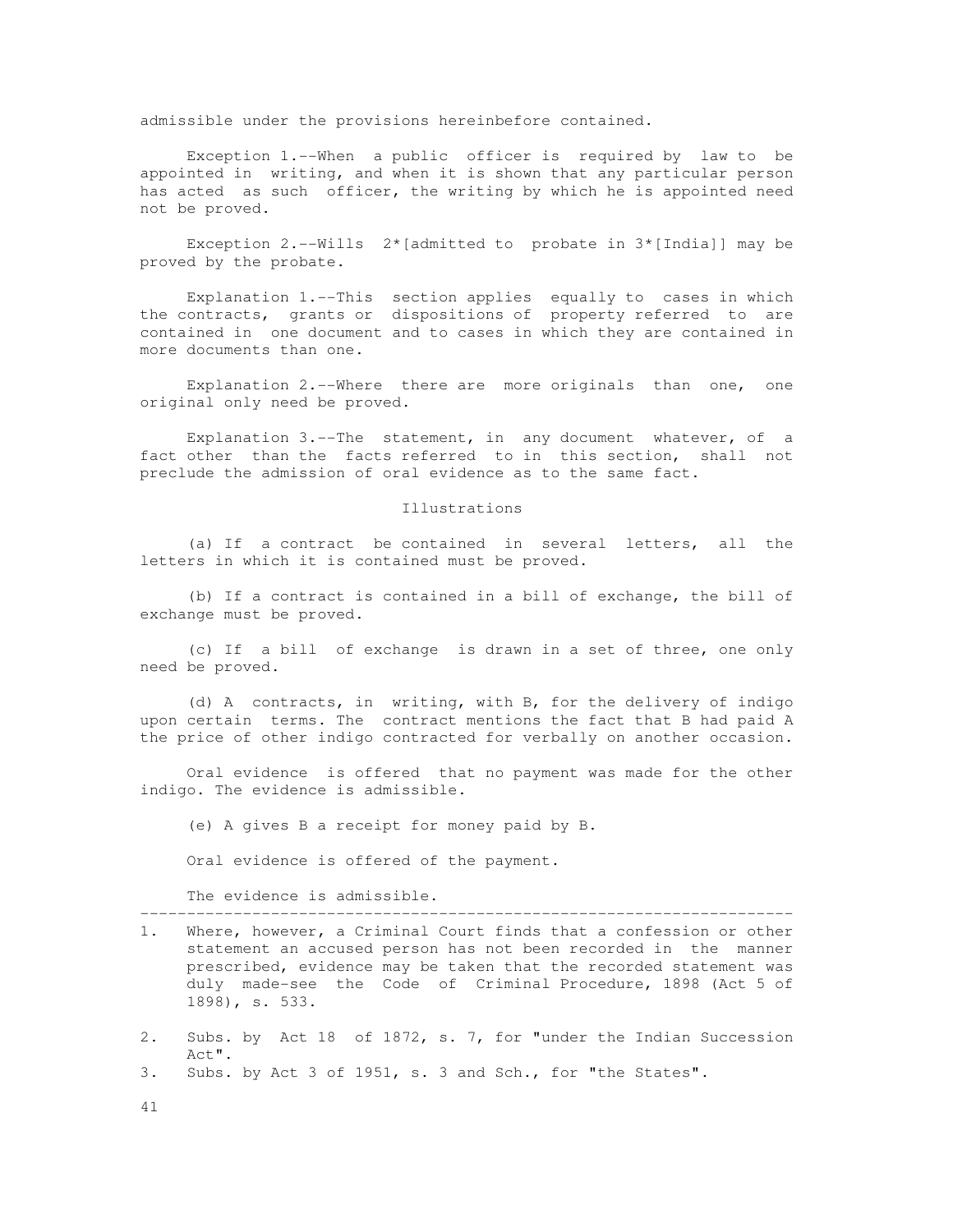admissible under the provisions hereinbefore contained.

Exception 1.--When a public officer is required by law to be appointed in writing, and when it is shown that any particular person has acted as such officer, the writing by which he is appointed need not be proved.

Exception 2.--Wills 2*[admitted to probate in 3*[India]] may be proved by the probate.

Explanation 1.--This section applies equally to cases in which the contracts, grants or dispositions of property referred to are contained in one document and to cases in which they are contained in more documents than one.

Explanation 2.--Where there are more originals than one, one original only need be proved.

Explanation 3.--The statement, in any document whatever, of a fact other than the facts referred to in this section, shall not preclude the admission of oral evidence as to the same fact.

Illustrations

(a) If a contract be contained in several letters, all the letters in which it is contained must be proved.

(b) If a contract is contained in a bill of exchange, the bill of exchange must be proved.

(c) If a bill of exchange is drawn in a set of three, one only need be proved.

(d) A contracts, in writing, with B, for the delivery of indigo upon certain terms. The contract mentions the fact that B had paid A the price of other indigo contracted for verbally on another occasion.

Oral evidence is offered that no payment was made for the other indigo. The evidence is admissible.

(e) A gives B a receipt for money paid by B.

Oral evidence is offered of the payment.

The evidence is admissible.

---

1. Where, however, a Criminal Court finds that a confession or other statement an accused person has not been recorded in the manner prescribed, evidence may be taken that the recorded statement was duly made-see the Code of Criminal Procedure, 1898 (Act 5 of 1898), s. 533.

2. Subs. by Act 18 of 1872, s. 7, for "under the Indian Succession Act".
3. Subs. by Act 3 of 1951, s. 3 and Sch., for "the States".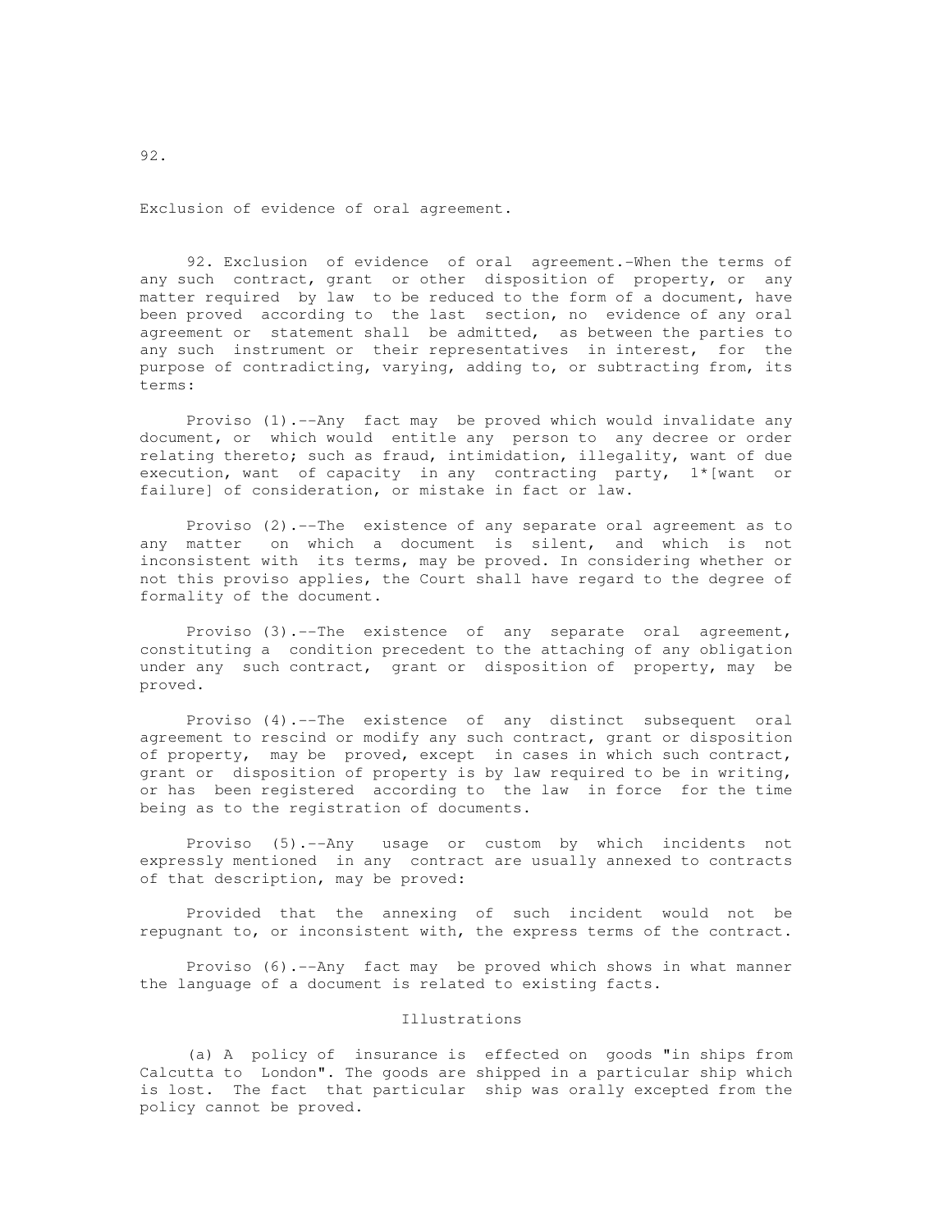92.

Exclusion of evidence of oral agreement.

92. Exclusion of evidence of oral agreement.-When the terms of any such contract, grant or other disposition of property, or any matter required by law to be reduced to the form of a document, have been proved according to the last section, no evidence of any oral agreement or statement shall be admitted, as between the parties to any such instrument or their representatives in interest, for the purpose of contradicting, varying, adding to, or subtracting from, its terms:

Proviso (1).--Any fact may be proved which would invalidate any document, or which would entitle any person to any decree or order relating thereto; such as fraud, intimidation, illegality, want of due execution, want of capacity in any contracting party, 1*[want or failure] of consideration, or mistake in fact or law.

Proviso (2).--The existence of any separate oral agreement as to any matter on which a document is silent, and which is not inconsistent with its terms, may be proved. In considering whether or not this proviso applies, the Court shall have regard to the degree of formality of the document.

Proviso (3).--The existence of any separate oral agreement, constituting a condition precedent to the attaching of any obligation under any such contract, grant or disposition of property, may be proved.

Proviso (4).--The existence of any distinct subsequent oral agreement to rescind or modify any such contract, grant or disposition of property, may be proved, except in cases in which such contract, grant or disposition of property is by law required to be in writing, or has been registered according to the law in force for the time being as to the registration of documents.

Proviso (5).--Any usage or custom by which incidents not expressly mentioned in any contract are usually annexed to contracts of that description, may be proved:

Provided that the annexing of such incident would not be repugnant to, or inconsistent with, the express terms of the contract.

Proviso (6).--Any fact may be proved which shows in what manner the language of a document is related to existing facts.

Illustrations

(a) A policy of insurance is effected on goods "in ships from Calcutta to London". The goods are shipped in a particular ship which is lost. The fact that particular ship was orally excepted from the policy cannot be proved.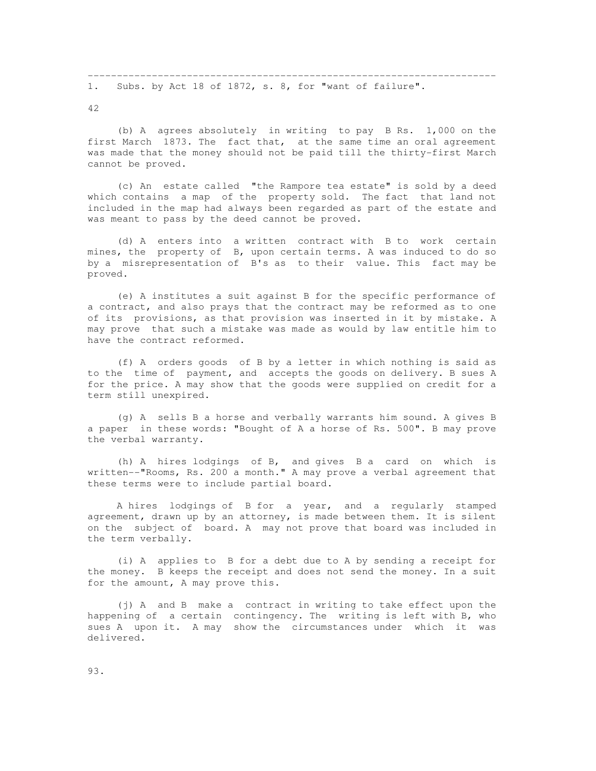---

1. Subs. by Act 18 of 1872, s. 8, for "want of failure".

(b) A agrees absolutely in writing to pay B Rs. 1,000 on the first March 1873. The fact that, at the same time an oral agreement was made that the money should not be paid till the thirty-first March cannot be proved.

(c) An estate called "the Rampore tea estate" is sold by a deed which contains a map of the property sold. The fact that land not included in the map had always been regarded as part of the estate and was meant to pass by the deed cannot be proved.

(d) A enters into a written contract with B to work certain mines, the property of B, upon certain terms. A was induced to do so by a misrepresentation of B's as to their value. This fact may be proved.

(e) A institutes a suit against B for the specific performance of a contract, and also prays that the contract may be reformed as to one of its provisions, as that provision was inserted in it by mistake. A may prove that such a mistake was made as would by law entitle him to have the contract reformed.

(f) A orders goods of B by a letter in which nothing is said as to the time of payment, and accepts the goods on delivery. B sues A for the price. A may show that the goods were supplied on credit for a term still unexpired.

(g) A sells B a horse and verbally warrants him sound. A gives B a paper in these words: "Bought of A a horse of Rs. 500". B may prove the verbal warranty.

(h) A hires lodgings of B, and gives B a card on which is written--"Rooms, Rs. 200 a month." A may prove a verbal agreement that these terms were to include partial board.

A hires lodgings of B for a year, and a regularly stamped agreement, drawn up by an attorney, is made between them. It is silent on the subject of board. A may not prove that board was included in the term verbally.

(i) A applies to B for a debt due to A by sending a receipt for the money. B keeps the receipt and does not send the money. In a suit for the amount, A may prove this.

(j) A and B make a contract in writing to take effect upon the happening of a certain contingency. The writing is left with B, who sues A upon it. A may show the circumstances under which it was delivered.

93.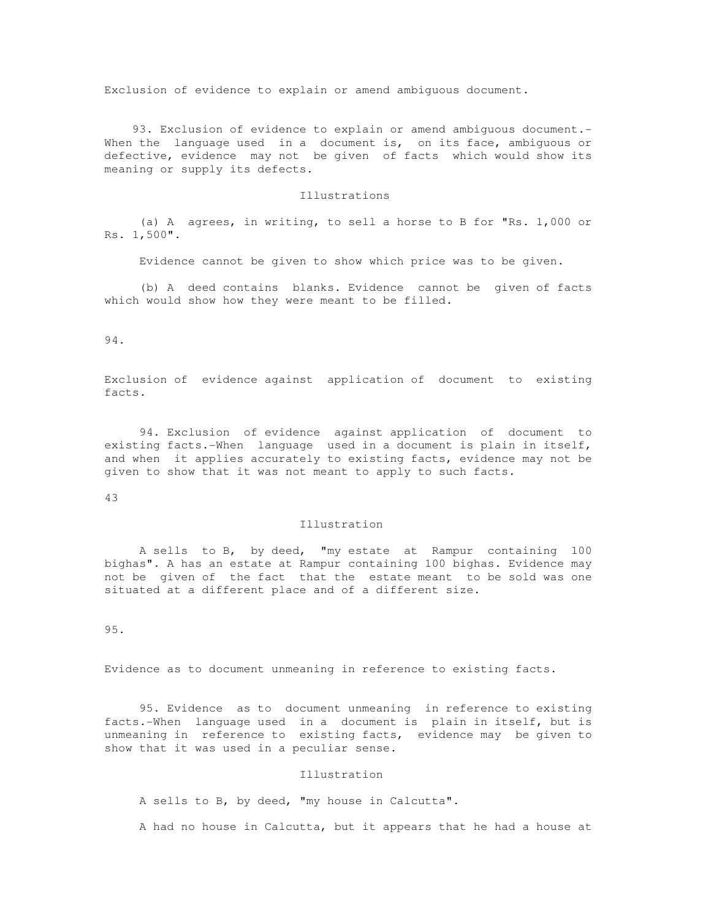Exclusion of evidence to explain or amend ambiguous document.

93. Exclusion of evidence to explain or amend ambiguous document.- When the language used in a document is, on its face, ambiguous or defective, evidence may not be given of facts which would show its meaning or supply its defects.

Illustrations

(a) A agrees, in writing, to sell a horse to B for "Rs. 1,000 or Rs. 1,500".

Evidence cannot be given to show which price was to be given.

(b) A deed contains blanks. Evidence cannot be given of facts which would show how they were meant to be filled.

94.

Exclusion of evidence against application of document to existing facts.

94. Exclusion of evidence against application of document to existing facts.-When language used in a document is plain in itself, and when it applies accurately to existing facts, evidence may not be given to show that it was not meant to apply to such facts.

Illustration

A sells to B, by deed, "my estate at Rampur containing 100 bighas". A has an estate at Rampur containing 100 bighas. Evidence may not be given of the fact that the estate meant to be sold was one situated at a different place and of a different size.

95.

Evidence as to document unmeaning in reference to existing facts.

95. Evidence as to document unmeaning in reference to existing facts.-When language used in a document is plain in itself, but is unmeaning in reference to existing facts, evidence may be given to show that it was used in a peculiar sense.

Illustration

A sells to B, by deed, "my house in Calcutta".

A had no house in Calcutta, but it appears that he had a house at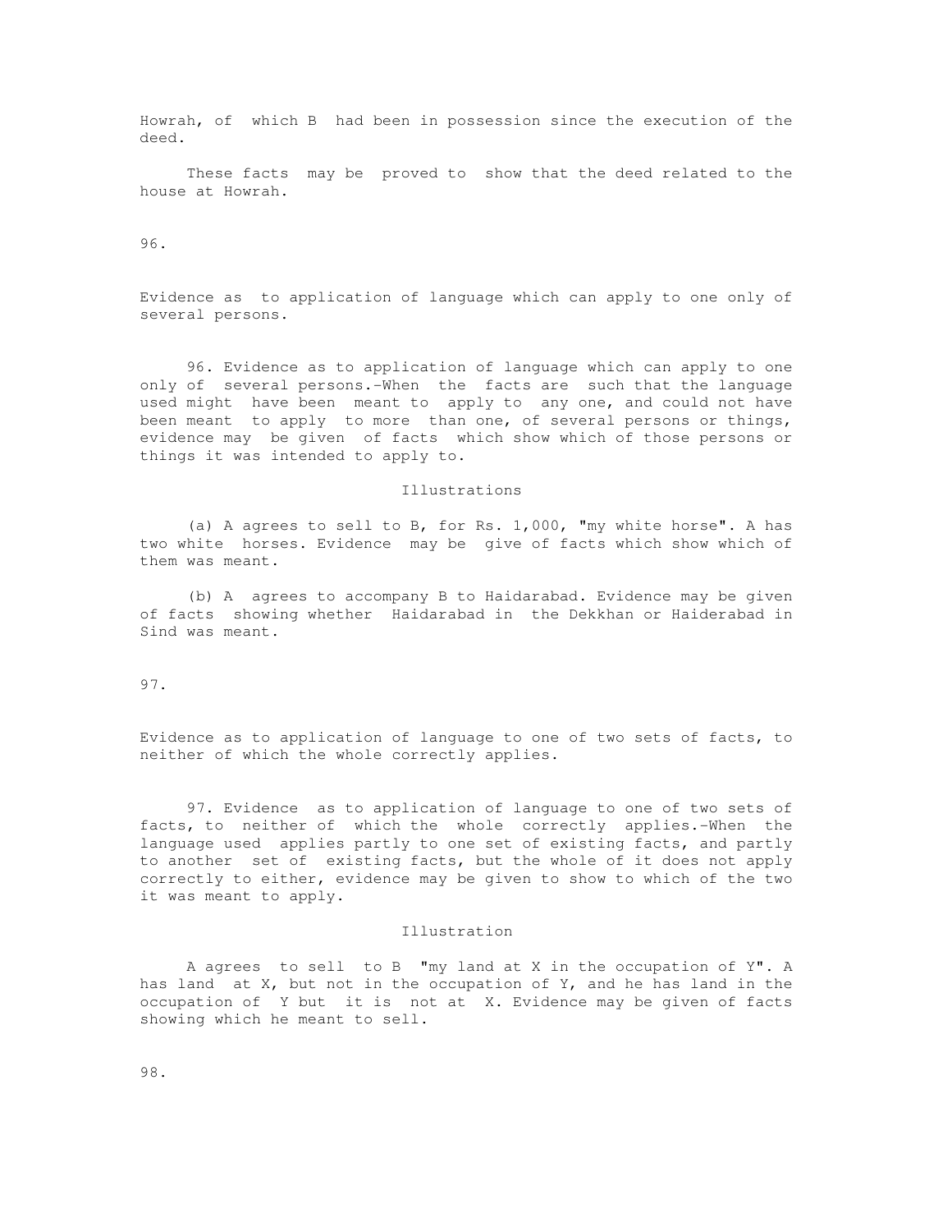Howrah, of which B had been in possession since the execution of the deed.

These facts may be proved to show that the deed related to the house at Howrah.

96.

Evidence as to application of language which can apply to one only of several persons.

96. Evidence as to application of language which can apply to one only of several persons.-When the facts are such that the language used might have been meant to apply to any one, and could not have been meant to apply to more than one, of several persons or things, evidence may be given of facts which show which of those persons or things it was intended to apply to.

Illustrations

(a) A agrees to sell to B, for Rs. 1,000, "my white horse". A has two white horses. Evidence may be give of facts which show which of them was meant.

(b) A agrees to accompany B to Haidarabad. Evidence may be given of facts showing whether Haidarabad in the Dekkhan or Haiderabad in Sind was meant.

97.

Evidence as to application of language to one of two sets of facts, to neither of which the whole correctly applies.

97. Evidence as to application of language to one of two sets of facts, to neither of which the whole correctly applies.-When the language used applies partly to one set of existing facts, and partly to another set of existing facts, but the whole of it does not apply correctly to either, evidence may be given to show to which of the two it was meant to apply.

Illustration

A agrees to sell to B "my land at X in the occupation of Y". A has land at X, but not in the occupation of Y, and he has land in the occupation of Y but it is not at X. Evidence may be given of facts showing which he meant to sell.

98.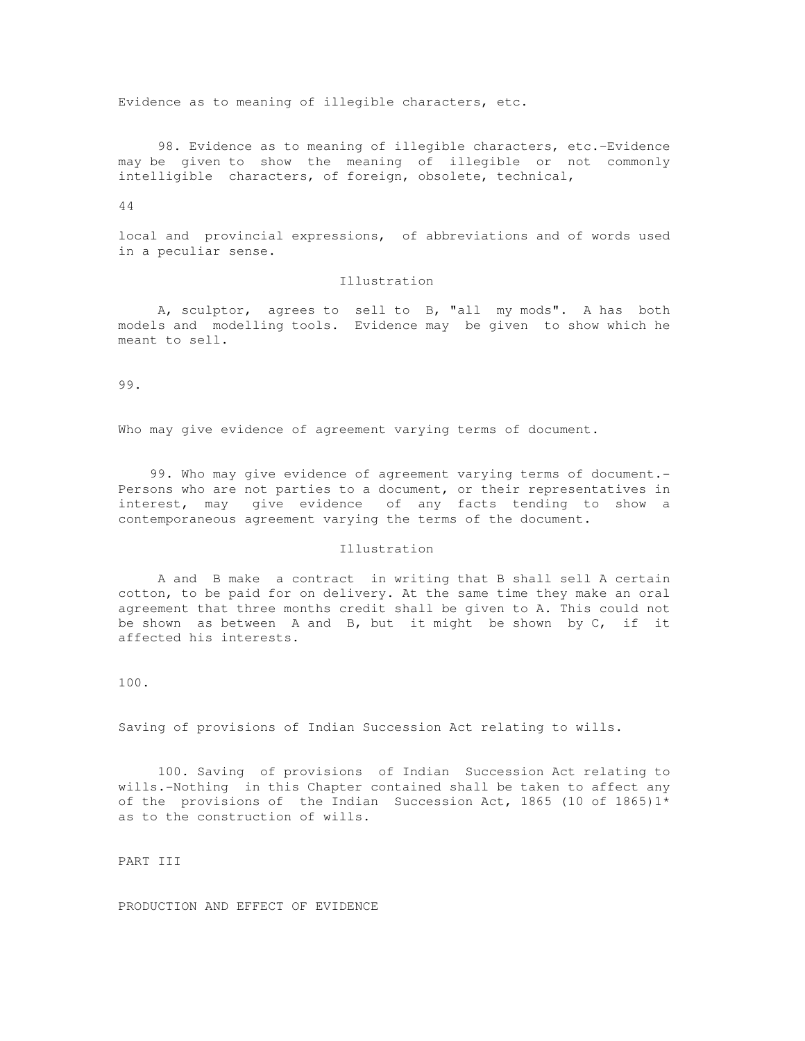Evidence as to meaning of illegible characters, etc.

98. Evidence as to meaning of illegible characters, etc.-Evidence may be given to show the meaning of illegible or not commonly intelligible characters, of foreign, obsolete, technical, local and provincial expressions, of abbreviations and of words used in a peculiar sense.

Illustration

A, sculptor, agrees to sell to B, "all my mods". A has both models and modelling tools. Evidence may be given to show which he meant to sell.

99.

Who may give evidence of agreement varying terms of document.

99. Who may give evidence of agreement varying terms of document.- Persons who are not parties to a document, or their representatives in interest, may give evidence of any facts tending to show a contemporaneous agreement varying the terms of the document.

Illustration

A and B make a contract in writing that B shall sell A certain cotton, to be paid for on delivery. At the same time they make an oral agreement that three months credit shall be given to A. This could not be shown as between A and B, but it might be shown by C, if it affected his interests.

100.

Saving of provisions of Indian Succession Act relating to wills.

100. Saving of provisions of Indian Succession Act relating to wills.-Nothing in this Chapter contained shall be taken to affect any of the provisions of the Indian Succession Act, 1865 (10 of 1865)1* as to the construction of wills.

PART III

PRODUCTION AND EFFECT OF EVIDENCE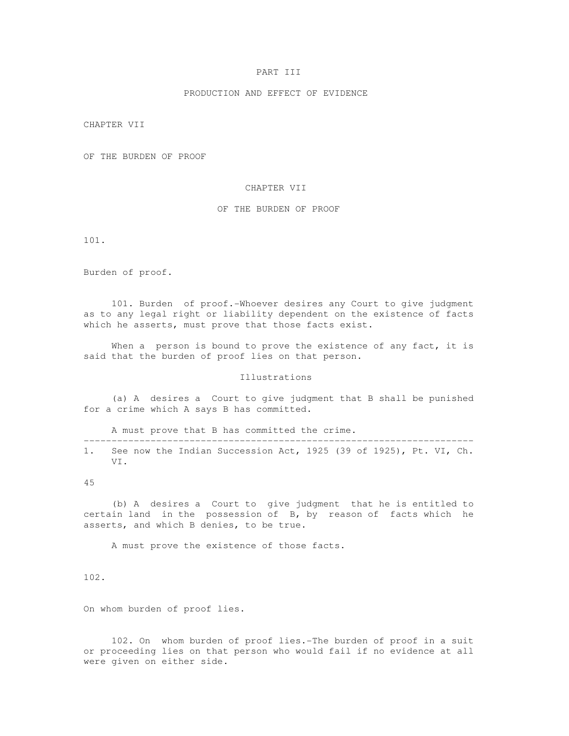# PART III

## PRODUCTION AND EFFECT OF EVIDENCE

CHAPTER VII

OF THE BURDEN OF PROOF

### CHAPTER VII

### OF THE BURDEN OF PROOF

101.

Burden of proof.

101. Burden of proof.-Whoever desires any Court to give judgment as to any legal right or liability dependent on the existence of facts which he asserts, must prove that those facts exist.

When a person is bound to prove the existence of any fact, it is said that the burden of proof lies on that person.

Illustrations

(a) A desires a Court to give judgment that B shall be punished for a crime which A says B has committed.

A must prove that B has committed the crime.

---

1. See now the Indian Succession Act, 1925 (39 of 1925), Pt. VI, Ch. VI.

(b) A desires a Court to give judgment that he is entitled to certain land in the possession of B, by reason of facts which he asserts, and which B denies, to be true.

A must prove the existence of those facts.

102.

On whom burden of proof lies.

102. On whom burden of proof lies.-The burden of proof in a suit or proceeding lies on that person who would fail if no evidence at all were given on either side.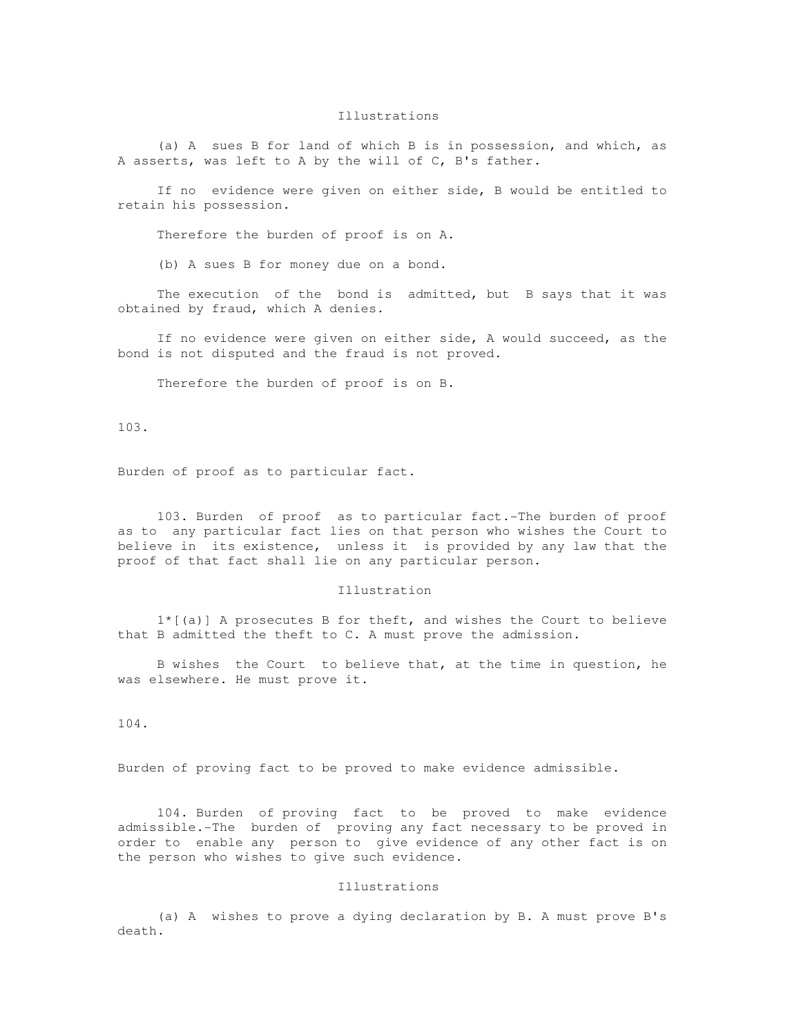Illustrations

(a) A sues B for land of which B is in possession, and which, as A asserts, was left to A by the will of C, B's father.

If no evidence were given on either side, B would be entitled to retain his possession.

Therefore the burden of proof is on A.

(b) A sues B for money due on a bond.

The execution of the bond is admitted, but B says that it was obtained by fraud, which A denies.

If no evidence were given on either side, A would succeed, as the bond is not disputed and the fraud is not proved.

Therefore the burden of proof is on B.

103.

Burden of proof as to particular fact.

103. Burden of proof as to particular fact.-The burden of proof as to any particular fact lies on that person who wishes the Court to believe in its existence, unless it is provided by any law that the proof of that fact shall lie on any particular person.

Illustration

1*[(a)] A prosecutes B for theft, and wishes the Court to believe that B admitted the theft to C. A must prove the admission.

B wishes the Court to believe that, at the time in question, he was elsewhere. He must prove it.

104.

Burden of proving fact to be proved to make evidence admissible.

104. Burden of proving fact to be proved to make evidence admissible.-The burden of proving any fact necessary to be proved in order to enable any person to give evidence of any other fact is on the person who wishes to give such evidence.

Illustrations

(a) A wishes to prove a dying declaration by B. A must prove B's death.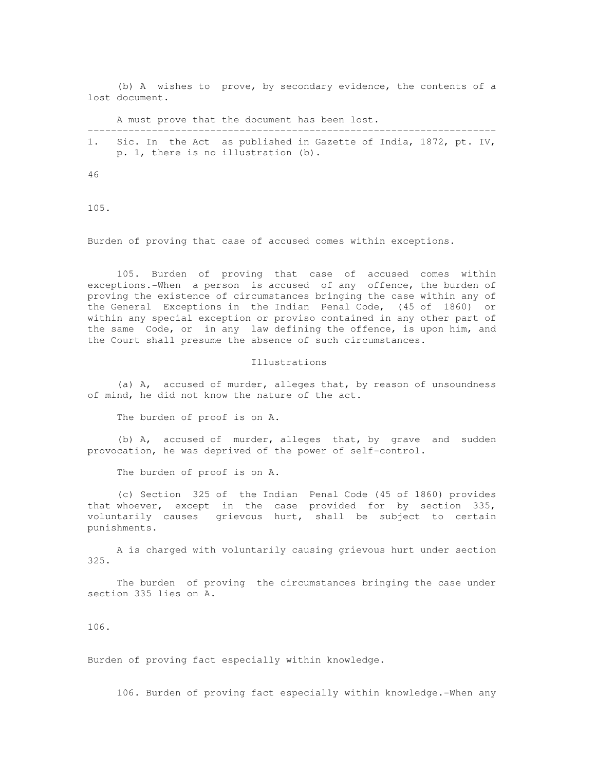(b) A wishes to prove, by secondary evidence, the contents of a lost document.

A must prove that the document has been lost.

---

1. Sic. In the Act as published in Gazette of India, 1872, pt. IV, p. 1, there is no illustration (b).

105.

Burden of proving that case of accused comes within exceptions.

105. Burden of proving that case of accused comes within exceptions.-When a person is accused of any offence, the burden of proving the existence of circumstances bringing the case within any of the General Exceptions in the Indian Penal Code, (45 of 1860) or within any special exception or proviso contained in any other part of the same Code, or in any law defining the offence, is upon him, and the Court shall presume the absence of such circumstances.

Illustrations

(a) A, accused of murder, alleges that, by reason of unsoundness of mind, he did not know the nature of the act.

The burden of proof is on A.

(b) A, accused of murder, alleges that, by grave and sudden provocation, he was deprived of the power of self-control.

The burden of proof is on A.

(c) Section 325 of the Indian Penal Code (45 of 1860) provides that whoever, except in the case provided for by section 335, voluntarily causes grievous hurt, shall be subject to certain punishments.

A is charged with voluntarily causing grievous hurt under section 325.

The burden of proving the circumstances bringing the case under section 335 lies on A.

106.

Burden of proving fact especially within knowledge.

106. Burden of proving fact especially within knowledge.-When any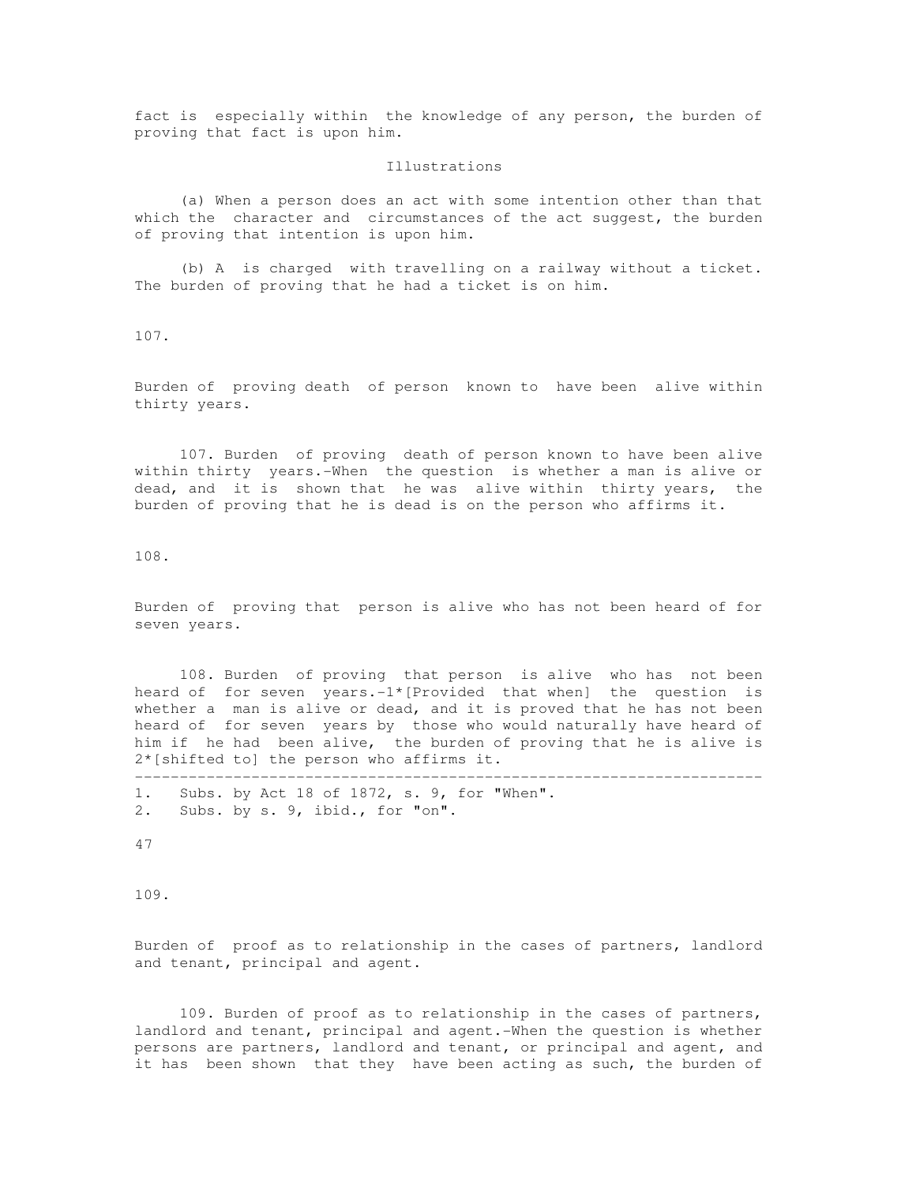fact is especially within the knowledge of any person, the burden of proving that fact is upon him.

Illustrations

(a) When a person does an act with some intention other than that which the character and circumstances of the act suggest, the burden of proving that intention is upon him.

(b) A is charged with travelling on a railway without a ticket. The burden of proving that he had a ticket is on him.

107.

Burden of proving death of person known to have been alive within thirty years.

107. Burden of proving death of person known to have been alive within thirty years.-When the question is whether a man is alive or dead, and it is shown that he was alive within thirty years, the burden of proving that he is dead is on the person who affirms it.

108.

Burden of proving that person is alive who has not been heard of for seven years.

108. Burden of proving that person is alive who has not been heard of for seven years.-1*[Provided that when] the question is whether a man is alive or dead, and it is proved that he has not been heard of for seven years by those who would naturally have heard of him if he had been alive, the burden of proving that he is alive is 2*[shifted to] the person who affirms it.

---

1. Subs. by Act 18 of 1872, s. 9, for "When".
2. Subs. by s. 9, ibid., for "on".

109.

Burden of proof as to relationship in the cases of partners, landlord and tenant, principal and agent.

109. Burden of proof as to relationship in the cases of partners, landlord and tenant, principal and agent.-When the question is whether persons are partners, landlord and tenant, or principal and agent, and it has been shown that they have been acting as such, the burden of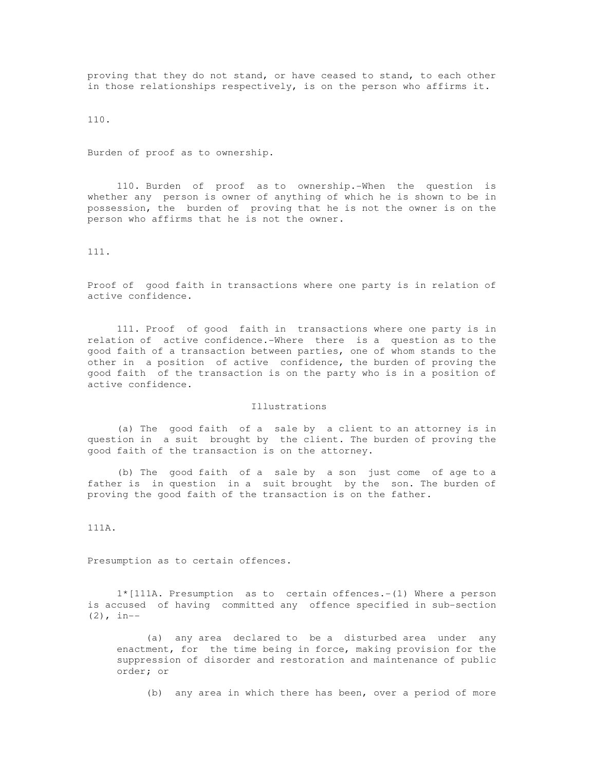proving that they do not stand, or have ceased to stand, to each other in those relationships respectively, is on the person who affirms it.

110.

Burden of proof as to ownership.

110. Burden of proof as to ownership.-When the question is whether any person is owner of anything of which he is shown to be in possession, the burden of proving that he is not the owner is on the person who affirms that he is not the owner.

111.

Proof of good faith in transactions where one party is in relation of active confidence.

111. Proof of good faith in transactions where one party is in relation of active confidence.-Where there is a question as to the good faith of a transaction between parties, one of whom stands to the other in a position of active confidence, the burden of proving the good faith of the transaction is on the party who is in a position of active confidence.

Illustrations

(a) The good faith of a sale by a client to an attorney is in question in a suit brought by the client. The burden of proving the good faith of the transaction is on the attorney.

(b) The good faith of a sale by a son just come of age to a father is in question in a suit brought by the son. The burden of proving the good faith of the transaction is on the father.

111A.

Presumption as to certain offences.

1*[111A. Presumption as to certain offences.-(1) Where a person is accused of having committed any offence specified in sub-section (2), in--

(a) any area declared to be a disturbed area under any enactment, for the time being in force, making provision for the suppression of disorder and restoration and maintenance of public order; or

(b) any area in which there has been, over a period of more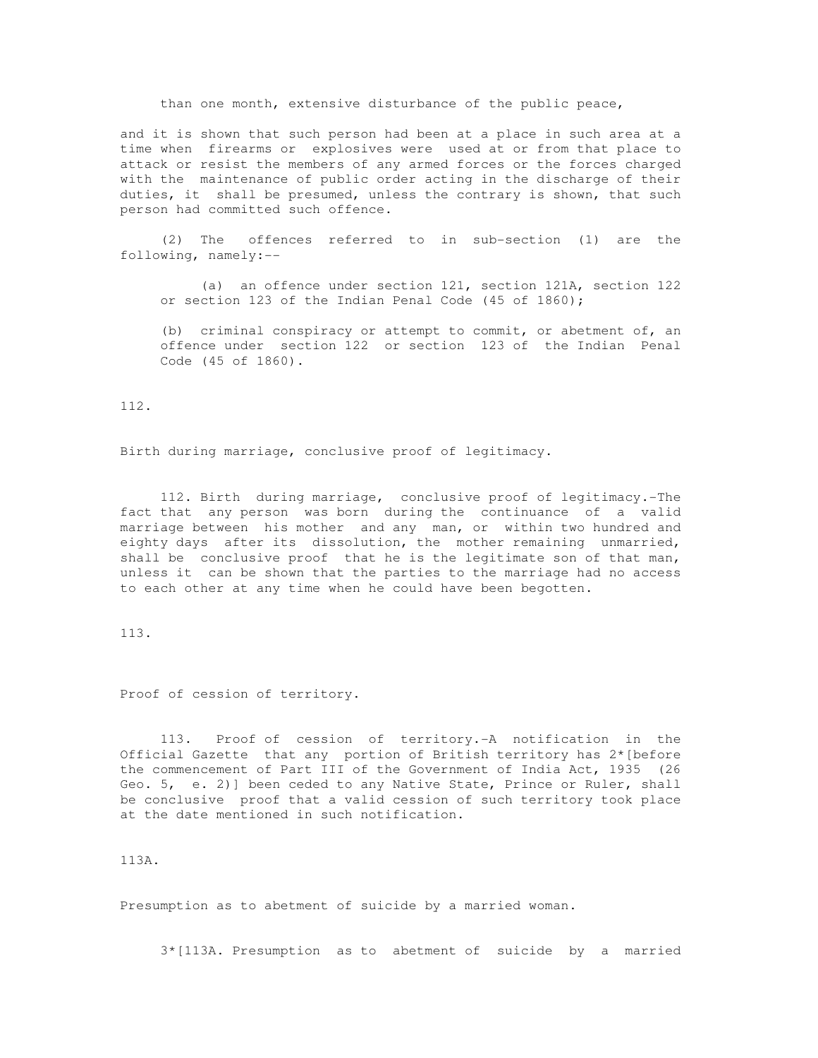than one month, extensive disturbance of the public peace,

and it is shown that such person had been at a place in such area at a time when firearms or explosives were used at or from that place to attack or resist the members of any armed forces or the forces charged with the maintenance of public order acting in the discharge of their duties, it shall be presumed, unless the contrary is shown, that such person had committed such offence.

(2) The offences referred to in sub-section (1) are the following, namely:--

(a) an offence under section 121, section 121A, section 122 or section 123 of the Indian Penal Code (45 of 1860);

(b) criminal conspiracy or attempt to commit, or abetment of, an offence under section 122 or section 123 of the Indian Penal Code (45 of 1860).

112.

Birth during marriage, conclusive proof of legitimacy.

112. Birth during marriage, conclusive proof of legitimacy.-The fact that any person was born during the continuance of a valid marriage between his mother and any man, or within two hundred and eighty days after its dissolution, the mother remaining unmarried, shall be conclusive proof that he is the legitimate son of that man, unless it can be shown that the parties to the marriage had no access to each other at any time when he could have been begotten.

113.

Proof of cession of territory.

113. Proof of cession of territory.-A notification in the Official Gazette that any portion of British territory has 2*[before the commencement of Part III of the Government of India Act, 1935 (26 Geo. 5, e. 2)] been ceded to any Native State, Prince or Ruler, shall be conclusive proof that a valid cession of such territory took place at the date mentioned in such notification.

113A.

Presumption as to abetment of suicide by a married woman.

3*[113A. Presumption as to abetment of suicide by a married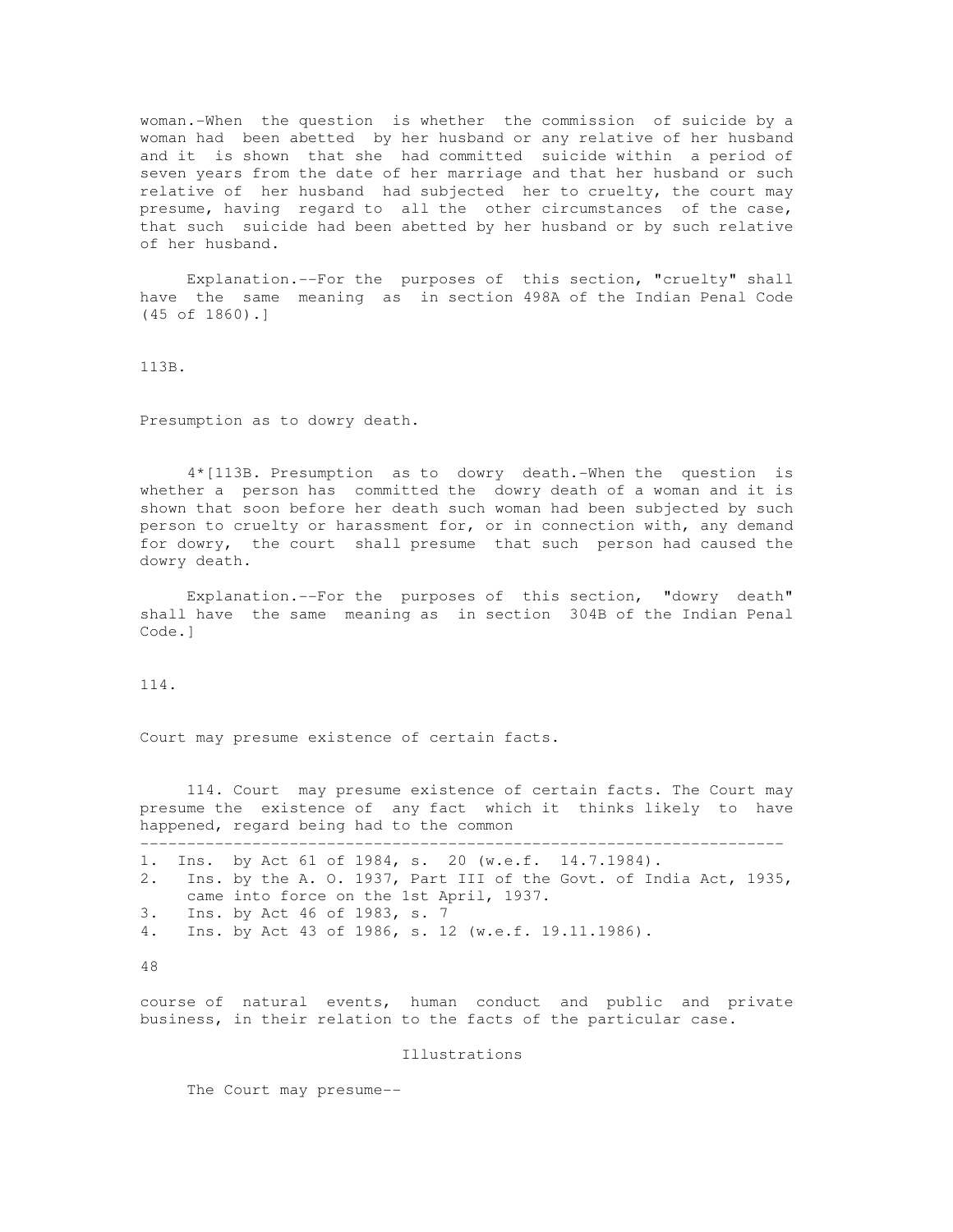woman.-When the question is whether the commission of suicide by a woman had been abetted by her husband or any relative of her husband and it is shown that she had committed suicide within a period of seven years from the date of her marriage and that her husband or such relative of her husband had subjected her to cruelty, the court may presume, having regard to all the other circumstances of the case, that such suicide had been abetted by her husband or by such relative of her husband.

Explanation.--For the purposes of this section, "cruelty" shall have the same meaning as in section 498A of the Indian Penal Code (45 of 1860).]

113B.

Presumption as to dowry death.

4*[113B. Presumption as to dowry death.-When the question is whether a person has committed the dowry death of a woman and it is shown that soon before her death such woman had been subjected by such person to cruelty or harassment for, or in connection with, any demand for dowry, the court shall presume that such person had caused the dowry death.

Explanation.--For the purposes of this section, "dowry death" shall have the same meaning as in section 304B of the Indian Penal Code.]

114.

Court may presume existence of certain facts.

114. Court may presume existence of certain facts. The Court may presume the existence of any fact which it thinks likely to have happened, regard being had to the common

---

1. Ins. by Act 61 of 1984, s. 20 (w.e.f. 14.7.1984).
2. Ins. by the A. O. 1937, Part III of the Govt. of India Act, 1935, came into force on the 1st April, 1937.
3. Ins. by Act 46 of 1983, s. 7
4. Ins. by Act 43 of 1986, s. 12 (w.e.f. 19.11.1986).

course of natural events, human conduct and public and private business, in their relation to the facts of the particular case.

Illustrations

The Court may presume--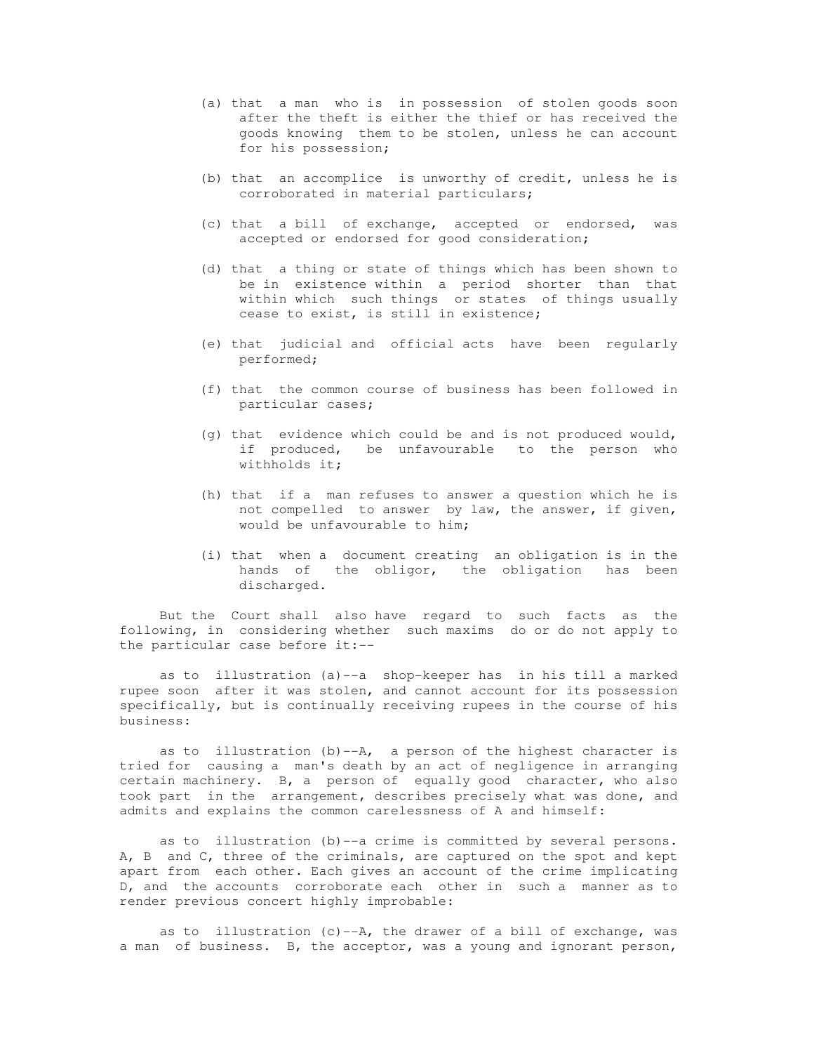(a) that a man who is in possession of stolen goods soon after the theft is either the thief or has received the goods knowing them to be stolen, unless he can account for his possession;

(b) that an accomplice is unworthy of credit, unless he is corroborated in material particulars;

(c) that a bill of exchange, accepted or endorsed, was accepted or endorsed for good consideration;

(d) that a thing or state of things which has been shown to be in existence within a period shorter than that within which such things or states of things usually cease to exist, is still in existence;

(e) that judicial and official acts have been regularly performed;

(f) that the common course of business has been followed in particular cases;

(g) that evidence which could be and is not produced would, if produced, be unfavourable to the person who withholds it;

(h) that if a man refuses to answer a question which he is not compelled to answer by law, the answer, if given, would be unfavourable to him;

(i) that when a document creating an obligation is in the hands of the obligor, the obligation has been discharged.

But the Court shall also have regard to such facts as the following, in considering whether such maxims do or do not apply to the particular case before it:--

as to illustration (a)--a shop-keeper has in his till a marked rupee soon after it was stolen, and cannot account for its possession specifically, but is continually receiving rupees in the course of his business:

as to illustration (b)--A, a person of the highest character is tried for causing a man's death by an act of negligence in arranging certain machinery. B, a person of equally good character, who also took part in the arrangement, describes precisely what was done, and admits and explains the common carelessness of A and himself:

as to illustration (b)--a crime is committed by several persons. A, B and C, three of the criminals, are captured on the spot and kept apart from each other. Each gives an account of the crime implicating D, and the accounts corroborate each other in such a manner as to render previous concert highly improbable:

as to illustration (c)--A, the drawer of a bill of exchange, was a man of business. B, the acceptor, was a young and ignorant person,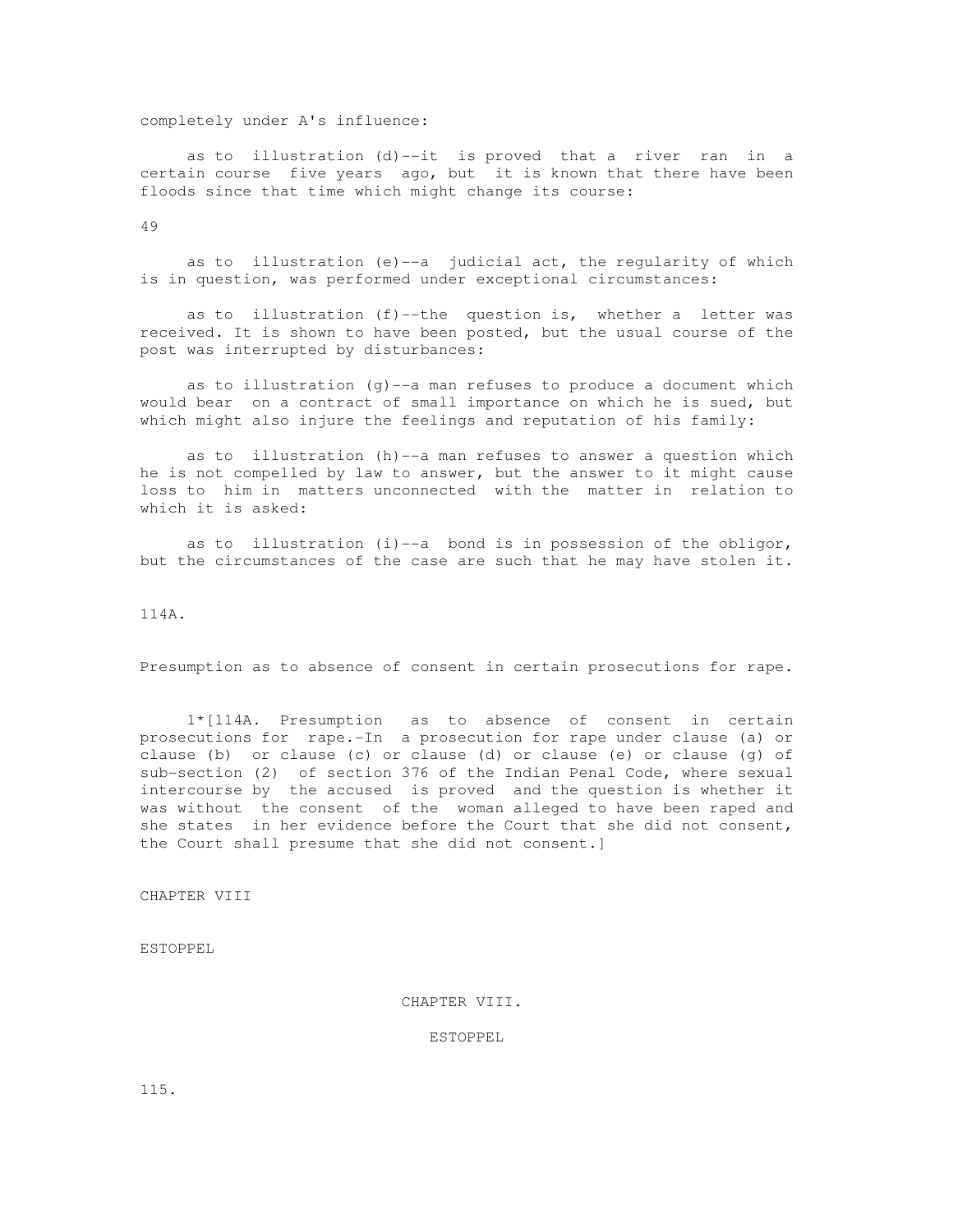completely under A's influence:

as to illustration (d)--it is proved that a river ran in a certain course five years ago, but it is known that there have been floods since that time which might change its course:

as to illustration (e)--a judicial act, the regularity of which is in question, was performed under exceptional circumstances:

as to illustration (f)--the question is, whether a letter was received. It is shown to have been posted, but the usual course of the post was interrupted by disturbances:

as to illustration (g)--a man refuses to produce a document which would bear on a contract of small importance on which he is sued, but which might also injure the feelings and reputation of his family:

as to illustration (h)--a man refuses to answer a question which he is not compelled by law to answer, but the answer to it might cause loss to him in matters unconnected with the matter in relation to which it is asked:

as to illustration (i)--a bond is in possession of the obligor, but the circumstances of the case are such that he may have stolen it.

114A.

Presumption as to absence of consent in certain prosecutions for rape.

1*[114A. Presumption as to absence of consent in certain prosecutions for rape.-In a prosecution for rape under clause (a) or clause (b) or clause (c) or clause (d) or clause (e) or clause (g) of sub-section (2) of section 376 of the Indian Penal Code, where sexual intercourse by the accused is proved and the question is whether it was without the consent of the woman alleged to have been raped and she states in her evidence before the Court that she did not consent, the Court shall presume that she did not consent.]

CHAPTER VIII

ESTOPPEL

## CHAPTER VIII.

## ESTOPPEL

115.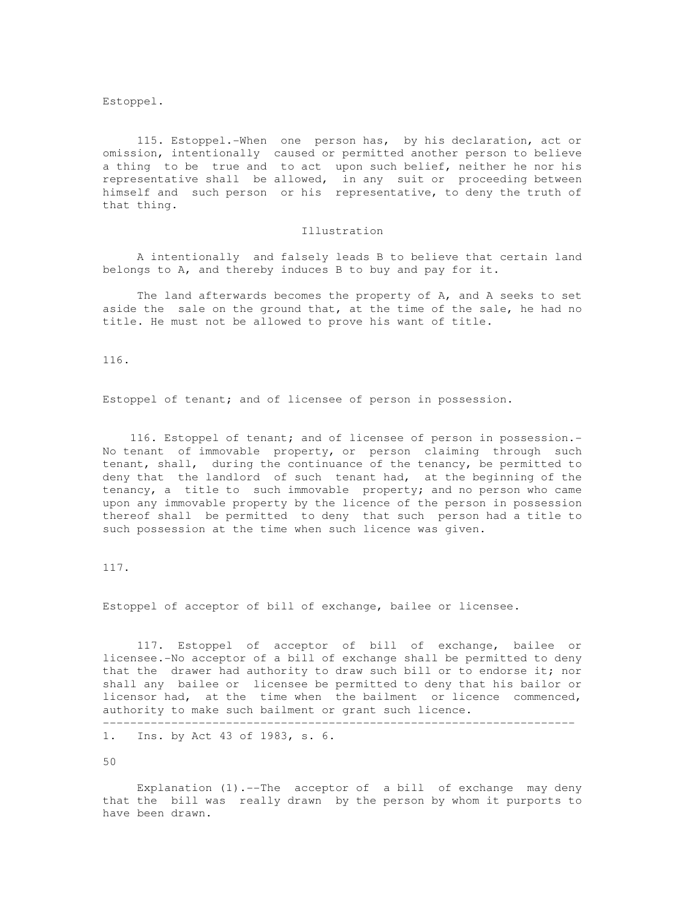Estoppel.

115. Estoppel.-When one person has, by his declaration, act or omission, intentionally caused or permitted another person to believe a thing to be true and to act upon such belief, neither he nor his representative shall be allowed, in any suit or proceeding between himself and such person or his representative, to deny the truth of that thing.

Illustration

A intentionally and falsely leads B to believe that certain land belongs to A, and thereby induces B to buy and pay for it.

The land afterwards becomes the property of A, and A seeks to set aside the sale on the ground that, at the time of the sale, he had no title. He must not be allowed to prove his want of title.

116.

Estoppel of tenant; and of licensee of person in possession.

116. Estoppel of tenant; and of licensee of person in possession.- No tenant of immovable property, or person claiming through such tenant, shall, during the continuance of the tenancy, be permitted to deny that the landlord of such tenant had, at the beginning of the tenancy, a title to such immovable property; and no person who came upon any immovable property by the licence of the person in possession thereof shall be permitted to deny that such person had a title to such possession at the time when such licence was given.

117.

Estoppel of acceptor of bill of exchange, bailee or licensee.

117. Estoppel of acceptor of bill of exchange, bailee or licensee.-No acceptor of a bill of exchange shall be permitted to deny that the drawer had authority to draw such bill or to endorse it; nor shall any bailee or licensee be permitted to deny that his bailor or licensor had, at the time when the bailment or licence commenced, authority to make such bailment or grant such licence.

---

1. Ins. by Act 43 of 1983, s. 6.

Explanation (1).--The acceptor of a bill of exchange may deny that the bill was really drawn by the person by whom it purports to have been drawn.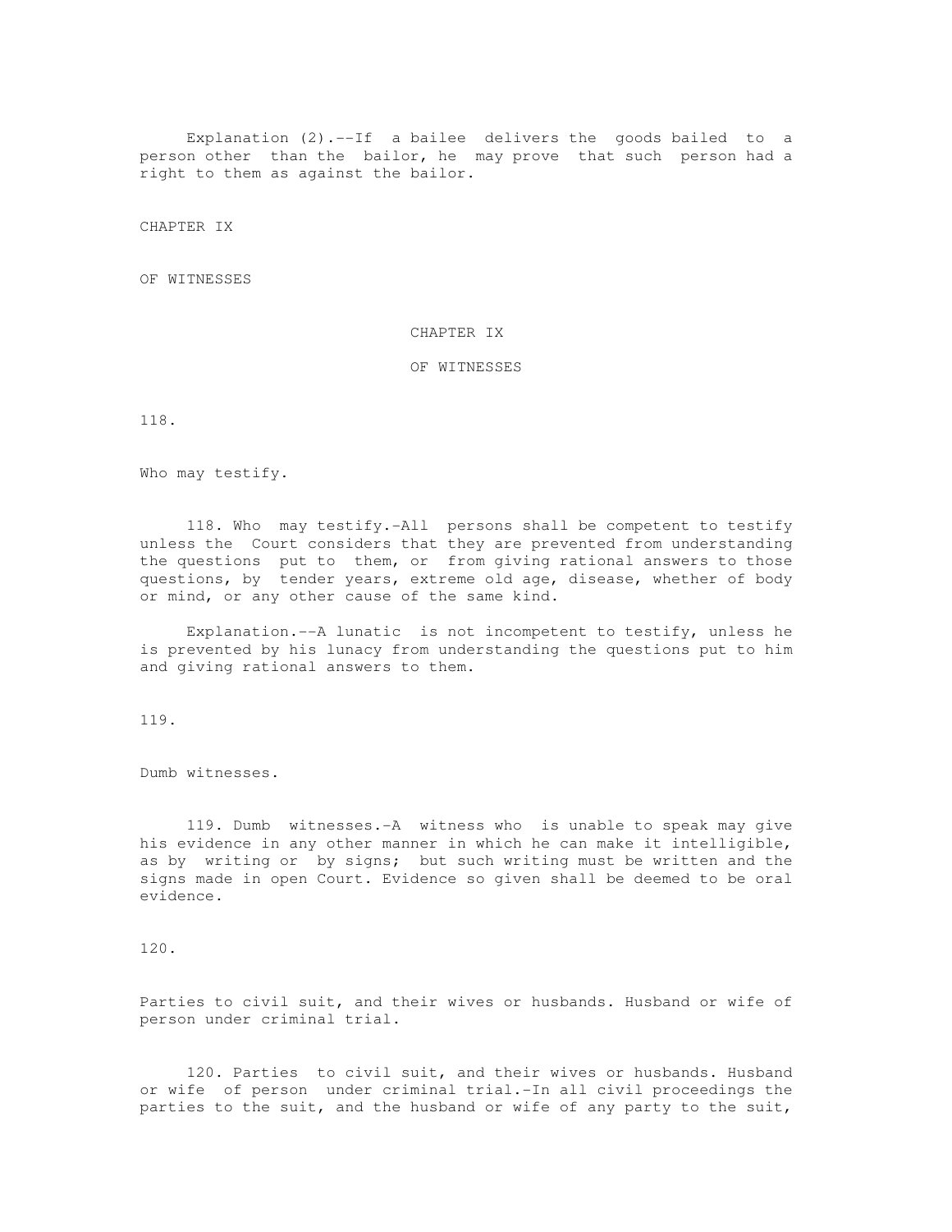Explanation (2).--If a bailee delivers the goods bailed to a person other than the bailor, he may prove that such person had a right to them as against the bailor.

CHAPTER IX

OF WITNESSES

## CHAPTER IX

## OF WITNESSES

118.

Who may testify.

118. Who may testify.-All persons shall be competent to testify unless the Court considers that they are prevented from understanding the questions put to them, or from giving rational answers to those questions, by tender years, extreme old age, disease, whether of body or mind, or any other cause of the same kind.

Explanation.--A lunatic is not incompetent to testify, unless he is prevented by his lunacy from understanding the questions put to him and giving rational answers to them.

119.

Dumb witnesses.

119. Dumb witnesses.-A witness who is unable to speak may give his evidence in any other manner in which he can make it intelligible, as by writing or by signs; but such writing must be written and the signs made in open Court. Evidence so given shall be deemed to be oral evidence.

120.

Parties to civil suit, and their wives or husbands. Husband or wife of person under criminal trial.

120. Parties to civil suit, and their wives or husbands. Husband or wife of person under criminal trial.-In all civil proceedings the parties to the suit, and the husband or wife of any party to the suit,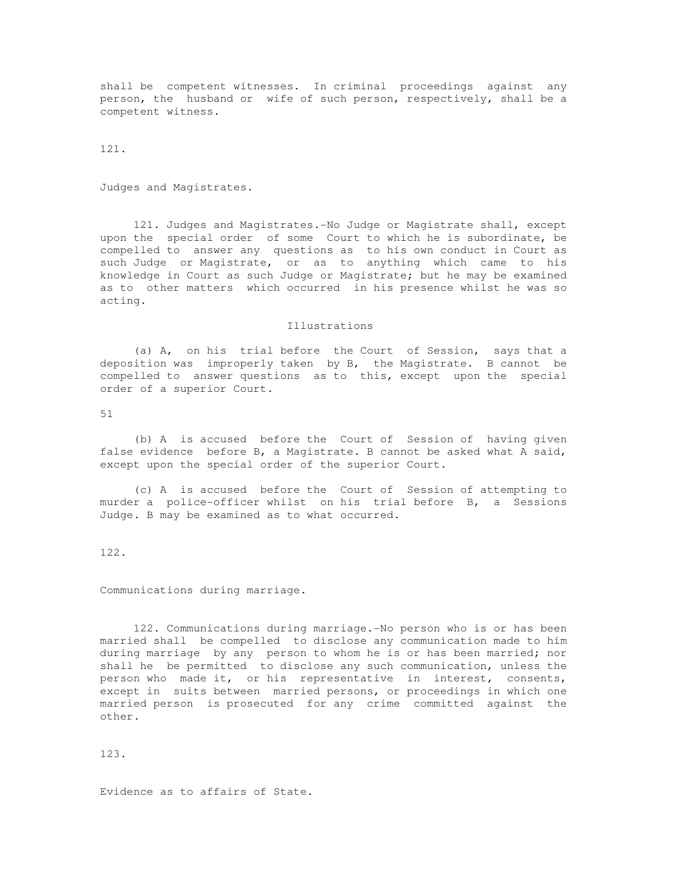shall be competent witnesses. In criminal proceedings against any person, the husband or wife of such person, respectively, shall be a competent witness.

121.

Judges and Magistrates.

121. Judges and Magistrates.-No Judge or Magistrate shall, except upon the special order of some Court to which he is subordinate, be compelled to answer any questions as to his own conduct in Court as such Judge or Magistrate, or as to anything which came to his knowledge in Court as such Judge or Magistrate; but he may be examined as to other matters which occurred in his presence whilst he was so acting.

Illustrations

(a) A, on his trial before the Court of Session, says that a deposition was improperly taken by B, the Magistrate. B cannot be compelled to answer questions as to this, except upon the special order of a superior Court.

(b) A is accused before the Court of Session of having given false evidence before B, a Magistrate. B cannot be asked what A said, except upon the special order of the superior Court.

(c) A is accused before the Court of Session of attempting to murder a police-officer whilst on his trial before B, a Sessions Judge. B may be examined as to what occurred.

122.

Communications during marriage.

122. Communications during marriage.-No person who is or has been married shall be compelled to disclose any communication made to him during marriage by any person to whom he is or has been married; nor shall he be permitted to disclose any such communication, unless the person who made it, or his representative in interest, consents, except in suits between married persons, or proceedings in which one married person is prosecuted for any crime committed against the other.

123.

Evidence as to affairs of State.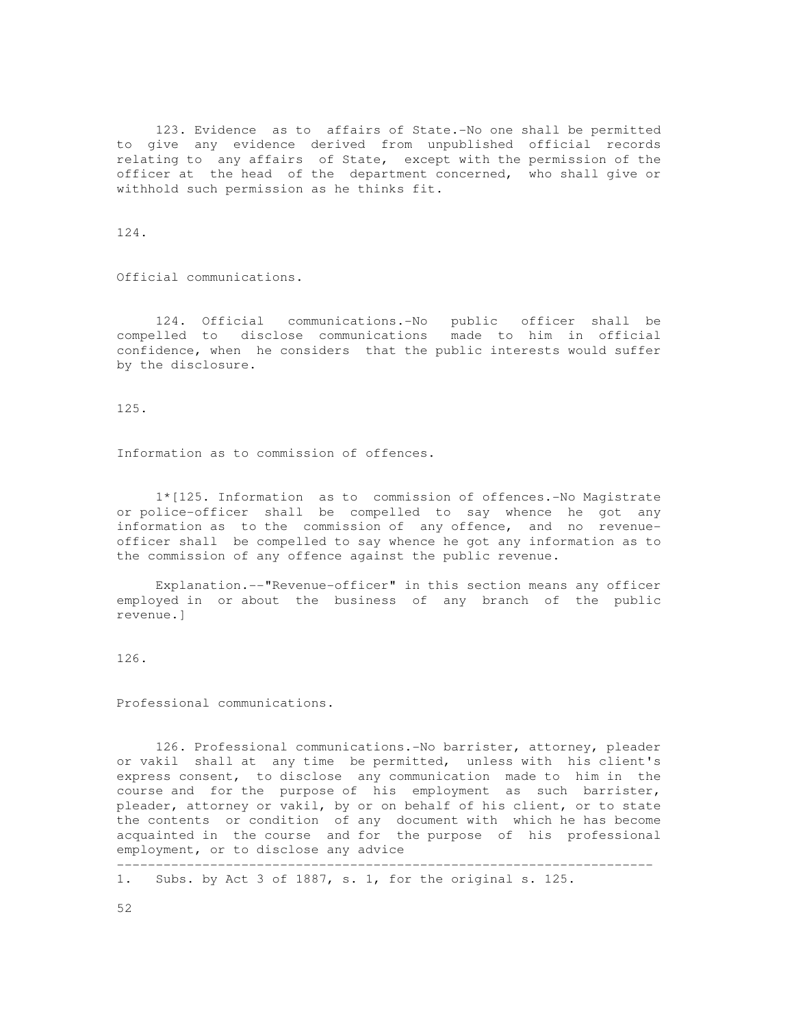123. Evidence as to affairs of State.-No one shall be permitted to give any evidence derived from unpublished official records relating to any affairs of State, except with the permission of the officer at the head of the department concerned, who shall give or withhold such permission as he thinks fit.

124.

Official communications.

124. Official communications.-No public officer shall be compelled to disclose communications made to him in official confidence, when he considers that the public interests would suffer by the disclosure.

125.

Information as to commission of offences.

1*[125. Information as to commission of offences.-No Magistrate or police-officer shall be compelled to say whence he got any information as to the commission of any offence, and no revenue-officer shall be compelled to say whence he got any information as to the commission of any offence against the public revenue.

Explanation.--"Revenue-officer" in this section means any officer employed in or about the business of any branch of the public revenue.]

126.

Professional communications.

126. Professional communications.-No barrister, attorney, pleader or vakil shall at any time be permitted, unless with his client's express consent, to disclose any communication made to him in the course and for the purpose of his employment as such barrister, pleader, attorney or vakil, by or on behalf of his client, or to state the contents or condition of any document with which he has become acquainted in the course and for the purpose of his professional employment, or to disclose any advice

---

1. Subs. by Act 3 of 1887, s. 1, for the original s. 125.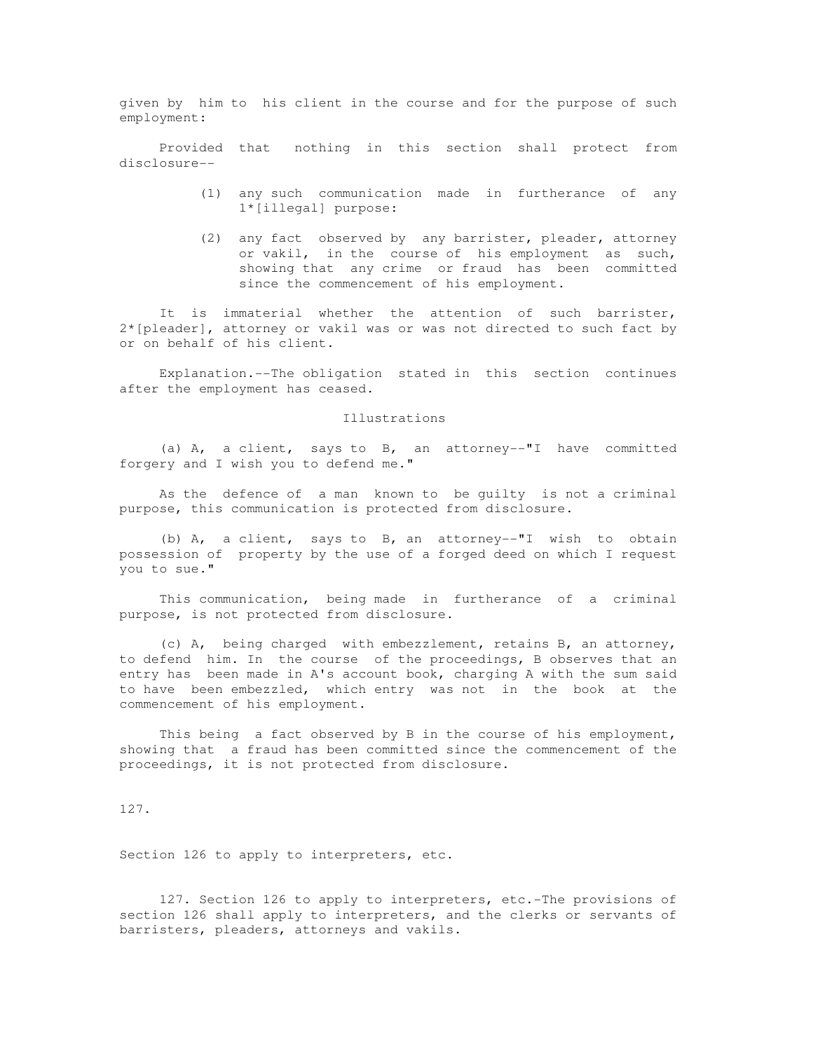given by him to his client in the course and for the purpose of such employment:

Provided that nothing in this section shall protect from disclosure--

(1) any such communication made in furtherance of any 1*[illegal] purpose:

(2) any fact observed by any barrister, pleader, attorney or vakil, in the course of his employment as such, showing that any crime or fraud has been committed since the commencement of his employment.

It is immaterial whether the attention of such barrister, 2*[pleader], attorney or vakil was or was not directed to such fact by or on behalf of his client.

Explanation.--The obligation stated in this section continues after the employment has ceased.

Illustrations

(a) A, a client, says to B, an attorney--"I have committed forgery and I wish you to defend me."

As the defence of a man known to be guilty is not a criminal purpose, this communication is protected from disclosure.

(b) A, a client, says to B, an attorney--"I wish to obtain possession of property by the use of a forged deed on which I request you to sue."

This communication, being made in furtherance of a criminal purpose, is not protected from disclosure.

(c) A, being charged with embezzlement, retains B, an attorney, to defend him. In the course of the proceedings, B observes that an entry has been made in A's account book, charging A with the sum said to have been embezzled, which entry was not in the book at the commencement of his employment.

This being a fact observed by B in the course of his employment, showing that a fraud has been committed since the commencement of the proceedings, it is not protected from disclosure.

127.

Section 126 to apply to interpreters, etc.

127. Section 126 to apply to interpreters, etc.-The provisions of section 126 shall apply to interpreters, and the clerks or servants of barristers, pleaders, attorneys and vakils.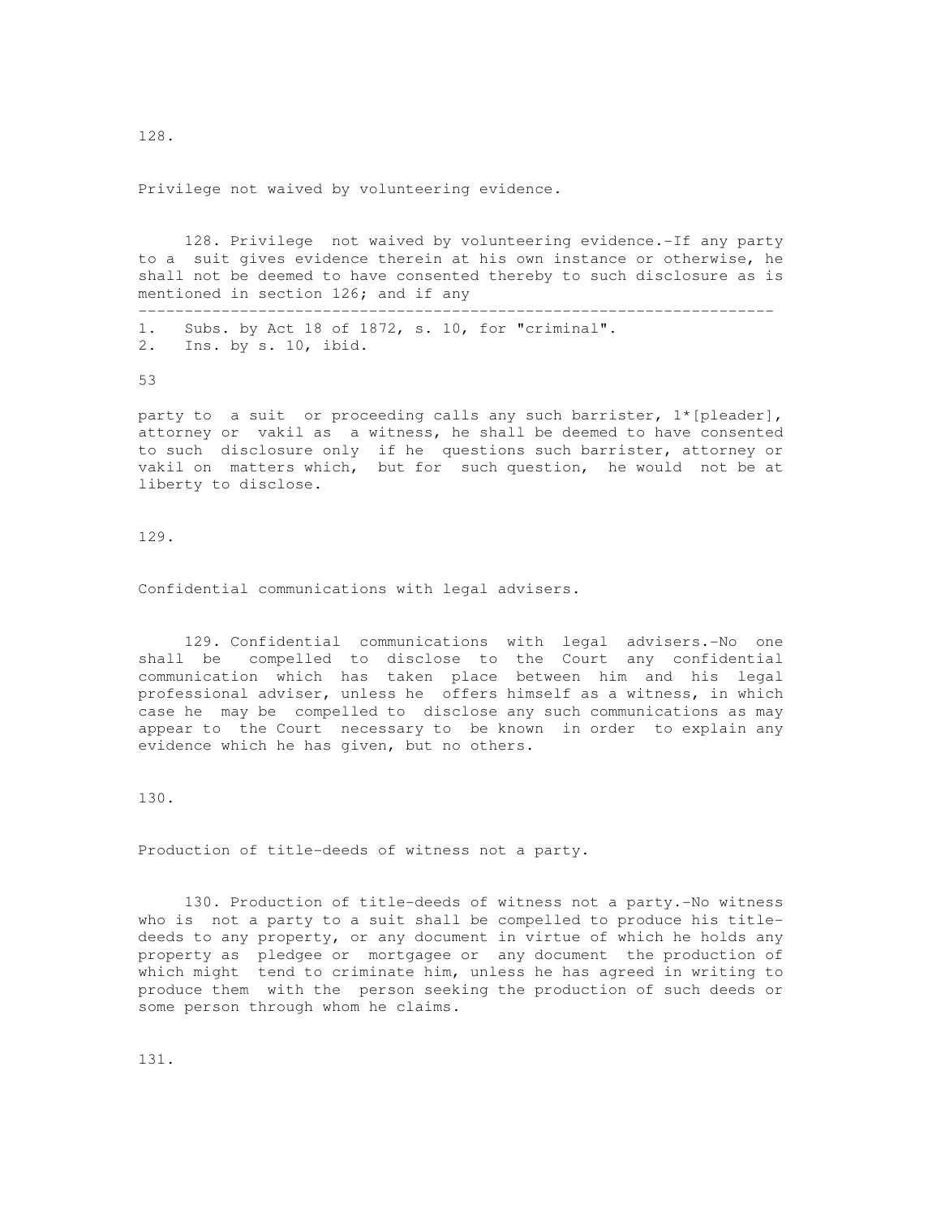128.

Privilege not waived by volunteering evidence.

128. Privilege not waived by volunteering evidence.-If any party to a suit gives evidence therein at his own instance or otherwise, he shall not be deemed to have consented thereby to such disclosure as is mentioned in section 126; and if any

---

1. Subs. by Act 18 of 1872, s. 10, for "criminal".
2. Ins. by s. 10, ibid.

party to a suit or proceeding calls any such barrister, 1*[pleader], attorney or vakil as a witness, he shall be deemed to have consented to such disclosure only if he questions such barrister, attorney or vakil on matters which, but for such question, he would not be at liberty to disclose.

129.

Confidential communications with legal advisers.

129. Confidential communications with legal advisers.-No one shall be compelled to disclose to the Court any confidential communication which has taken place between him and his legal professional adviser, unless he offers himself as a witness, in which case he may be compelled to disclose any such communications as may appear to the Court necessary to be known in order to explain any evidence which he has given, but no others.

130.

Production of title-deeds of witness not a party.

130. Production of title-deeds of witness not a party.-No witness who is not a party to a suit shall be compelled to produce his title-deeds to any property, or any document in virtue of which he holds any property as pledgee or mortgagee or any document the production of which might tend to criminate him, unless he has agreed in writing to produce them with the person seeking the production of such deeds or some person through whom he claims.

131.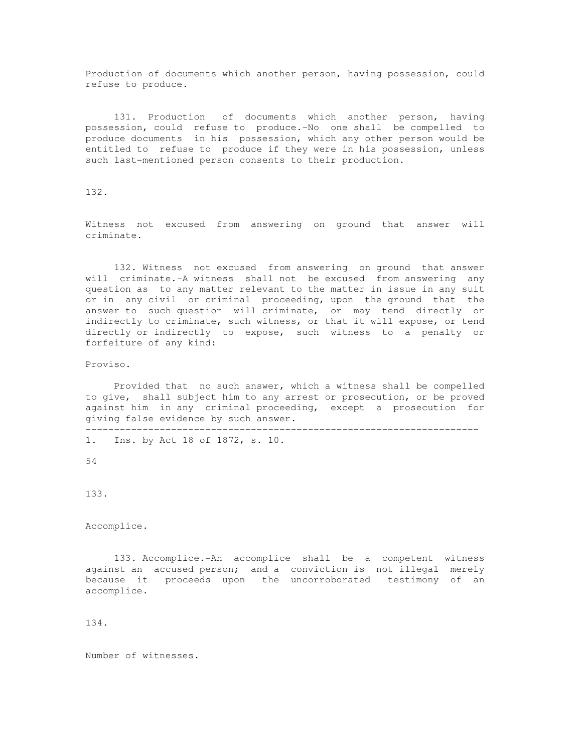Production of documents which another person, having possession, could refuse to produce.

131. Production of documents which another person, having possession, could refuse to produce.-No one shall be compelled to produce documents in his possession, which any other person would be entitled to refuse to produce if they were in his possession, unless such last-mentioned person consents to their production.

132.

Witness not excused from answering on ground that answer will criminate.

132. Witness not excused from answering on ground that answer will criminate.-A witness shall not be excused from answering any question as to any matter relevant to the matter in issue in any suit or in any civil or criminal proceeding, upon the ground that the answer to such question will criminate, or may tend directly or indirectly to criminate, such witness, or that it will expose, or tend directly or indirectly to expose, such witness to a penalty or forfeiture of any kind:

Proviso.

Provided that no such answer, which a witness shall be compelled to give, shall subject him to any arrest or prosecution, or be proved against him in any criminal proceeding, except a prosecution for giving false evidence by such answer.

---

1. Ins. by Act 18 of 1872, s. 10.

133.

Accomplice.

133. Accomplice.-An accomplice shall be a competent witness against an accused person; and a conviction is not illegal merely because it proceeds upon the uncorroborated testimony of an accomplice.

134.

Number of witnesses.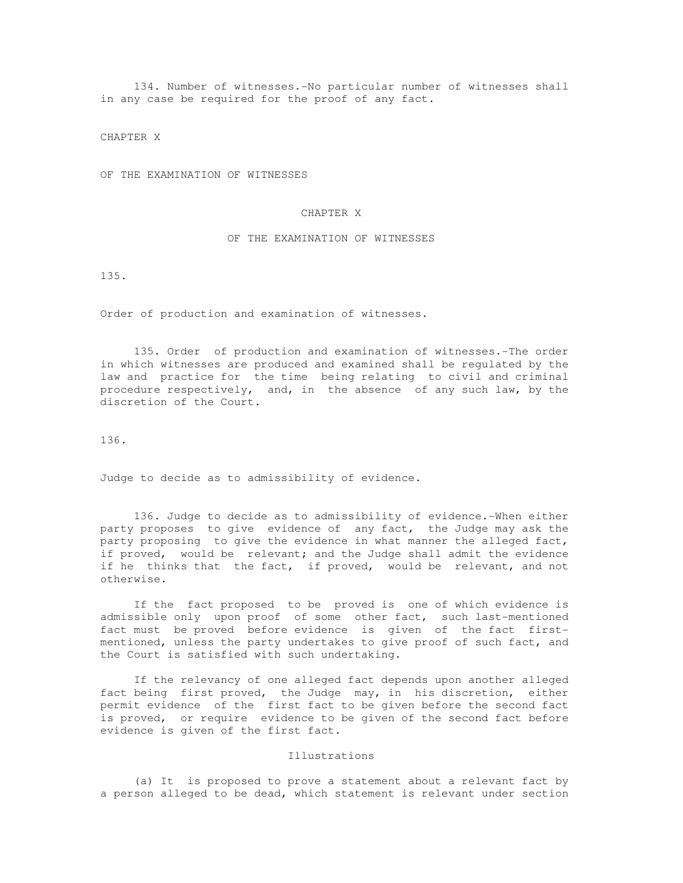134. Number of witnesses.-No particular number of witnesses shall in any case be required for the proof of any fact.

CHAPTER X

OF THE EXAMINATION OF WITNESSES

## CHAPTER X

## OF THE EXAMINATION OF WITNESSES

135.

Order of production and examination of witnesses.

135. Order of production and examination of witnesses.-The order in which witnesses are produced and examined shall be regulated by the law and practice for the time being relating to civil and criminal procedure respectively, and, in the absence of any such law, by the discretion of the Court.

136.

Judge to decide as to admissibility of evidence.

136. Judge to decide as to admissibility of evidence.-When either party proposes to give evidence of any fact, the Judge may ask the party proposing to give the evidence in what manner the alleged fact, if proved, would be relevant; and the Judge shall admit the evidence if he thinks that the fact, if proved, would be relevant, and not otherwise.

If the fact proposed to be proved is one of which evidence is admissible only upon proof of some other fact, such last-mentioned fact must be proved before evidence is given of the fact first-mentioned, unless the party undertakes to give proof of such fact, and the Court is satisfied with such undertaking.

If the relevancy of one alleged fact depends upon another alleged fact being first proved, the Judge may, in his discretion, either permit evidence of the first fact to be given before the second fact is proved, or require evidence to be given of the second fact before evidence is given of the first fact.

Illustrations

(a) It is proposed to prove a statement about a relevant fact by a person alleged to be dead, which statement is relevant under section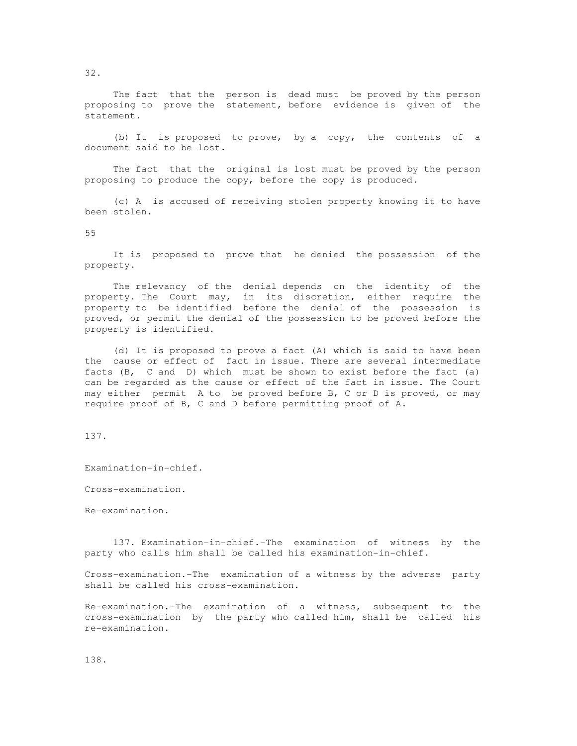32.

The fact that the person is dead must be proved by the person proposing to prove the statement, before evidence is given of the statement.

(b) It is proposed to prove, by a copy, the contents of a document said to be lost.

The fact that the original is lost must be proved by the person proposing to produce the copy, before the copy is produced.

(c) A is accused of receiving stolen property knowing it to have been stolen.

55

It is proposed to prove that he denied the possession of the property.

The relevancy of the denial depends on the identity of the property. The Court may, in its discretion, either require the property to be identified before the denial of the possession is proved, or permit the denial of the possession to be proved before the property is identified.

(d) It is proposed to prove a fact (A) which is said to have been the cause or effect of fact in issue. There are several intermediate facts (B, C and D) which must be shown to exist before the fact (a) can be regarded as the cause or effect of the fact in issue. The Court may either permit A to be proved before B, C or D is proved, or may require proof of B, C and D before permitting proof of A.

137.

Examination-in-chief.

Cross-examination.

Re-examination.

137. Examination-in-chief.-The examination of witness by the party who calls him shall be called his examination-in-chief.

Cross-examination.-The examination of a witness by the adverse party shall be called his cross-examination.

Re-examination.-The examination of a witness, subsequent to the cross-examination by the party who called him, shall be called his re-examination.

138.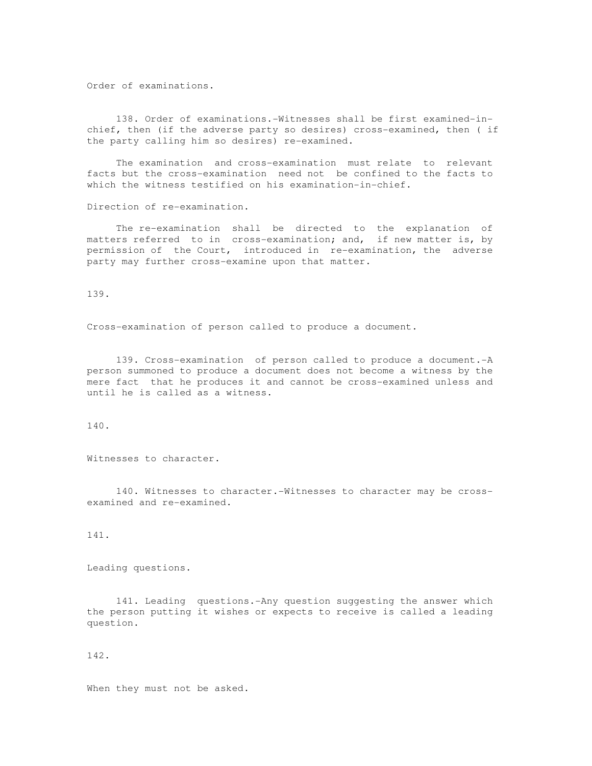Order of examinations.

138. Order of examinations.-Witnesses shall be first examined-in-chief, then (if the adverse party so desires) cross-examined, then ( if the party calling him so desires) re-examined.

The examination and cross-examination must relate to relevant facts but the cross-examination need not be confined to the facts to which the witness testified on his examination-in-chief.

Direction of re-examination.

The re-examination shall be directed to the explanation of matters referred to in cross-examination; and, if new matter is, by permission of the Court, introduced in re-examination, the adverse party may further cross-examine upon that matter.

139.

Cross-examination of person called to produce a document.

139. Cross-examination of person called to produce a document.-A person summoned to produce a document does not become a witness by the mere fact that he produces it and cannot be cross-examined unless and until he is called as a witness.

140.

Witnesses to character.

140. Witnesses to character.-Witnesses to character may be cross-examined and re-examined.

141.

Leading questions.

141. Leading questions.-Any question suggesting the answer which the person putting it wishes or expects to receive is called a leading question.

142.

When they must not be asked.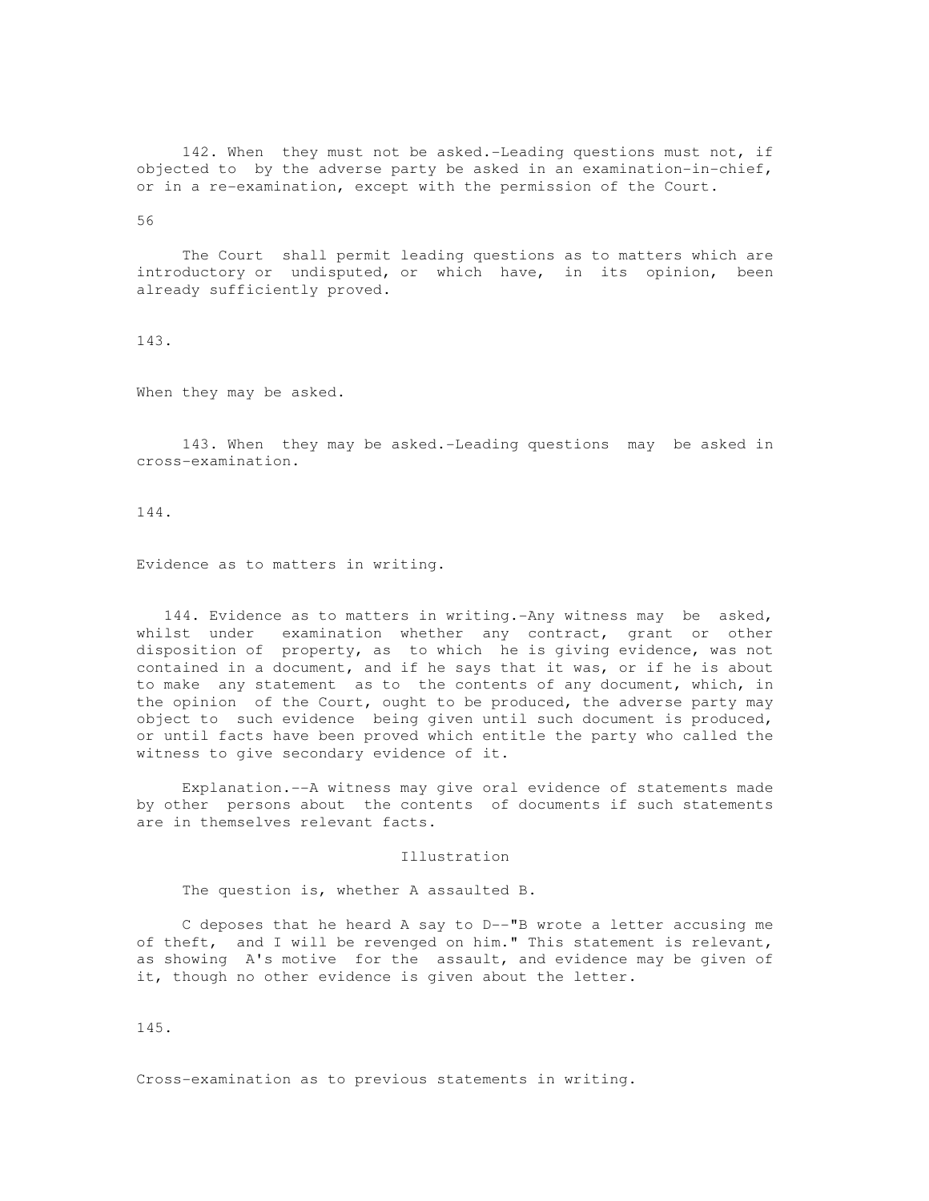142. When they must not be asked.-Leading questions must not, if objected to by the adverse party be asked in an examination-in-chief, or in a re-examination, except with the permission of the Court.

The Court shall permit leading questions as to matters which are introductory or undisputed, or which have, in its opinion, been already sufficiently proved.

143.

When they may be asked.

143. When they may be asked.-Leading questions may be asked in cross-examination.

144.

Evidence as to matters in writing.

144. Evidence as to matters in writing.-Any witness may be asked, whilst under examination whether any contract, grant or other disposition of property, as to which he is giving evidence, was not contained in a document, and if he says that it was, or if he is about to make any statement as to the contents of any document, which, in the opinion of the Court, ought to be produced, the adverse party may object to such evidence being given until such document is produced, or until facts have been proved which entitle the party who called the witness to give secondary evidence of it.

Explanation.--A witness may give oral evidence of statements made by other persons about the contents of documents if such statements are in themselves relevant facts.

Illustration

The question is, whether A assaulted B.

C deposes that he heard A say to D--"B wrote a letter accusing me of theft, and I will be revenged on him." This statement is relevant, as showing A's motive for the assault, and evidence may be given of it, though no other evidence is given about the letter.

145.

Cross-examination as to previous statements in writing.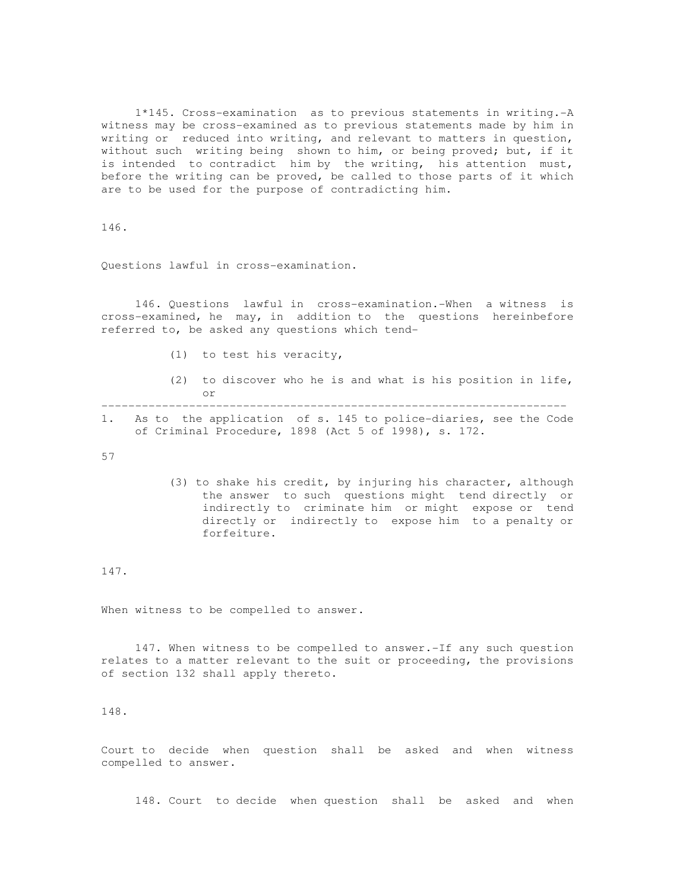1*145. Cross-examination as to previous statements in writing.-A witness may be cross-examined as to previous statements made by him in writing or reduced into writing, and relevant to matters in question, without such writing being shown to him, or being proved; but, if it is intended to contradict him by the writing, his attention must, before the writing can be proved, be called to those parts of it which are to be used for the purpose of contradicting him.

146.

Questions lawful in cross-examination.

146. Questions lawful in cross-examination.-When a witness is cross-examined, he may, in addition to the questions hereinbefore referred to, be asked any questions which tend-

(1) to test his veracity,

(2) to discover who he is and what is his position in life, or

(3) to shake his credit, by injuring his character, although the answer to such questions might tend directly or indirectly to criminate him or might expose or tend directly or indirectly to expose him to a penalty or forfeiture.

147.

When witness to be compelled to answer.

147. When witness to be compelled to answer.-If any such question relates to a matter relevant to the suit or proceeding, the provisions of section 132 shall apply thereto.

148.

Court to decide when question shall be asked and when witness compelled to answer.

148. Court to decide when question shall be asked and when

---

1. As to the application of s. 145 to police-diaries, see the Code of Criminal Procedure, 1898 (Act 5 of 1998), s. 172.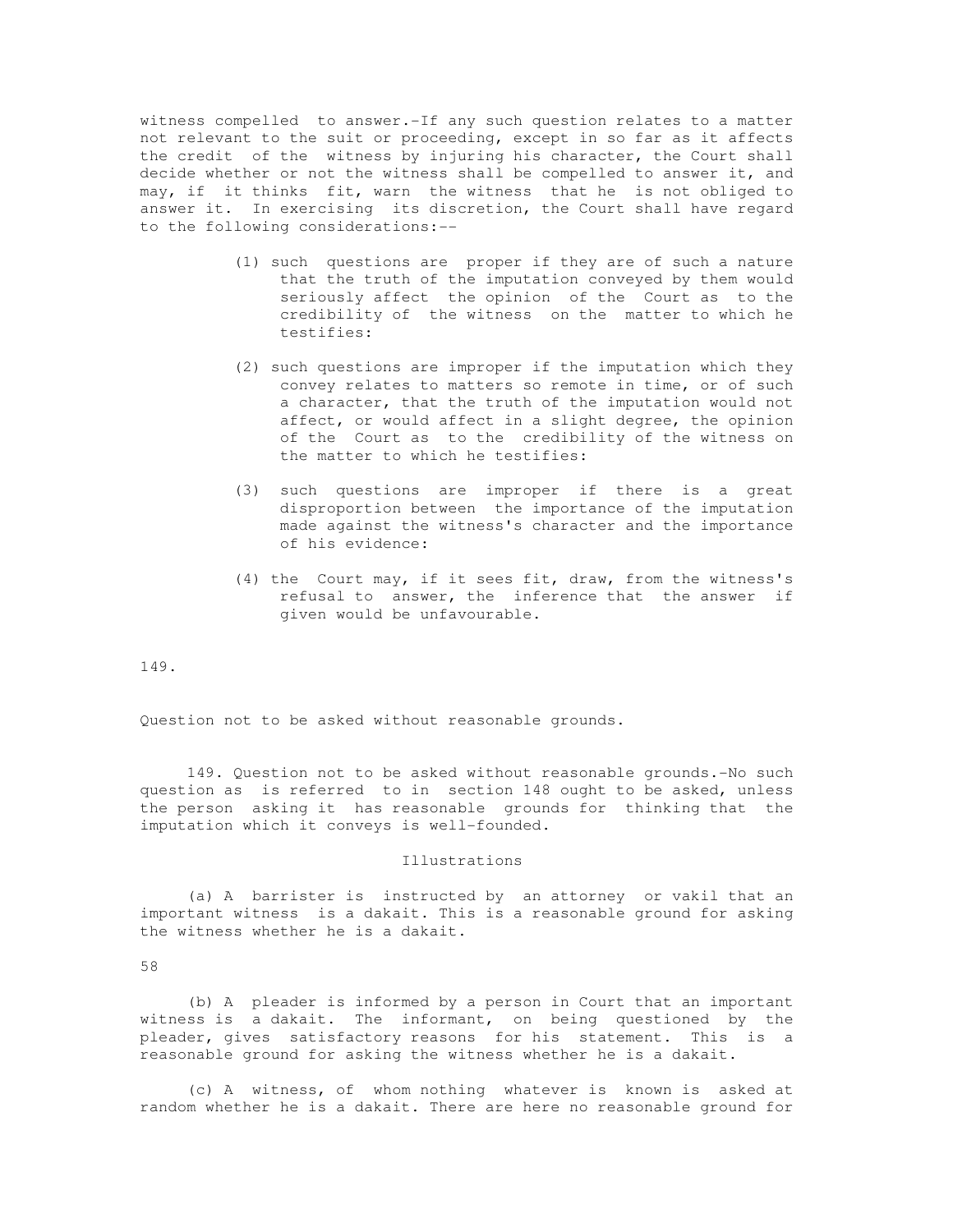witness compelled to answer.-If any such question relates to a matter not relevant to the suit or proceeding, except in so far as it affects the credit of the witness by injuring his character, the Court shall decide whether or not the witness shall be compelled to answer it, and may, if it thinks fit, warn the witness that he is not obliged to answer it. In exercising its discretion, the Court shall have regard to the following considerations:--

(1) such questions are proper if they are of such a nature that the truth of the imputation conveyed by them would seriously affect the opinion of the Court as to the credibility of the witness on the matter to which he testifies:

(2) such questions are improper if the imputation which they convey relates to matters so remote in time, or of such a character, that the truth of the imputation would not affect, or would affect in a slight degree, the opinion of the Court as to the credibility of the witness on the matter to which he testifies:

(3) such questions are improper if there is a great disproportion between the importance of the imputation made against the witness's character and the importance of his evidence:

(4) the Court may, if it sees fit, draw, from the witness's refusal to answer, the inference that the answer if given would be unfavourable.

149.

Question not to be asked without reasonable grounds.

149. Question not to be asked without reasonable grounds.-No such question as is referred to in section 148 ought to be asked, unless the person asking it has reasonable grounds for thinking that the imputation which it conveys is well-founded.

Illustrations

(a) A barrister is instructed by an attorney or vakil that an important witness is a dakait. This is a reasonable ground for asking the witness whether he is a dakait.

(b) A pleader is informed by a person in Court that an important witness is a dakait. The informant, on being questioned by the pleader, gives satisfactory reasons for his statement. This is a reasonable ground for asking the witness whether he is a dakait.

(c) A witness, of whom nothing whatever is known is asked at random whether he is a dakait. There are here no reasonable ground for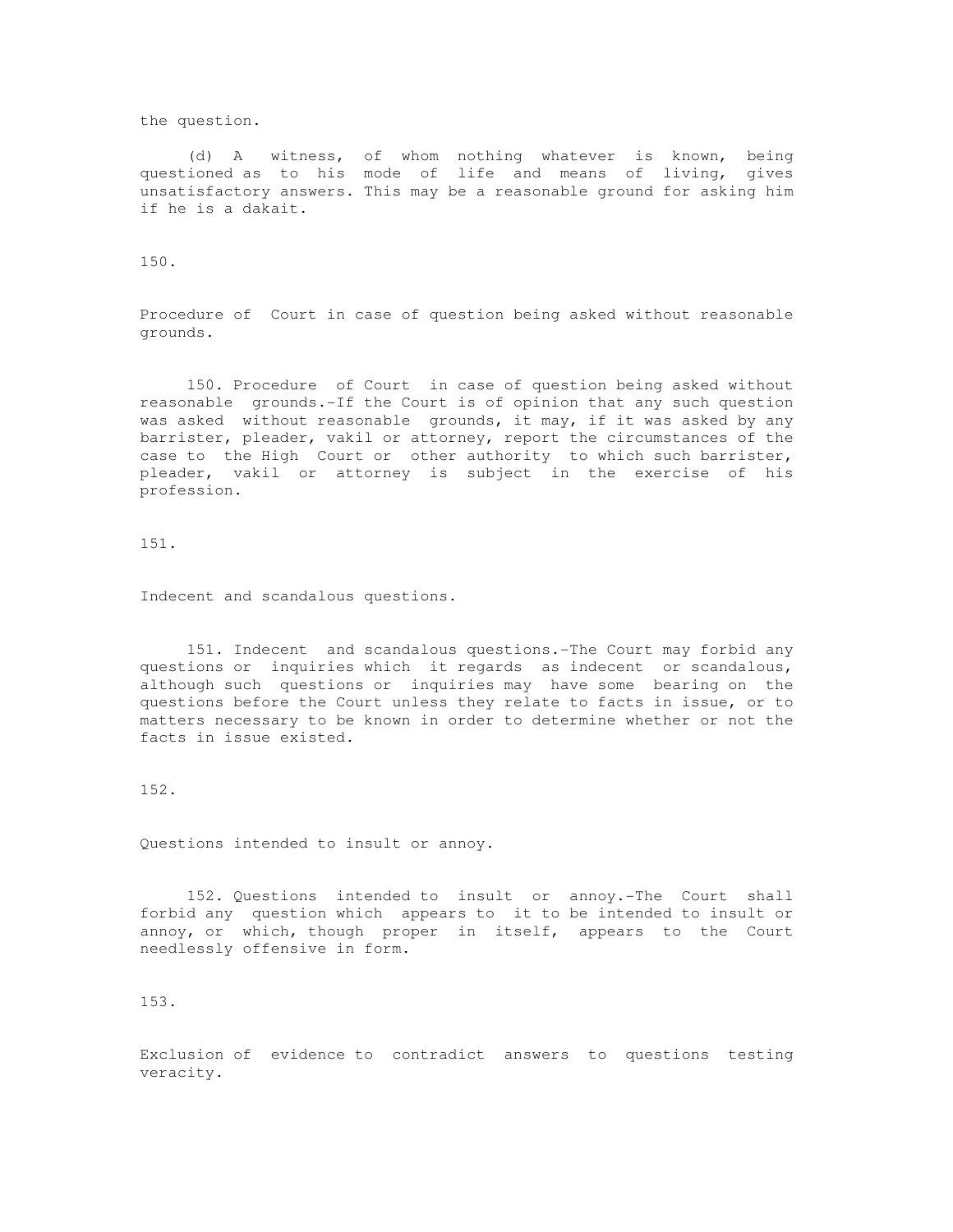the question.

(d) A witness, of whom nothing whatever is known, being questioned as to his mode of life and means of living, gives unsatisfactory answers. This may be a reasonable ground for asking him if he is a dakait.

150.

Procedure of Court in case of question being asked without reasonable grounds.

150. Procedure of Court in case of question being asked without reasonable grounds.-If the Court is of opinion that any such question was asked without reasonable grounds, it may, if it was asked by any barrister, pleader, vakil or attorney, report the circumstances of the case to the High Court or other authority to which such barrister, pleader, vakil or attorney is subject in the exercise of his profession.

151.

Indecent and scandalous questions.

151. Indecent and scandalous questions.-The Court may forbid any questions or inquiries which it regards as indecent or scandalous, although such questions or inquiries may have some bearing on the questions before the Court unless they relate to facts in issue, or to matters necessary to be known in order to determine whether or not the facts in issue existed.

152.

Questions intended to insult or annoy.

152. Questions intended to insult or annoy.-The Court shall forbid any question which appears to it to be intended to insult or annoy, or which, though proper in itself, appears to the Court needlessly offensive in form.

153.

Exclusion of evidence to contradict answers to questions testing veracity.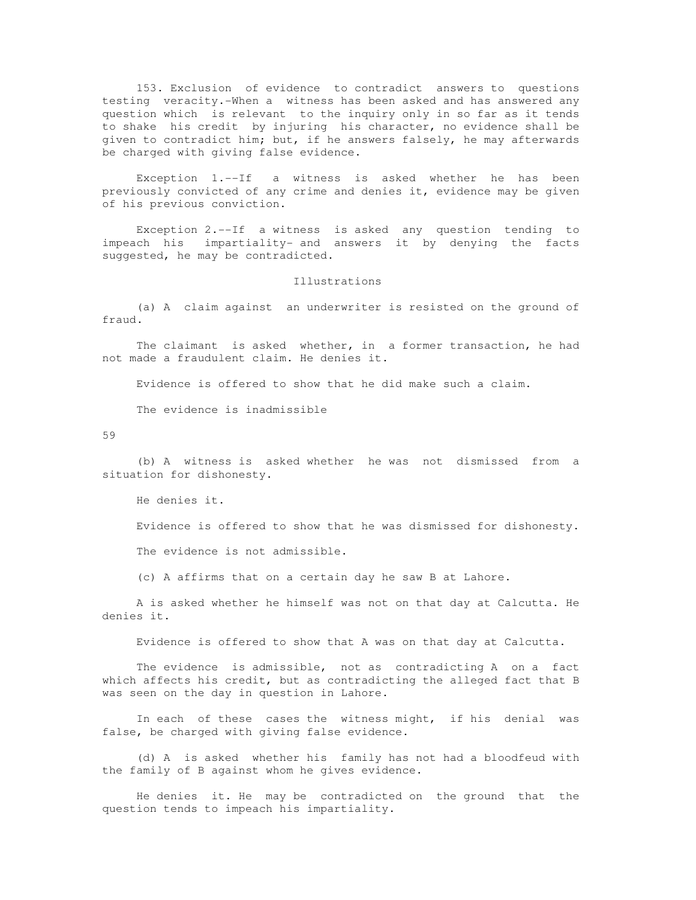153. Exclusion of evidence to contradict answers to questions testing veracity.-When a witness has been asked and has answered any question which is relevant to the inquiry only in so far as it tends to shake his credit by injuring his character, no evidence shall be given to contradict him; but, if he answers falsely, he may afterwards be charged with giving false evidence.

Exception 1.--If a witness is asked whether he has been previously convicted of any crime and denies it, evidence may be given of his previous conviction.

Exception 2.--If a witness is asked any question tending to impeach his impartiality- and answers it by denying the facts suggested, he may be contradicted.

Illustrations

(a) A claim against an underwriter is resisted on the ground of fraud.

The claimant is asked whether, in a former transaction, he had not made a fraudulent claim. He denies it.

Evidence is offered to show that he did make such a claim.

The evidence is inadmissible

(b) A witness is asked whether he was not dismissed from a situation for dishonesty.

He denies it.

Evidence is offered to show that he was dismissed for dishonesty.

The evidence is not admissible.

(c) A affirms that on a certain day he saw B at Lahore.

A is asked whether he himself was not on that day at Calcutta. He denies it.

Evidence is offered to show that A was on that day at Calcutta.

The evidence is admissible, not as contradicting A on a fact which affects his credit, but as contradicting the alleged fact that B was seen on the day in question in Lahore.

In each of these cases the witness might, if his denial was false, be charged with giving false evidence.

(d) A is asked whether his family has not had a bloodfeud with the family of B against whom he gives evidence.

He denies it. He may be contradicted on the ground that the question tends to impeach his impartiality.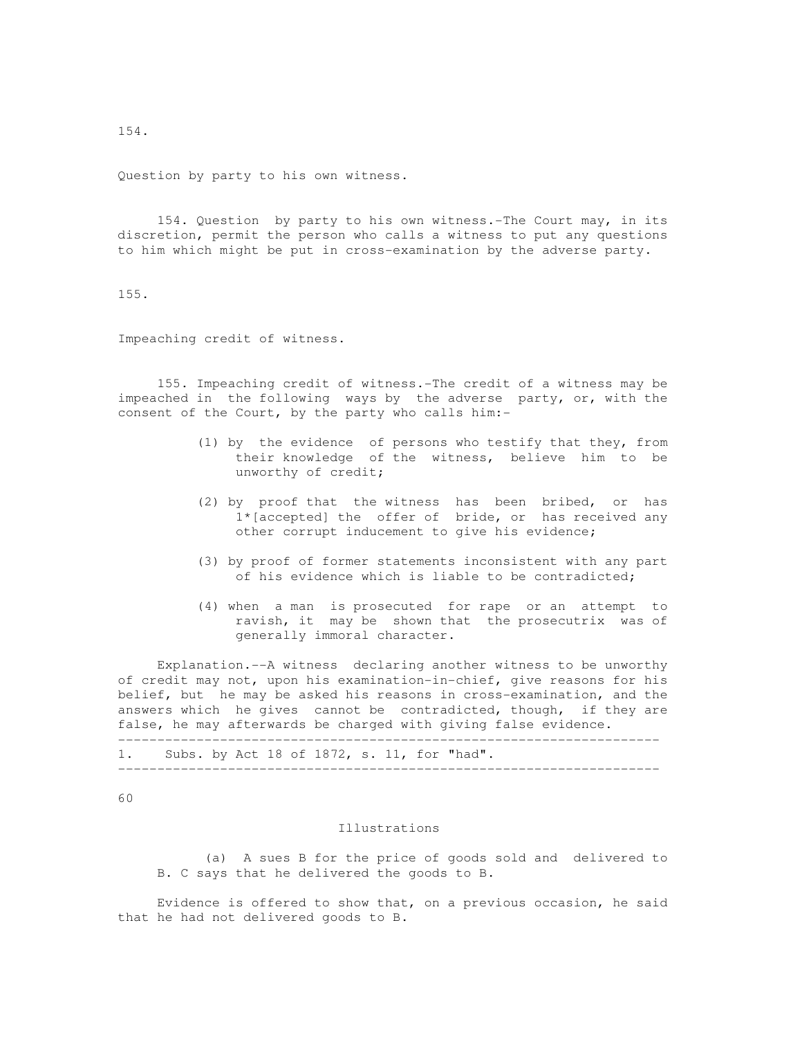154.

Question by party to his own witness.

154. Question by party to his own witness.-The Court may, in its discretion, permit the person who calls a witness to put any questions to him which might be put in cross-examination by the adverse party.

155.

Impeaching credit of witness.

155. Impeaching credit of witness.-The credit of a witness may be impeached in the following ways by the adverse party, or, with the consent of the Court, by the party who calls him:-

(1) by the evidence of persons who testify that they, from their knowledge of the witness, believe him to be unworthy of credit;

(2) by proof that the witness has been bribed, or has 1*[accepted] the offer of bride, or has received any other corrupt inducement to give his evidence;

(3) by proof of former statements inconsistent with any part of his evidence which is liable to be contradicted;

(4) when a man is prosecuted for rape or an attempt to ravish, it may be shown that the prosecutrix was of generally immoral character.

Explanation.--A witness declaring another witness to be unworthy of credit may not, upon his examination-in-chief, give reasons for his belief, but he may be asked his reasons in cross-examination, and the answers which he gives cannot be contradicted, though, if they are false, he may afterwards be charged with giving false evidence.

---

1. Subs. by Act 18 of 1872, s. 11, for "had".

---

Illustrations

(a) A sues B for the price of goods sold and delivered to B. C says that he delivered the goods to B.

Evidence is offered to show that, on a previous occasion, he said that he had not delivered goods to B.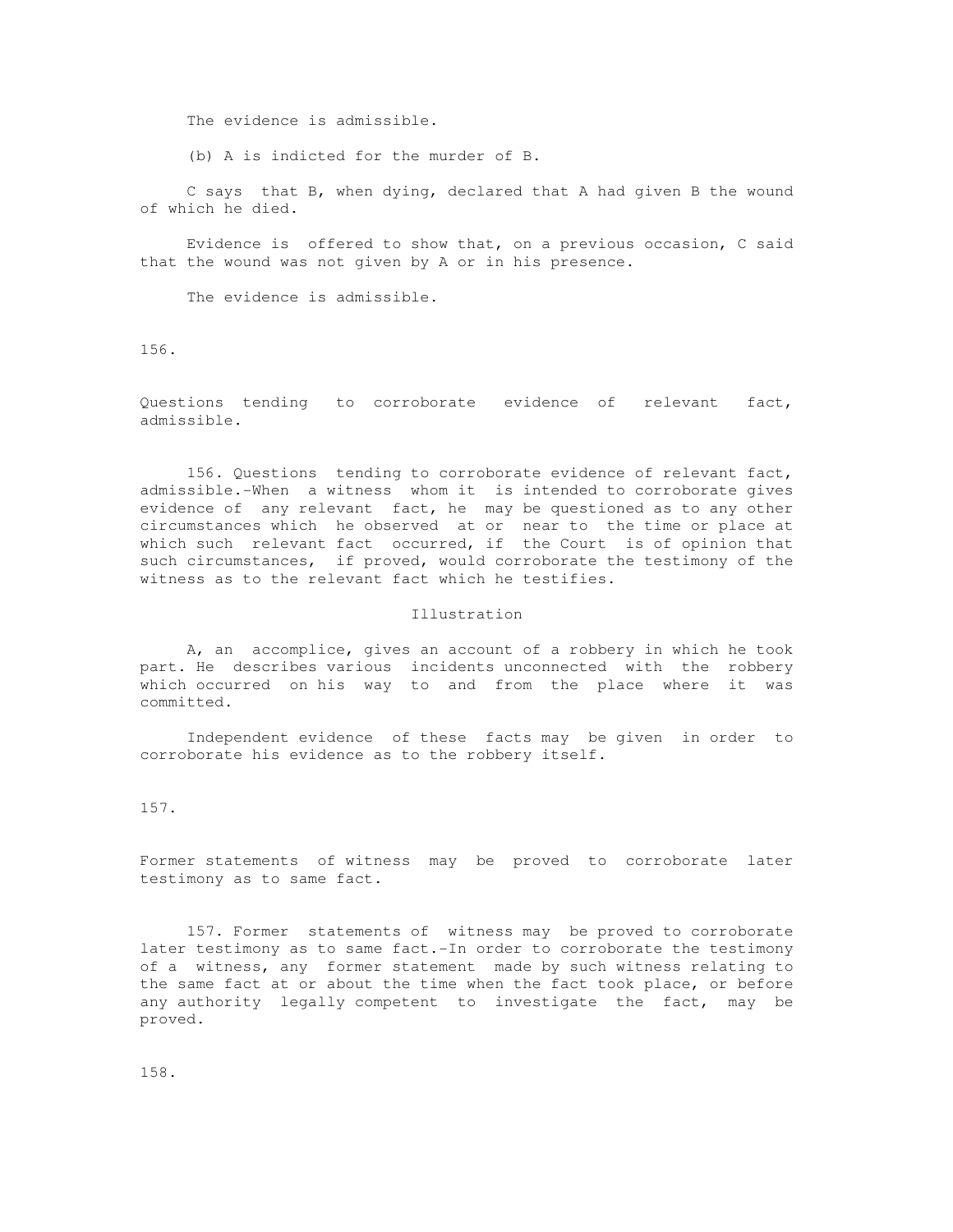The evidence is admissible.

(b) A is indicted for the murder of B.

C says that B, when dying, declared that A had given B the wound of which he died.

Evidence is offered to show that, on a previous occasion, C said that the wound was not given by A or in his presence.

The evidence is admissible.

156.

Questions tending to corroborate evidence of relevant fact, admissible.

156. Questions tending to corroborate evidence of relevant fact, admissible.-When a witness whom it is intended to corroborate gives evidence of any relevant fact, he may be questioned as to any other circumstances which he observed at or near to the time or place at which such relevant fact occurred, if the Court is of opinion that such circumstances, if proved, would corroborate the testimony of the witness as to the relevant fact which he testifies.

Illustration

A, an accomplice, gives an account of a robbery in which he took part. He describes various incidents unconnected with the robbery which occurred on his way to and from the place where it was committed.

Independent evidence of these facts may be given in order to corroborate his evidence as to the robbery itself.

157.

Former statements of witness may be proved to corroborate later testimony as to same fact.

157. Former statements of witness may be proved to corroborate later testimony as to same fact.-In order to corroborate the testimony of a witness, any former statement made by such witness relating to the same fact at or about the time when the fact took place, or before any authority legally competent to investigate the fact, may be proved.

158.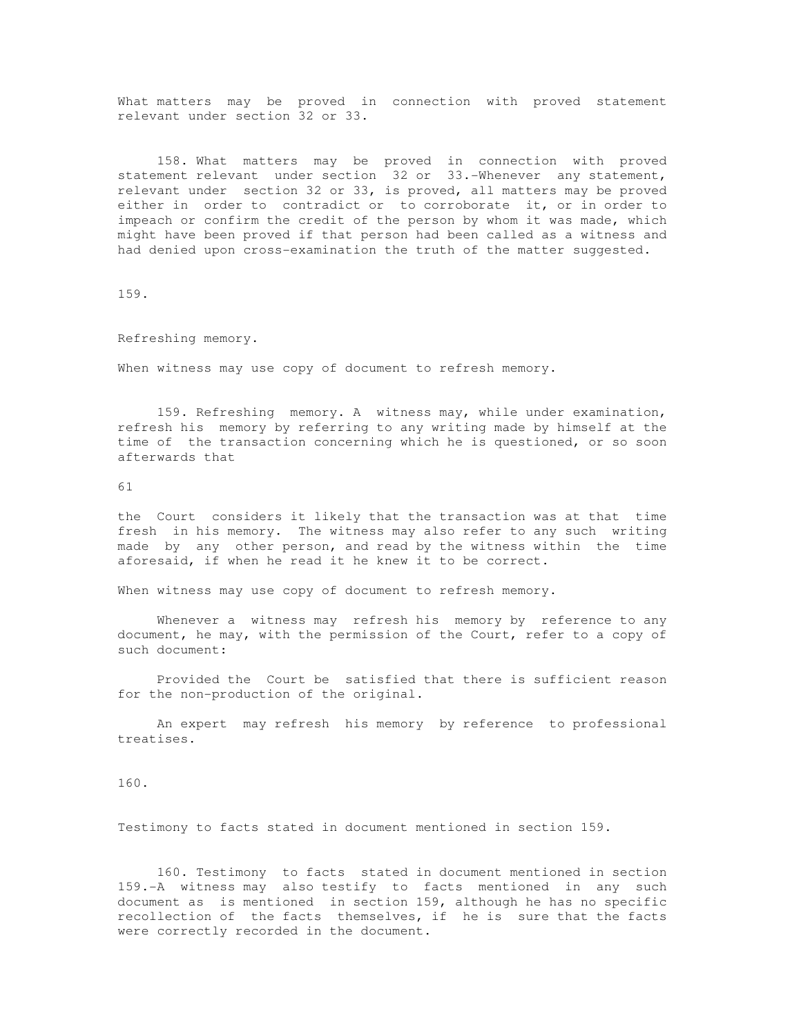What matters may be proved in connection with proved statement relevant under section 32 or 33.

158. What matters may be proved in connection with proved statement relevant under section 32 or 33.-Whenever any statement, relevant under section 32 or 33, is proved, all matters may be proved either in order to contradict or to corroborate it, or in order to impeach or confirm the credit of the person by whom it was made, which might have been proved if that person had been called as a witness and had denied upon cross-examination the truth of the matter suggested.

159.

Refreshing memory.

When witness may use copy of document to refresh memory.

159. Refreshing memory. A witness may, while under examination, refresh his memory by referring to any writing made by himself at the time of the transaction concerning which he is questioned, or so soon afterwards that the Court considers it likely that the transaction was at that time fresh in his memory. The witness may also refer to any such writing made by any other person, and read by the witness within the time aforesaid, if when he read it he knew it to be correct.

When witness may use copy of document to refresh memory.

Whenever a witness may refresh his memory by reference to any document, he may, with the permission of the Court, refer to a copy of such document:

Provided the Court be satisfied that there is sufficient reason for the non-production of the original.

An expert may refresh his memory by reference to professional treatises.

160.

Testimony to facts stated in document mentioned in section 159.

160. Testimony to facts stated in document mentioned in section 159.-A witness may also testify to facts mentioned in any such document as is mentioned in section 159, although he has no specific recollection of the facts themselves, if he is sure that the facts were correctly recorded in the document.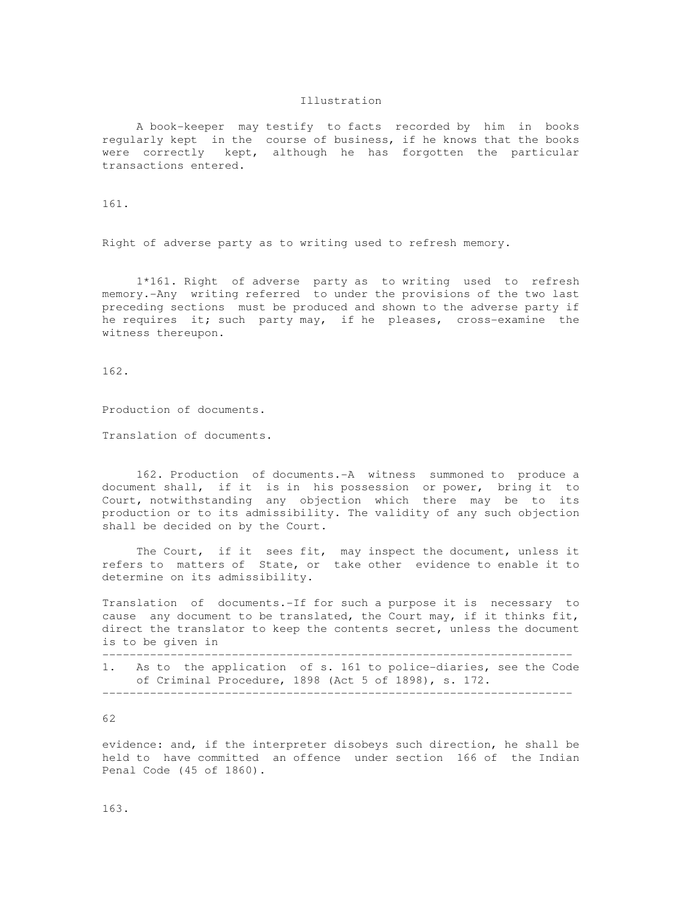Illustration

A book-keeper may testify to facts recorded by him in books regularly kept in the course of business, if he knows that the books were correctly kept, although he has forgotten the particular transactions entered.

161.

Right of adverse party as to writing used to refresh memory.

1*161. Right of adverse party as to writing used to refresh memory.-Any writing referred to under the provisions of the two last preceding sections must be produced and shown to the adverse party if he requires it; such party may, if he pleases, cross-examine the witness thereupon.

162.

Production of documents.

Translation of documents.

162. Production of documents.-A witness summoned to produce a document shall, if it is in his possession or power, bring it to Court, notwithstanding any objection which there may be to its production or to its admissibility. The validity of any such objection shall be decided on by the Court.

The Court, if it sees fit, may inspect the document, unless it refers to matters of State, or take other evidence to enable it to determine on its admissibility.

Translation of documents.-If for such a purpose it is necessary to cause any document to be translated, the Court may, if it thinks fit, direct the translator to keep the contents secret, unless the document is to be given in evidence: and, if the interpreter disobeys such direction, he shall be held to have committed an offence under section 166 of the Indian Penal Code (45 of 1860).

---

1. As to the application of s. 161 to police-diaries, see the Code of Criminal Procedure, 1898 (Act 5 of 1898), s. 172.

---

163.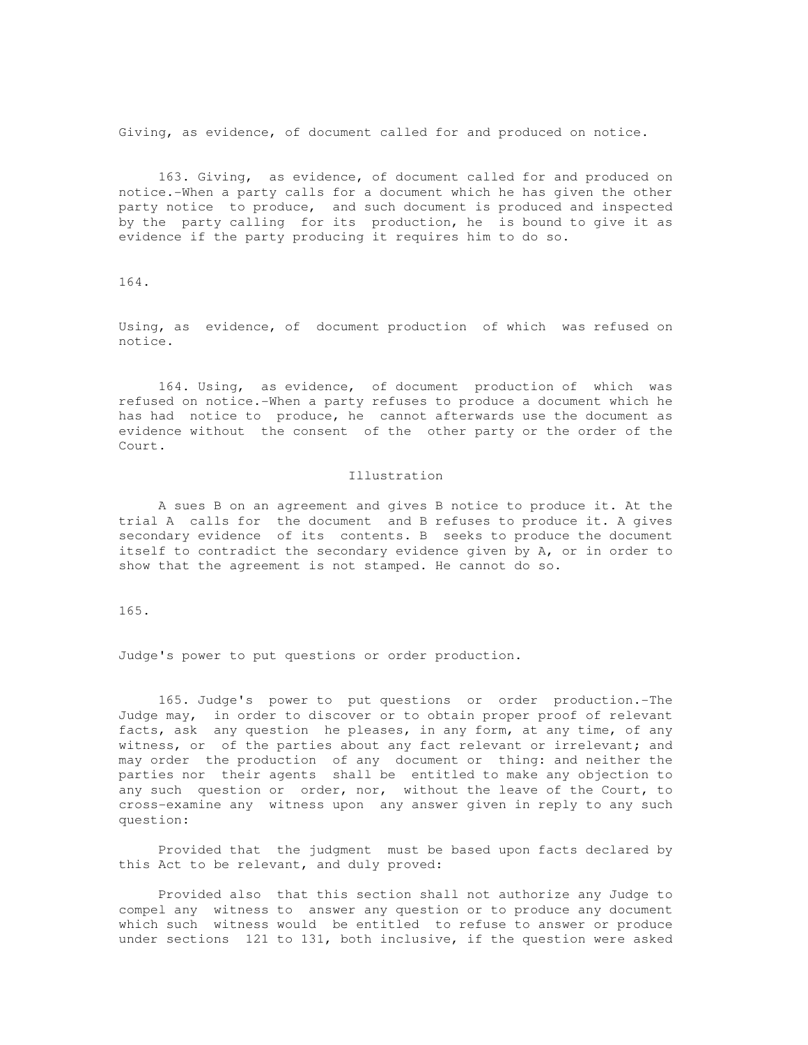Giving, as evidence, of document called for and produced on notice.

163. Giving, as evidence, of document called for and produced on notice.-When a party calls for a document which he has given the other party notice to produce, and such document is produced and inspected by the party calling for its production, he is bound to give it as evidence if the party producing it requires him to do so.

164.

Using, as evidence, of document production of which was refused on notice.

164. Using, as evidence, of document production of which was refused on notice.-When a party refuses to produce a document which he has had notice to produce, he cannot afterwards use the document as evidence without the consent of the other party or the order of the Court.

Illustration

A sues B on an agreement and gives B notice to produce it. At the trial A calls for the document and B refuses to produce it. A gives secondary evidence of its contents. B seeks to produce the document itself to contradict the secondary evidence given by A, or in order to show that the agreement is not stamped. He cannot do so.

165.

Judge's power to put questions or order production.

165. Judge's power to put questions or order production.-The Judge may, in order to discover or to obtain proper proof of relevant facts, ask any question he pleases, in any form, at any time, of any witness, or of the parties about any fact relevant or irrelevant; and may order the production of any document or thing: and neither the parties nor their agents shall be entitled to make any objection to any such question or order, nor, without the leave of the Court, to cross-examine any witness upon any answer given in reply to any such question:

Provided that the judgment must be based upon facts declared by this Act to be relevant, and duly proved:

Provided also that this section shall not authorize any Judge to compel any witness to answer any question or to produce any document which such witness would be entitled to refuse to answer or produce under sections 121 to 131, both inclusive, if the question were asked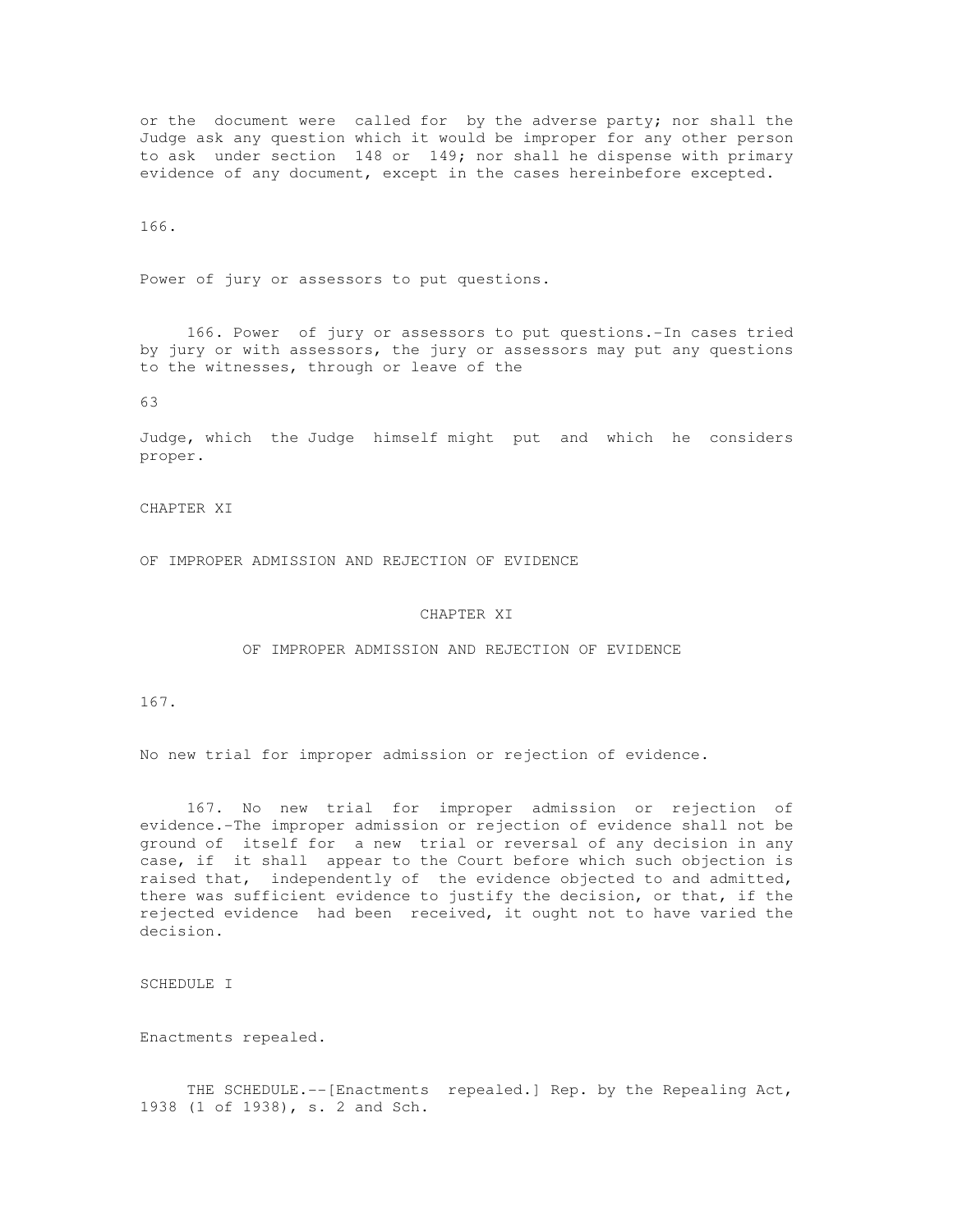or the document were called for by the adverse party; nor shall the Judge ask any question which it would be improper for any other person to ask under section 148 or 149; nor shall he dispense with primary evidence of any document, except in the cases hereinbefore excepted.

166.

Power of jury or assessors to put questions.

166. Power of jury or assessors to put questions.-In cases tried by jury or with assessors, the jury or assessors may put any questions to the witnesses, through or leave of the

Judge, which the Judge himself might put and which he considers proper.

CHAPTER XI

OF IMPROPER ADMISSION AND REJECTION OF EVIDENCE

## CHAPTER XI

## OF IMPROPER ADMISSION AND REJECTION OF EVIDENCE

167.

No new trial for improper admission or rejection of evidence.

167. No new trial for improper admission or rejection of evidence.-The improper admission or rejection of evidence shall not be ground of itself for a new trial or reversal of any decision in any case, if it shall appear to the Court before which such objection is raised that, independently of the evidence objected to and admitted, there was sufficient evidence to justify the decision, or that, if the rejected evidence had been received, it ought not to have varied the decision.

SCHEDULE I

Enactments repealed.

THE SCHEDULE.--[Enactments repealed.] Rep. by the Repealing Act, 1938 (1 of 1938), s. 2 and Sch.